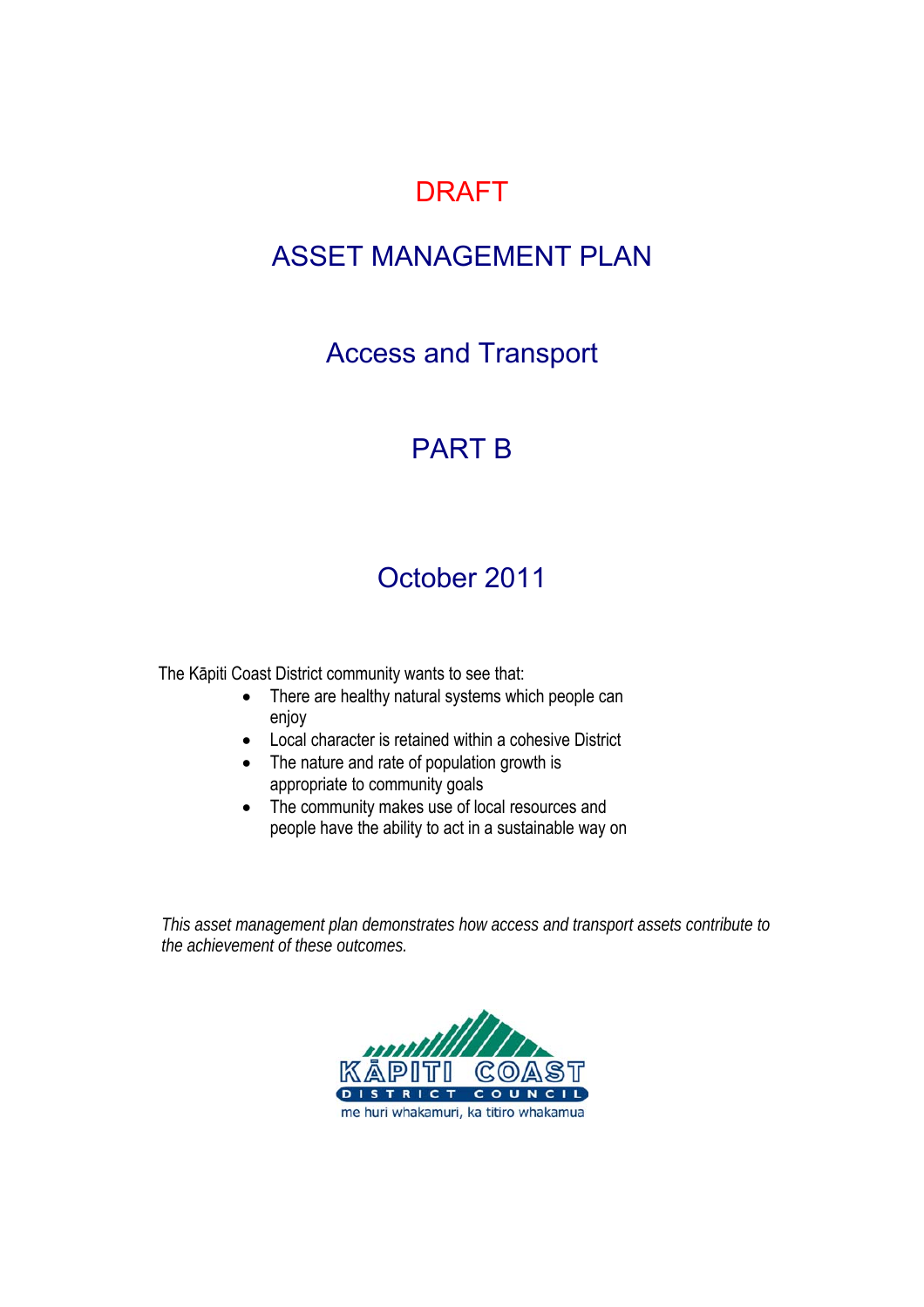# DRAFT

# ASSET MANAGEMENT PLAN

## Access and Transport

## PART B

## October 2011

The Kāpiti Coast District community wants to see that:

- There are healthy natural systems which people can enjoy
- Local character is retained within a cohesive District
- The nature and rate of population growth is appropriate to community goals
- The community makes use of local resources and people have the ability to act in a sustainable way on

*This asset management plan demonstrates how access and transport assets contribute to the achievement of these outcomes.*

KĀPITI COAST DISTRICT COUNCIL

me huri whakamuri, ka titiro whakamua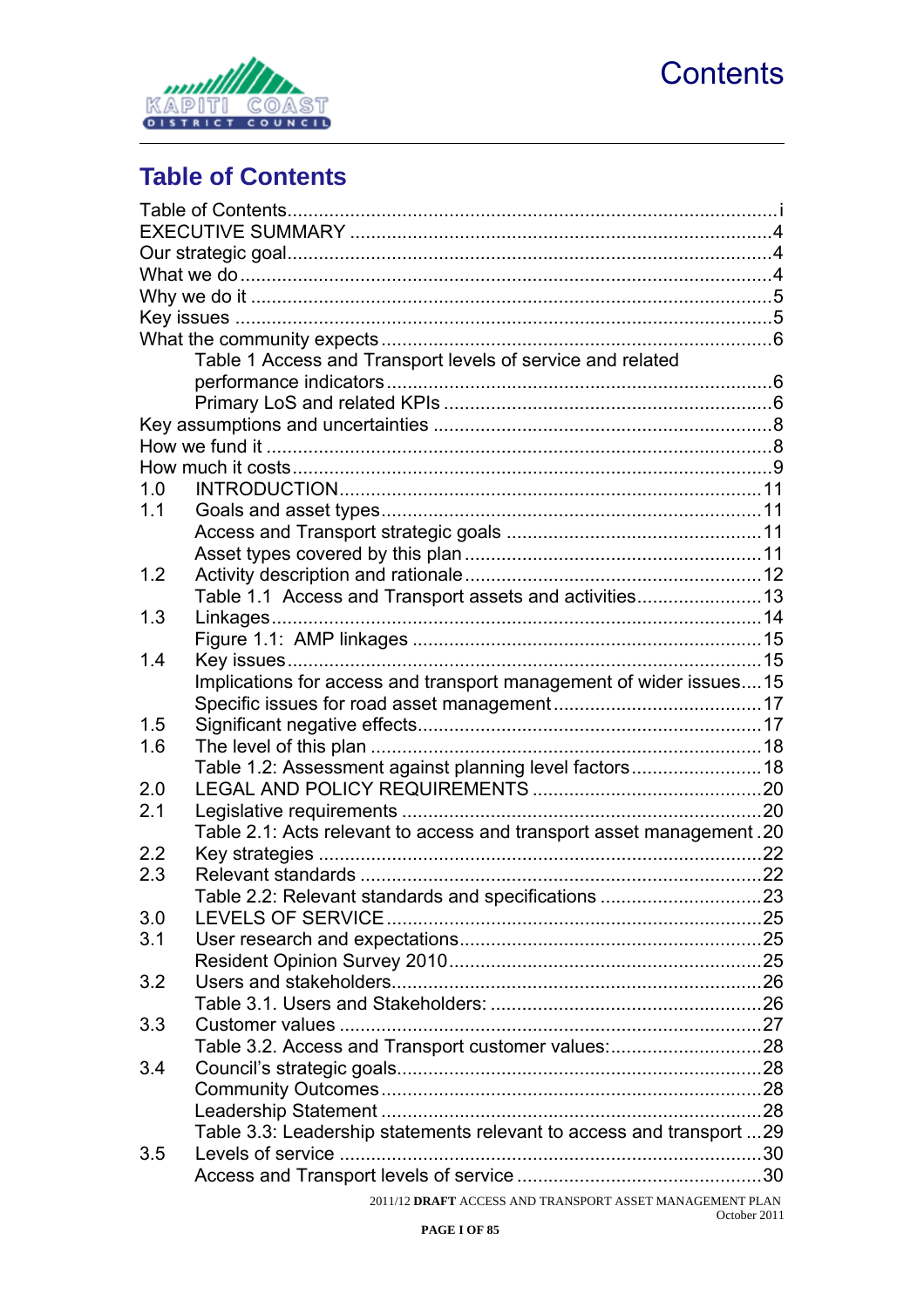# Contents

## Table of Contents

Table of Contents ... i
EXECUTIVE SUMMARY ... 4
Our strategic goal ... 4
What we do ... 4
Why we do it ... 5
Key issues ... 5
What the community expects ... 6
    Table 1 Access and Transport levels of service and related performance indicators ... 6
    Primary LoS and related KPIs ... 6
Key assumptions and uncertainties ... 8
How we fund it ... 8
How much it costs ... 9
1.0 INTRODUCTION ... 11
1.1 Goals and asset types ... 11
    Access and Transport strategic goals ... 11
    Asset types covered by this plan ... 11
1.2 Activity description and rationale ... 12
    Table 1.1 Access and Transport assets and activities ... 13
1.3 Linkages ... 14
    Figure 1.1: AMP linkages ... 15
1.4 Key issues ... 15
    Implications for access and transport management of wider issues ... 15
    Specific issues for road asset management ... 17
1.5 Significant negative effects ... 17
1.6 The level of this plan ... 18
    Table 1.2: Assessment against planning level factors ... 18
2.0 LEGAL AND POLICY REQUIREMENTS ... 20
2.1 Legislative requirements ... 20
    Table 2.1: Acts relevant to access and transport asset management ... 20
2.2 Key strategies ... 22
2.3 Relevant standards ... 22
    Table 2.2: Relevant standards and specifications ... 23
3.0 LEVELS OF SERVICE ... 25
3.1 User research and expectations ... 25
    Resident Opinion Survey 2010 ... 25
3.2 Users and stakeholders ... 26
    Table 3.1. Users and Stakeholders: ... 26
3.3 Customer values ... 27
    Table 3.2. Access and Transport customer values: ... 28
3.4 Council's strategic goals ... 28
    Community Outcomes ... 28
    Leadership Statement ... 28
    Table 3.3: Leadership statements relevant to access and transport ... 29
3.5 Levels of service ... 30
    Access and Transport levels of service ... 30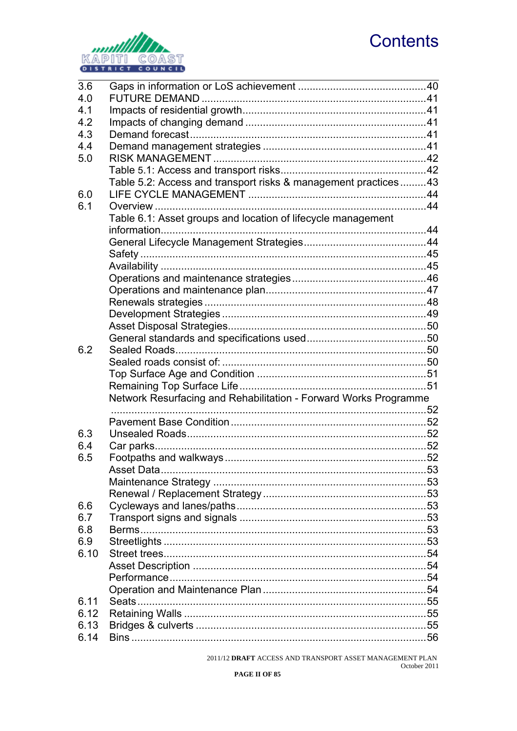# Contents

| | | |
|---|---|---|
| 3.6 | Gaps in information or LoS achievement | 40 |
| 4.0 | FUTURE DEMAND | 41 |
| 4.1 | Impacts of residential growth | 41 |
| 4.2 | Impacts of changing demand | 41 |
| 4.3 | Demand forecast | 41 |
| 4.4 | Demand management strategies | 41 |
| 5.0 | RISK MANAGEMENT | 42 |
| | Table 5.1: Access and transport risks | 42 |
| | Table 5.2: Access and transport risks & management practices | 43 |
| 6.0 | LIFE CYCLE MANAGEMENT | 44 |
| 6.1 | Overview | 44 |
| | Table 6.1: Asset groups and location of lifecycle management information | 44 |
| | General Lifecycle Management Strategies | 44 |
| | Safety | 45 |
| | Availability | 45 |
| | Operations and maintenance strategies | 46 |
| | Operations and maintenance plan | 47 |
| | Renewals strategies | 48 |
| | Development Strategies | 49 |
| | Asset Disposal Strategies | 50 |
| | General standards and specifications used | 50 |
| 6.2 | Sealed Roads | 50 |
| | Sealed roads consist of: | 50 |
| | Top Surface Age and Condition | 51 |
| | Remaining Top Surface Life | 51 |
| | Network Resurfacing and Rehabilitation - Forward Works Programme | 52 |
| | Pavement Base Condition | 52 |
| 6.3 | Unsealed Roads | 52 |
| 6.4 | Car parks | 52 |
| 6.5 | Footpaths and walkways | 52 |
| | Asset Data | 53 |
| | Maintenance Strategy | 53 |
| | Renewal / Replacement Strategy | 53 |
| 6.6 | Cycleways and lanes/paths | 53 |
| 6.7 | Transport signs and signals | 53 |
| 6.8 | Berms | 53 |
| 6.9 | Streetlights | 53 |
| 6.10 | Street trees | 54 |
| | Asset Description | 54 |
| | Performance | 54 |
| | Operation and Maintenance Plan | 54 |
| 6.11 | Seats | 55 |
| 6.12 | Retaining Walls | 55 |
| 6.13 | Bridges & culverts | 55 |
| 6.14 | Bins | 56 |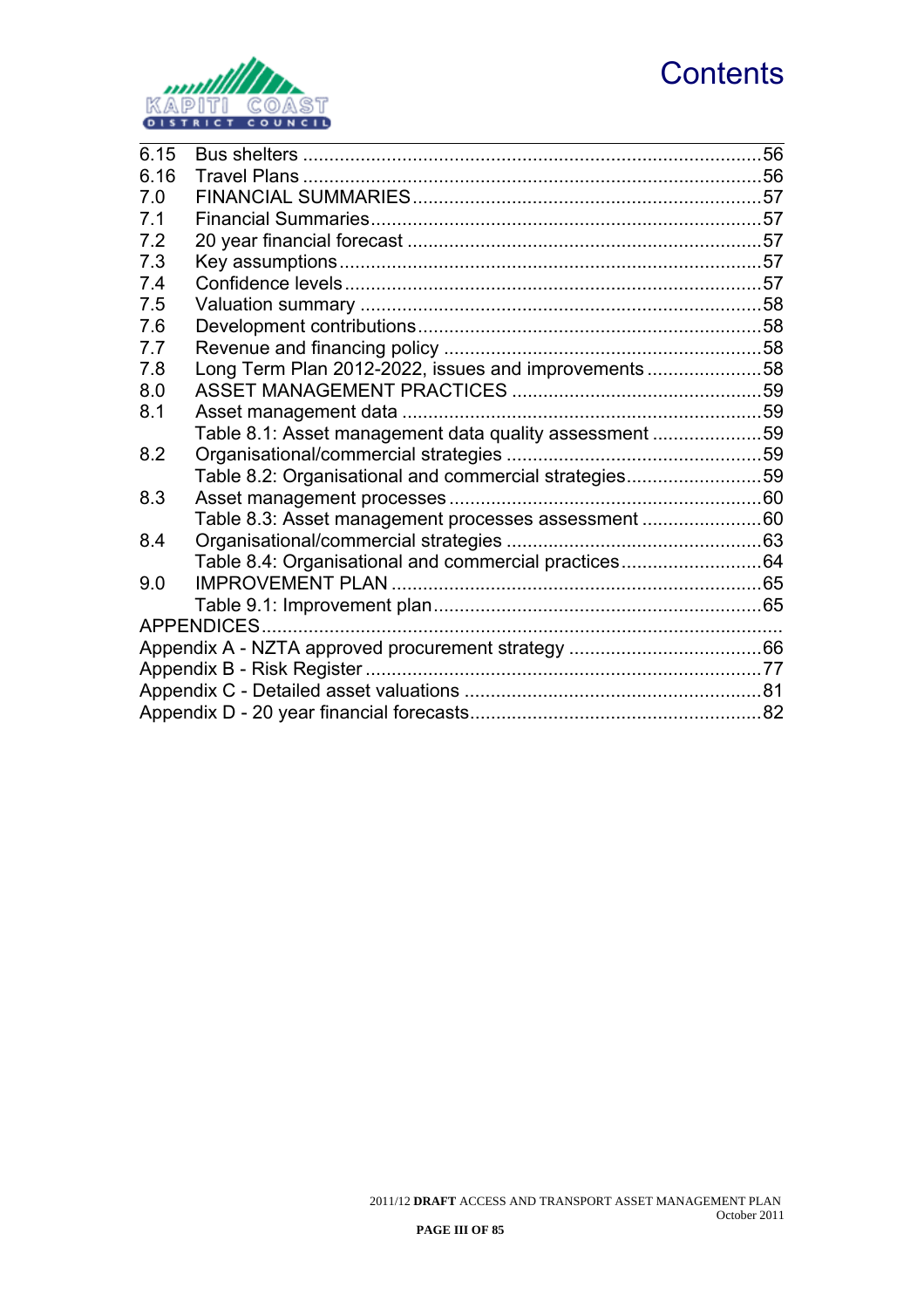# Contents

| | | |
|---|---|---|
| 6.15 | Bus shelters | 56 |
| 6.16 | Travel Plans | 56 |
| 7.0 | FINANCIAL SUMMARIES | 57 |
| 7.1 | Financial Summaries | 57 |
| 7.2 | 20 year financial forecast | 57 |
| 7.3 | Key assumptions | 57 |
| 7.4 | Confidence levels | 57 |
| 7.5 | Valuation summary | 58 |
| 7.6 | Development contributions | 58 |
| 7.7 | Revenue and financing policy | 58 |
| 7.8 | Long Term Plan 2012-2022, issues and improvements | 58 |
| 8.0 | ASSET MANAGEMENT PRACTICES | 59 |
| 8.1 | Asset management data | 59 |
| | Table 8.1: Asset management data quality assessment | 59 |
| 8.2 | Organisational/commercial strategies | 59 |
| | Table 8.2: Organisational and commercial strategies | 59 |
| 8.3 | Asset management processes | 60 |
| | Table 8.3: Asset management processes assessment | 60 |
| 8.4 | Organisational/commercial strategies | 63 |
| | Table 8.4: Organisational and commercial practices | 64 |
| 9.0 | IMPROVEMENT PLAN | 65 |
| | Table 9.1: Improvement plan | 65 |
| APPENDICES | | |
| Appendix A - NZTA approved procurement strategy | | 66 |
| Appendix B - Risk Register | | 77 |
| Appendix C - Detailed asset valuations | | 81 |
| Appendix D - 20 year financial forecasts | | 82 |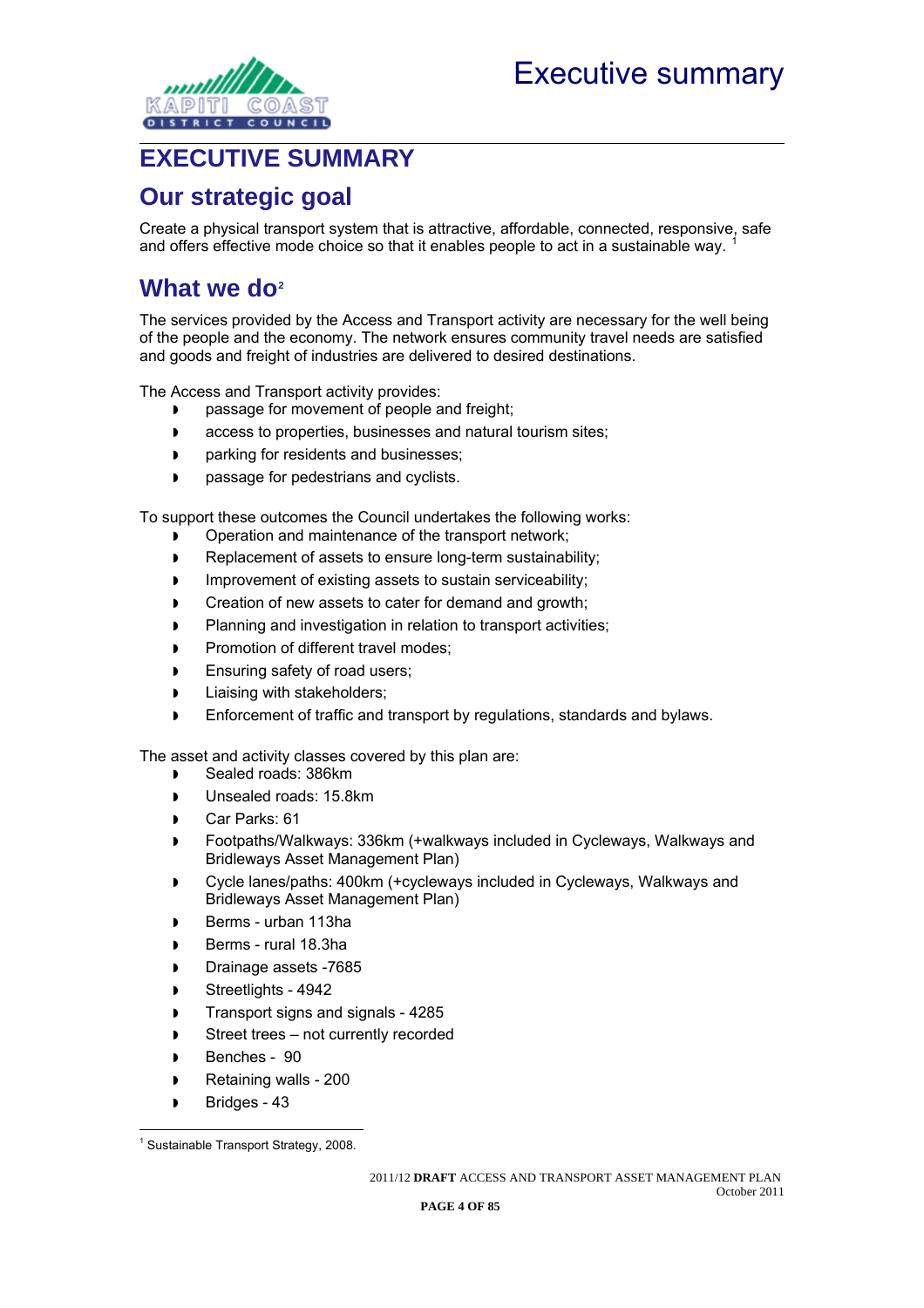# EXECUTIVE SUMMARY

## Our strategic goal

Create a physical transport system that is attractive, affordable, connected, responsive, safe and offers effective mode choice so that it enables people to act in a sustainable way. [1]

## What we do[2]

The services provided by the Access and Transport activity are necessary for the well being of the people and the economy. The network ensures community travel needs are satisfied and goods and freight of industries are delivered to desired destinations.

The Access and Transport activity provides:

- passage for movement of people and freight;
- access to properties, businesses and natural tourism sites;
- parking for residents and businesses;
- passage for pedestrians and cyclists.

To support these outcomes the Council undertakes the following works:

- Operation and maintenance of the transport network;
- Replacement of assets to ensure long-term sustainability;
- Improvement of existing assets to sustain serviceability;
- Creation of new assets to cater for demand and growth;
- Planning and investigation in relation to transport activities;
- Promotion of different travel modes;
- Ensuring safety of road users;
- Liaising with stakeholders;
- Enforcement of traffic and transport by regulations, standards and bylaws.

The asset and activity classes covered by this plan are:

- Sealed roads: 386km
- Unsealed roads: 15.8km
- Car Parks: 61
- Footpaths/Walkways: 336km (+walkways included in Cycleways, Walkways and Bridleways Asset Management Plan)
- Cycle lanes/paths: 400km (+cycleways included in Cycleways, Walkways and Bridleways Asset Management Plan)
- Berms - urban 113ha
- Berms - rural 18.3ha
- Drainage assets -7685
- Streetlights - 4942
- Transport signs and signals - 4285
- Street trees – not currently recorded
- Benches - 90
- Retaining walls - 200
- Bridges - 43

[1] Sustainable Transport Strategy, 2008.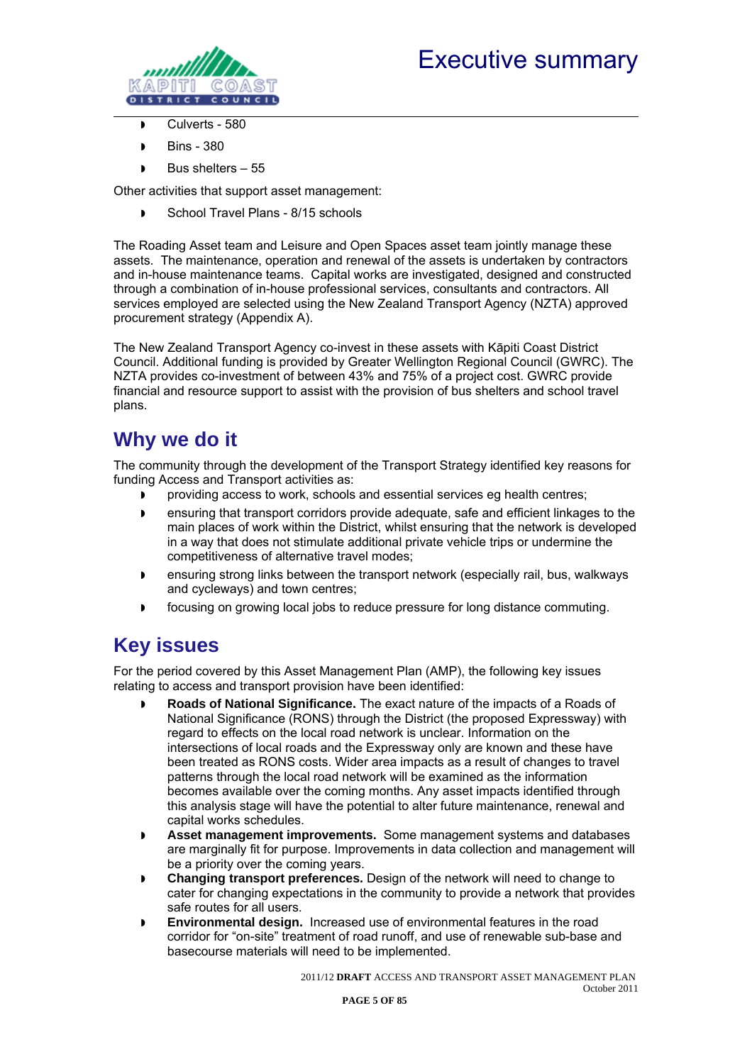- Culverts - 580
- Bins - 380
- Bus shelters – 55

Other activities that support asset management:

- School Travel Plans - 8/15 schools

The Roading Asset team and Leisure and Open Spaces asset team jointly manage these assets. The maintenance, operation and renewal of the assets is undertaken by contractors and in-house maintenance teams. Capital works are investigated, designed and constructed through a combination of in-house professional services, consultants and contractors. All services employed are selected using the New Zealand Transport Agency (NZTA) approved procurement strategy (Appendix A).

The New Zealand Transport Agency co-invest in these assets with Kāpiti Coast District Council. Additional funding is provided by Greater Wellington Regional Council (GWRC). The NZTA provides co-investment of between 43% and 75% of a project cost. GWRC provide financial and resource support to assist with the provision of bus shelters and school travel plans.

## Why we do it

The community through the development of the Transport Strategy identified key reasons for funding Access and Transport activities as:

- providing access to work, schools and essential services eg health centres;
- ensuring that transport corridors provide adequate, safe and efficient linkages to the main places of work within the District, whilst ensuring that the network is developed in a way that does not stimulate additional private vehicle trips or undermine the competitiveness of alternative travel modes;
- ensuring strong links between the transport network (especially rail, bus, walkways and cycleways) and town centres;
- focusing on growing local jobs to reduce pressure for long distance commuting.

## Key issues

For the period covered by this Asset Management Plan (AMP), the following key issues relating to access and transport provision have been identified:

- **Roads of National Significance.** The exact nature of the impacts of a Roads of National Significance (RONS) through the District (the proposed Expressway) with regard to effects on the local road network is unclear. Information on the intersections of local roads and the Expressway only are known and these have been treated as RONS costs. Wider area impacts as a result of changes to travel patterns through the local road network will be examined as the information becomes available over the coming months. Any asset impacts identified through this analysis stage will have the potential to alter future maintenance, renewal and capital works schedules.
- **Asset management improvements.** Some management systems and databases are marginally fit for purpose. Improvements in data collection and management will be a priority over the coming years.
- **Changing transport preferences.** Design of the network will need to change to cater for changing expectations in the community to provide a network that provides safe routes for all users.
- **Environmental design.** Increased use of environmental features in the road corridor for "on-site" treatment of road runoff, and use of renewable sub-base and basecourse materials will need to be implemented.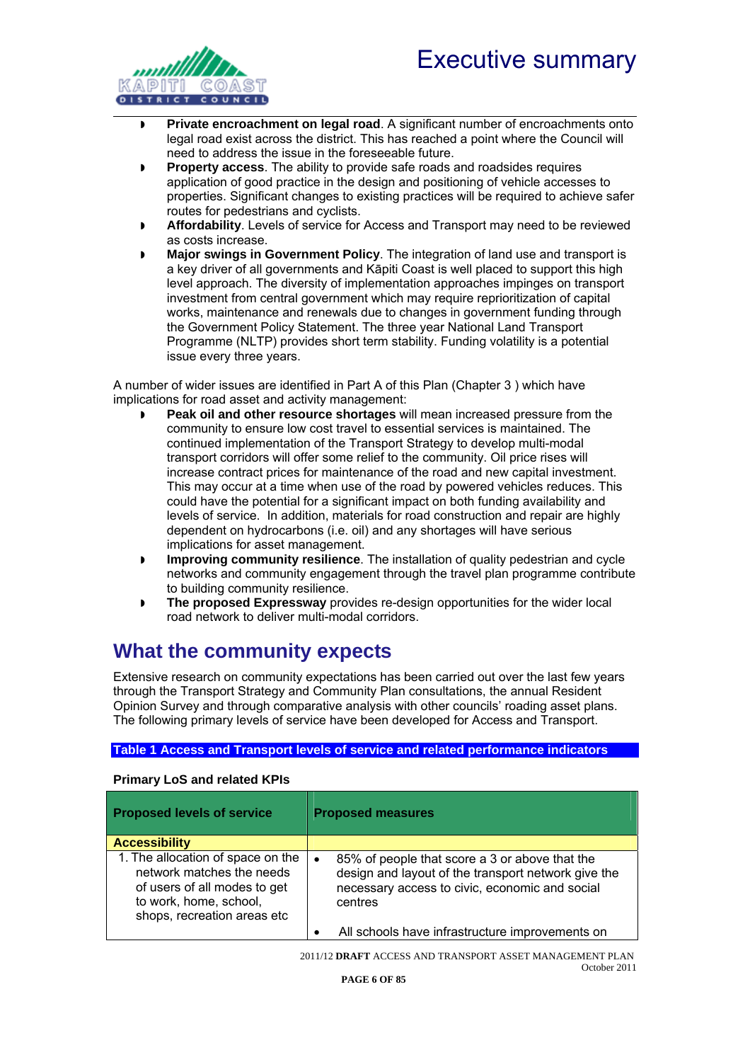- **Private encroachment on legal road**. A significant number of encroachments onto legal road exist across the district. This has reached a point where the Council will need to address the issue in the foreseeable future.
- **Property access**. The ability to provide safe roads and roadsides requires application of good practice in the design and positioning of vehicle accesses to properties. Significant changes to existing practices will be required to achieve safer routes for pedestrians and cyclists.
- **Affordability**. Levels of service for Access and Transport may need to be reviewed as costs increase.
- **Major swings in Government Policy**. The integration of land use and transport is a key driver of all governments and Kāpiti Coast is well placed to support this high level approach. The diversity of implementation approaches impinges on transport investment from central government which may require reprioritization of capital works, maintenance and renewals due to changes in government funding through the Government Policy Statement. The three year National Land Transport Programme (NLTP) provides short term stability. Funding volatility is a potential issue every three years.

A number of wider issues are identified in Part A of this Plan (Chapter 3 ) which have implications for road asset and activity management:

- **Peak oil and other resource shortages** will mean increased pressure from the community to ensure low cost travel to essential services is maintained. The continued implementation of the Transport Strategy to develop multi-modal transport corridors will offer some relief to the community. Oil price rises will increase contract prices for maintenance of the road and new capital investment. This may occur at a time when use of the road by powered vehicles reduces. This could have the potential for a significant impact on both funding availability and levels of service. In addition, materials for road construction and repair are highly dependent on hydrocarbons (i.e. oil) and any shortages will have serious implications for asset management.
- **Improving community resilience**. The installation of quality pedestrian and cycle networks and community engagement through the travel plan programme contribute to building community resilience.
- **The proposed Expressway** provides re-design opportunities for the wider local road network to deliver multi-modal corridors.

## What the community expects

Extensive research on community expectations has been carried out over the last few years through the Transport Strategy and Community Plan consultations, the annual Resident Opinion Survey and through comparative analysis with other councils' roading asset plans. The following primary levels of service have been developed for Access and Transport.

**Table 1 Access and Transport levels of service and related performance indicators**

**Primary LoS and related KPIs**

| Proposed levels of service | Proposed measures |
|---|---|
| **Accessibility** | |
| 1. The allocation of space on the network matches the needs of users of all modes to get to work, home, school, shops, recreation areas etc | • 85% of people that score a 3 or above that the design and layout of the transport network give the necessary access to civic, economic and social centres<br><br>• All schools have infrastructure improvements on |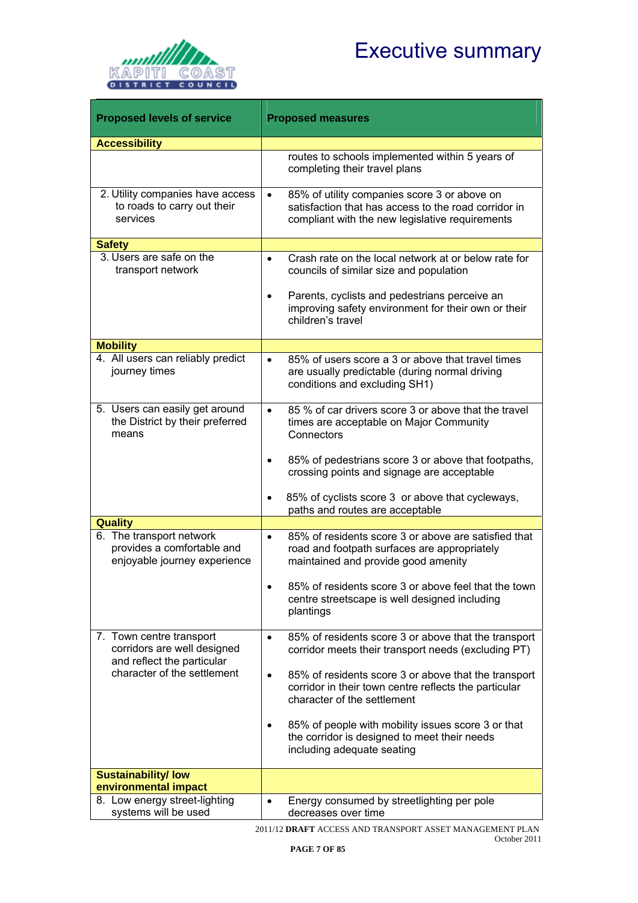# Executive summary

| Proposed levels of service | Proposed measures |
|---|---|
| **Accessibility** | |
| | routes to schools implemented within 5 years of completing their travel plans |
| 2. Utility companies have access to roads to carry out their services | • 85% of utility companies score 3 or above on satisfaction that has access to the road corridor in compliant with the new legislative requirements |
| **Safety** | |
| 3. Users are safe on the transport network | • Crash rate on the local network at or below rate for councils of similar size and population<br>• Parents, cyclists and pedestrians perceive an improving safety environment for their own or their children's travel |
| **Mobility** | |
| 4. All users can reliably predict journey times | • 85% of users score a 3 or above that travel times are usually predictable (during normal driving conditions and excluding SH1) |
| 5. Users can easily get around the District by their preferred means | • 85 % of car drivers score 3 or above that the travel times are acceptable on Major Community Connectors<br>• 85% of pedestrians score 3 or above that footpaths, crossing points and signage are acceptable<br>• 85% of cyclists score 3 or above that cycleways, paths and routes are acceptable |
| **Quality** | |
| 6. The transport network provides a comfortable and enjoyable journey experience | • 85% of residents score 3 or above are satisfied that road and footpath surfaces are appropriately maintained and provide good amenity<br>• 85% of residents score 3 or above feel that the town centre streetscape is well designed including plantings |
| 7. Town centre transport corridors are well designed and reflect the particular character of the settlement | • 85% of residents score 3 or above that the transport corridor meets their transport needs (excluding PT)<br>• 85% of residents score 3 or above that the transport corridor in their town centre reflects the particular character of the settlement<br>• 85% of people with mobility issues score 3 or that the corridor is designed to meet their needs including adequate seating |
| **Sustainability/ low environmental impact** | |
| 8. Low energy street-lighting systems will be used | • Energy consumed by streetlighting per pole decreases over time |

2011/12 **DRAFT** ACCESS AND TRANSPORT ASSET MANAGEMENT PLAN
October 2011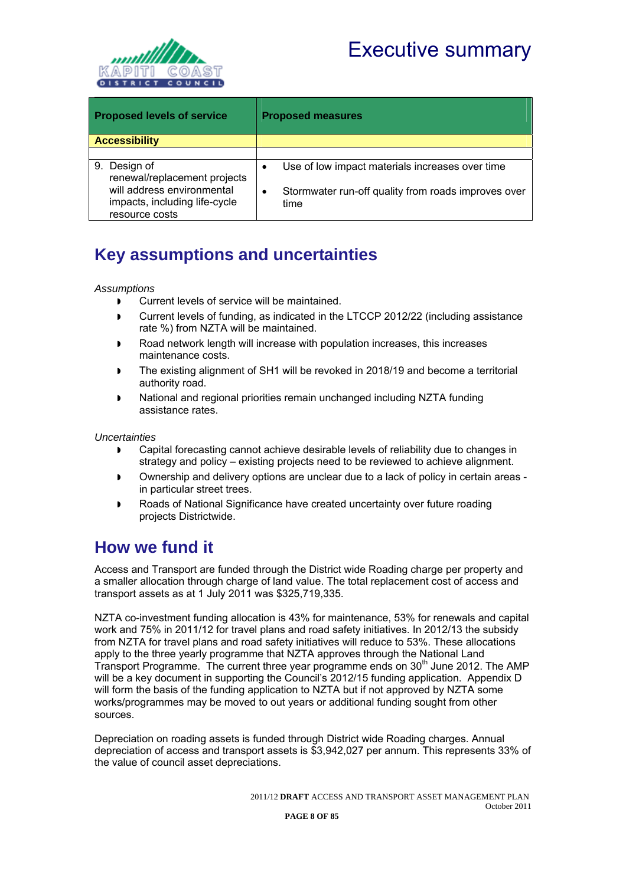# Executive summary

| Proposed levels of service | Proposed measures |
|---|---|
| **Accessibility** | |
| | |
| 9. Design of renewal/replacement projects will address environmental impacts, including life-cycle resource costs | • Use of low impact materials increases over time<br>• Stormwater run-off quality from roads improves over time |

## Key assumptions and uncertainties

*Assumptions*

- Current levels of service will be maintained.
- Current levels of funding, as indicated in the LTCCP 2012/22 (including assistance rate %) from NZTA will be maintained.
- Road network length will increase with population increases, this increases maintenance costs.
- The existing alignment of SH1 will be revoked in 2018/19 and become a territorial authority road.
- National and regional priorities remain unchanged including NZTA funding assistance rates.

*Uncertainties*

- Capital forecasting cannot achieve desirable levels of reliability due to changes in strategy and policy – existing projects need to be reviewed to achieve alignment.
- Ownership and delivery options are unclear due to a lack of policy in certain areas - in particular street trees.
- Roads of National Significance have created uncertainty over future roading projects Districtwide.

## How we fund it

Access and Transport are funded through the District wide Roading charge per property and a smaller allocation through charge of land value. The total replacement cost of access and transport assets as at 1 July 2011 was $325,719,335.

NZTA co-investment funding allocation is 43% for maintenance, 53% for renewals and capital work and 75% in 2011/12 for travel plans and road safety initiatives. In 2012/13 the subsidy from NZTA for travel plans and road safety initiatives will reduce to 53%. These allocations apply to the three yearly programme that NZTA approves through the National Land Transport Programme. The current three year programme ends on 30th June 2012. The AMP will be a key document in supporting the Council's 2012/15 funding application. Appendix D will form the basis of the funding application to NZTA but if not approved by NZTA some works/programmes may be moved to out years or additional funding sought from other sources.

Depreciation on roading assets is funded through District wide Roading charges. Annual depreciation of access and transport assets is $3,942,027 per annum. This represents 33% of the value of council asset depreciations.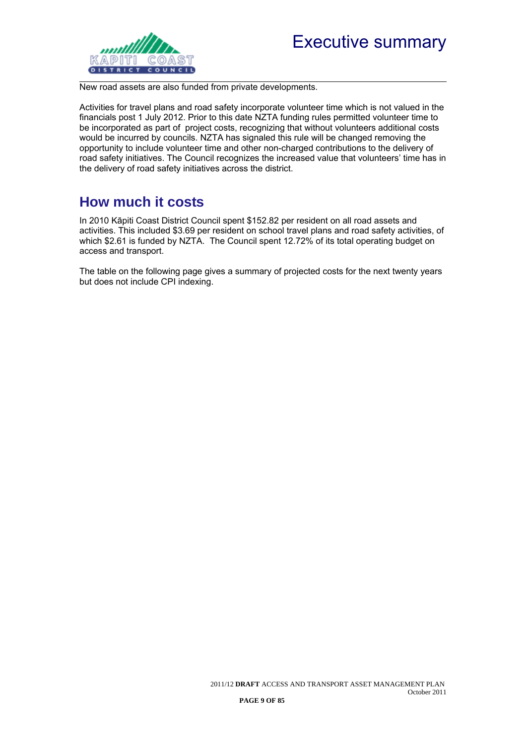New road assets are also funded from private developments.

Activities for travel plans and road safety incorporate volunteer time which is not valued in the financials post 1 July 2012. Prior to this date NZTA funding rules permitted volunteer time to be incorporated as part of project costs, recognizing that without volunteers additional costs would be incurred by councils. NZTA has signaled this rule will be changed removing the opportunity to include volunteer time and other non-charged contributions to the delivery of road safety initiatives. The Council recognizes the increased value that volunteers' time has in the delivery of road safety initiatives across the district.

## How much it costs

In 2010 Kāpiti Coast District Council spent $152.82 per resident on all road assets and activities. This included $3.69 per resident on school travel plans and road safety activities, of which $2.61 is funded by NZTA. The Council spent 12.72% of its total operating budget on access and transport.

The table on the following page gives a summary of projected costs for the next twenty years but does not include CPI indexing.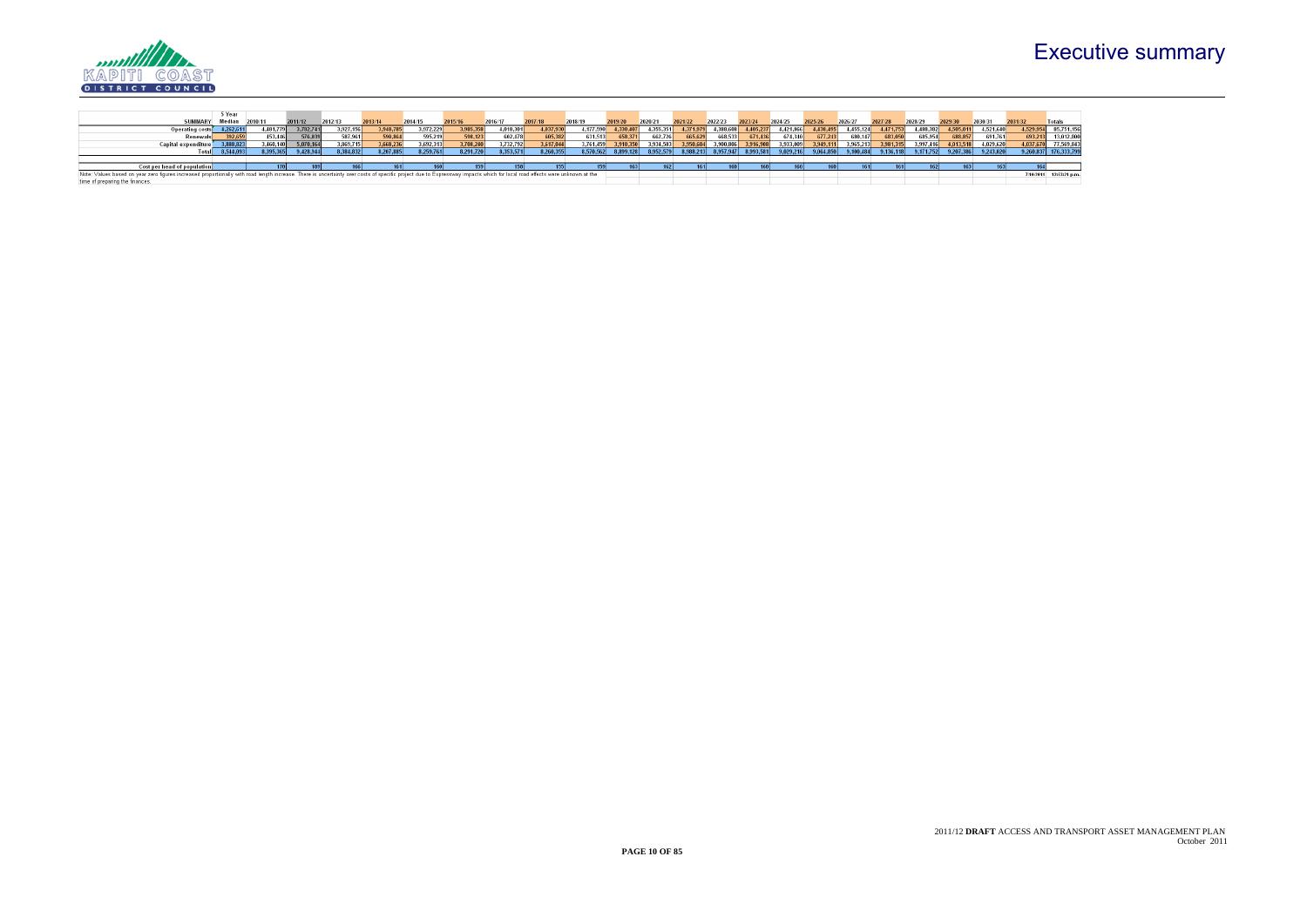# Executive summary

| SUMMARY | 5 Year Median | 2010/11 | 2011/12 | 2012/13 | 2013/14 | 2014/15 | 2015/16 | 2016/17 | 2017/18 | 2018/19 | 2019/20 | 2020/21 | 2021/22 | 2022/23 | 2023/24 | 2024/25 | 2025/26 | 2026/27 | 2027/28 | 2028/29 | 2029/30 | 2030/31 | 2031/32 | Totals |
|---|---|---|---|---|---|---|---|---|---|---|---|---|---|---|---|---|---|---|---|---|---|---|---|---|
| Operating costs | 4,262,611 | 4,481,779 | 3,792,741 | 3,927,156 | 3,948,785 | 3,972,229 | 3,985,358 | 4,018,301 | 4,037,930 | 4,177,590 | 4,330,407 | 4,355,351 | 4,371,979 | 4,388,608 | 4,405,237 | 4,421,866 | 4,438,495 | 4,455,124 | 4,471,753 | 4,488,382 | 4,505,011 | 4,521,640 | 4,529,954 | 95,751,156 |
| Renewals | 392,659 | 453,446 | 576,839 | 587,961 | 590,864 | 595,219 | 598,123 | 602,478 | 605,382 | 631,513 | 658,371 | 662,726 | 665,629 | 668,533 | 671,436 | 674,340 | 677,243 | 680,147 | 683,050 | 685,954 | 688,857 | 691,761 | 693,213 | 13,012,800 |
| Capital expenditure | 3,888,823 | 3,460,140 | 5,070,164 | 3,869,715 | 3,668,236 | 3,692,313 | 3,708,240 | 3,732,792 | 3,617,044 | 3,761,459 | 3,910,350 | 3,934,503 | 3,950,604 | 3,900,806 | 3,916,908 | 3,933,009 | 3,949,111 | 3,965,213 | 3,981,315 | 3,997,416 | 4,013,518 | 4,029,620 | 4,037,670 | 77,569,843 |
| Total | 8,544,093 | 8,395,365 | 9,439,744 | 8,384,832 | 8,207,885 | 8,259,761 | 8,291,720 | 8,353,571 | 8,260,355 | 8,570,562 | 8,899,128 | 8,952,579 | 8,988,213 | 8,957,947 | 8,993,581 | 9,029,216 | 9,064,850 | 9,100,484 | 9,136,118 | 9,171,752 | 9,207,386 | 9,243,020 | 9,260,837 | 176,333,799 |
| | | | | | | | | | | | | | | | | | | | | | | | | |
| Cost per head of population | | 170 | 189 | 166 | 161 | 160 | 159 | 158 | 155 | 159 | 163 | 162 | 161 | 160 | 160 | 160 | 160 | 161 | 161 | 162 | 163 | 163 | 164 | |

Note: Values based on year zero figures increased proportionally with road length increase. There is uncertainty over costs of specific project due to Expressway impacts which for local road effects were unknown at the time of preparing the finances.

7/10/2011 12:03:21 p.m.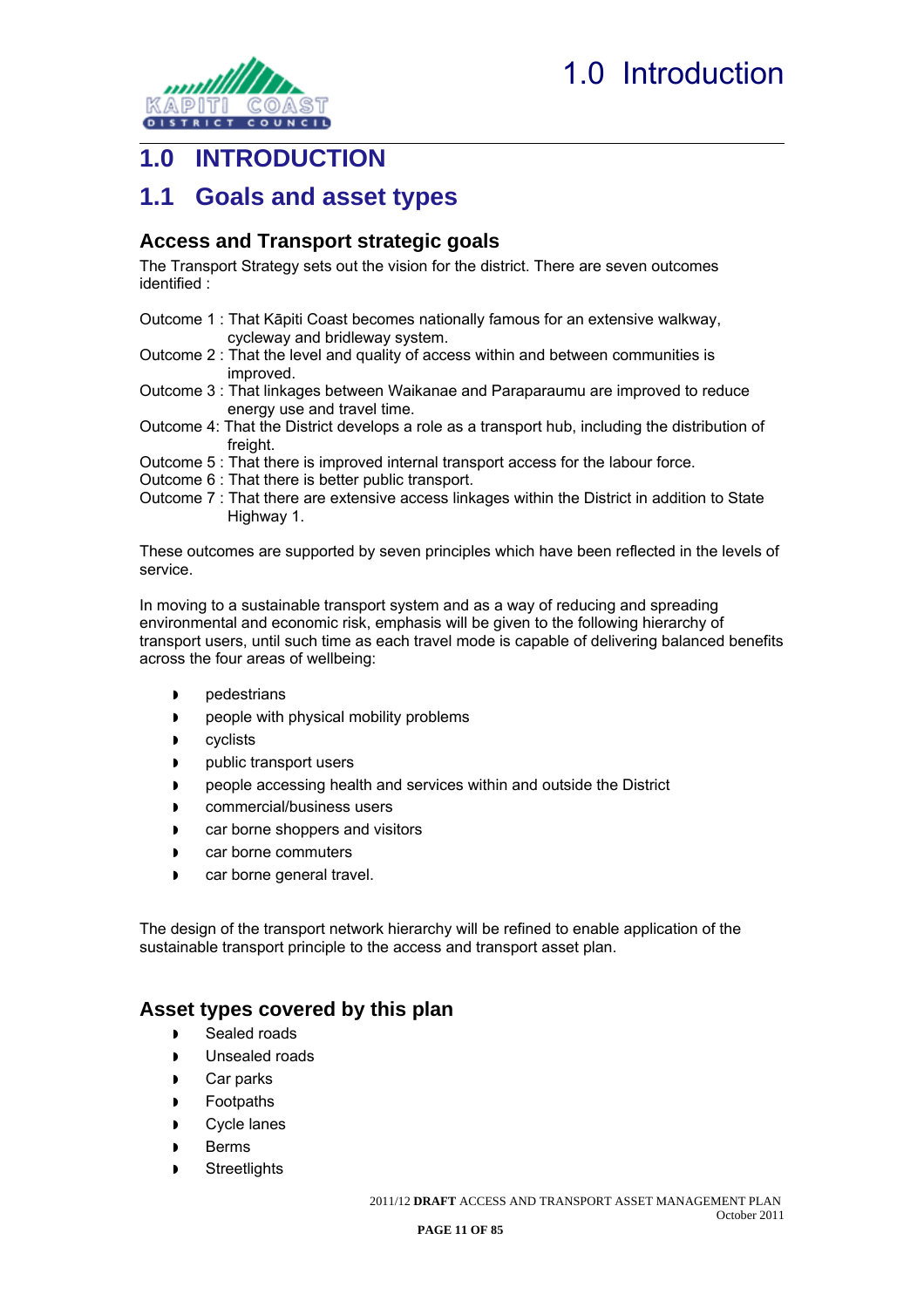# 1.0 INTRODUCTION

## 1.1 Goals and asset types

### Access and Transport strategic goals

The Transport Strategy sets out the vision for the district. There are seven outcomes identified :

Outcome 1 : That Kāpiti Coast becomes nationally famous for an extensive walkway, cycleway and bridleway system.
Outcome 2 : That the level and quality of access within and between communities is improved.
Outcome 3 : That linkages between Waikanae and Paraparaumu are improved to reduce energy use and travel time.
Outcome 4: That the District develops a role as a transport hub, including the distribution of freight.
Outcome 5 : That there is improved internal transport access for the labour force.
Outcome 6 : That there is better public transport.
Outcome 7 : That there are extensive access linkages within the District in addition to State Highway 1.

These outcomes are supported by seven principles which have been reflected in the levels of service.

In moving to a sustainable transport system and as a way of reducing and spreading environmental and economic risk, emphasis will be given to the following hierarchy of transport users, until such time as each travel mode is capable of delivering balanced benefits across the four areas of wellbeing:

- pedestrians
- people with physical mobility problems
- cyclists
- public transport users
- people accessing health and services within and outside the District
- commercial/business users
- car borne shoppers and visitors
- car borne commuters
- car borne general travel.

The design of the transport network hierarchy will be refined to enable application of the sustainable transport principle to the access and transport asset plan.

### Asset types covered by this plan

- Sealed roads
- Unsealed roads
- Car parks
- Footpaths
- Cycle lanes
- Berms
- Streetlights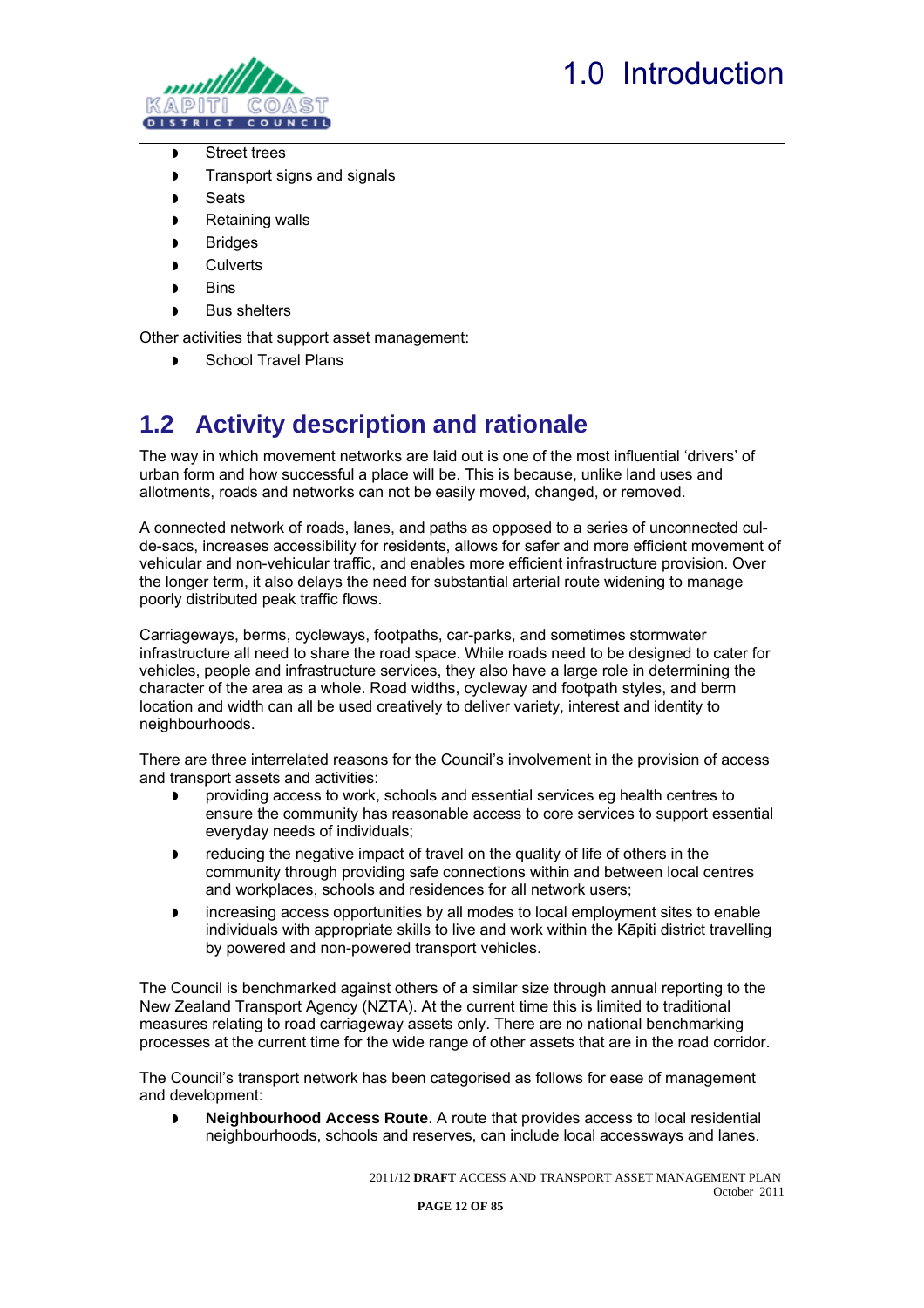- Street trees
- Transport signs and signals
- Seats
- Retaining walls
- Bridges
- Culverts
- Bins
- Bus shelters

Other activities that support asset management:

- School Travel Plans

## 1.2 Activity description and rationale

The way in which movement networks are laid out is one of the most influential 'drivers' of urban form and how successful a place will be. This is because, unlike land uses and allotments, roads and networks can not be easily moved, changed, or removed.

A connected network of roads, lanes, and paths as opposed to a series of unconnected cul-de-sacs, increases accessibility for residents, allows for safer and more efficient movement of vehicular and non-vehicular traffic, and enables more efficient infrastructure provision. Over the longer term, it also delays the need for substantial arterial route widening to manage poorly distributed peak traffic flows.

Carriageways, berms, cycleways, footpaths, car-parks, and sometimes stormwater infrastructure all need to share the road space. While roads need to be designed to cater for vehicles, people and infrastructure services, they also have a large role in determining the character of the area as a whole. Road widths, cycleway and footpath styles, and berm location and width can all be used creatively to deliver variety, interest and identity to neighbourhoods.

There are three interrelated reasons for the Council's involvement in the provision of access and transport assets and activities:

- providing access to work, schools and essential services eg health centres to ensure the community has reasonable access to core services to support essential everyday needs of individuals;
- reducing the negative impact of travel on the quality of life of others in the community through providing safe connections within and between local centres and workplaces, schools and residences for all network users;
- increasing access opportunities by all modes to local employment sites to enable individuals with appropriate skills to live and work within the Kāpiti district travelling by powered and non-powered transport vehicles.

The Council is benchmarked against others of a similar size through annual reporting to the New Zealand Transport Agency (NZTA). At the current time this is limited to traditional measures relating to road carriageway assets only. There are no national benchmarking processes at the current time for the wide range of other assets that are in the road corridor.

The Council's transport network has been categorised as follows for ease of management and development:

- **Neighbourhood Access Route**. A route that provides access to local residential neighbourhoods, schools and reserves, can include local accessways and lanes.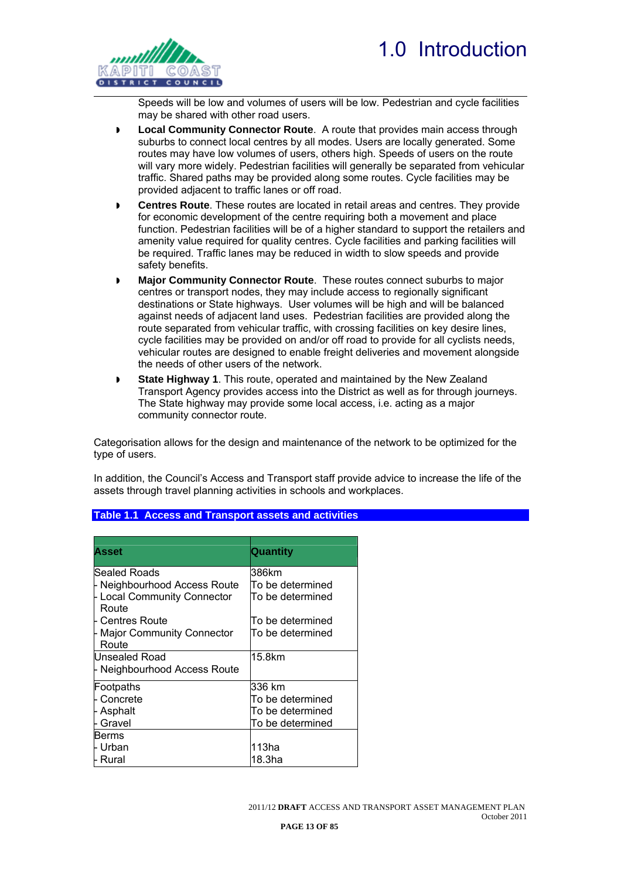Speeds will be low and volumes of users will be low. Pedestrian and cycle facilities may be shared with other road users.

- **Local Community Connector Route**. A route that provides main access through suburbs to connect local centres by all modes. Users are locally generated. Some routes may have low volumes of users, others high. Speeds of users on the route will vary more widely. Pedestrian facilities will generally be separated from vehicular traffic. Shared paths may be provided along some routes. Cycle facilities may be provided adjacent to traffic lanes or off road.
- **Centres Route**. These routes are located in retail areas and centres. They provide for economic development of the centre requiring both a movement and place function. Pedestrian facilities will be of a higher standard to support the retailers and amenity value required for quality centres. Cycle facilities and parking facilities will be required. Traffic lanes may be reduced in width to slow speeds and provide safety benefits.
- **Major Community Connector Route**. These routes connect suburbs to major centres or transport nodes, they may include access to regionally significant destinations or State highways. User volumes will be high and will be balanced against needs of adjacent land uses. Pedestrian facilities are provided along the route separated from vehicular traffic, with crossing facilities on key desire lines, cycle facilities may be provided on and/or off road to provide for all cyclists needs, vehicular routes are designed to enable freight deliveries and movement alongside the needs of other users of the network.
- **State Highway 1**. This route, operated and maintained by the New Zealand Transport Agency provides access into the District as well as for through journeys. The State highway may provide some local access, i.e. acting as a major community connector route.

Categorisation allows for the design and maintenance of the network to be optimized for the type of users.

In addition, the Council's Access and Transport staff provide advice to increase the life of the assets through travel planning activities in schools and workplaces.

**Table 1.1 Access and Transport assets and activities**

| Asset | Quantity |
|---|---|
| Sealed Roads<br>- Neighbourhood Access Route<br>- Local Community Connector Route<br>- Centres Route<br>- Major Community Connector Route | 386km<br>To be determined<br>To be determined<br><br>To be determined<br>To be determined |
| Unsealed Road<br>- Neighbourhood Access Route | 15.8km |
| Footpaths<br>- Concrete<br>- Asphalt<br>- Gravel | 336 km<br>To be determined<br>To be determined<br>To be determined |
| Berms<br>- Urban<br>- Rural | <br>113ha<br>18.3ha |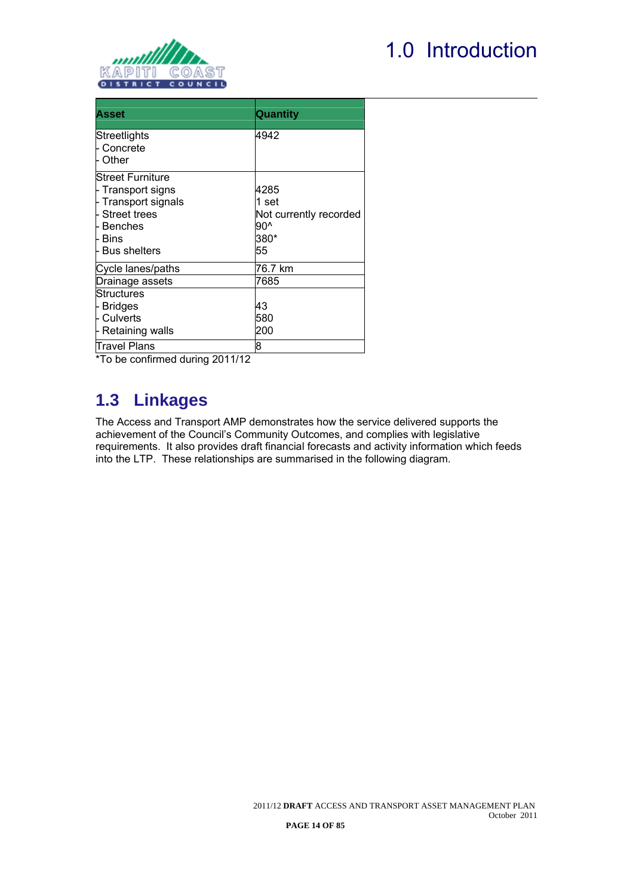| Asset | Quantity |
|---|---|
| Streetlights<br>- Concrete<br>- Other | 4942 |
| Street Furniture<br>- Transport signs<br>- Transport signals<br>- Street trees<br>- Benches<br>- Bins<br>- Bus shelters | <br>4285<br>1 set<br>Not currently recorded<br>90^<br>380*<br>55 |
| Cycle lanes/paths | 76.7 km |
| Drainage assets | 7685 |
| Structures<br>- Bridges<br>- Culverts<br>- Retaining walls | <br>43<br>580<br>200 |
| Travel Plans | 8 |

*To be confirmed during 2011/12

## 1.3 Linkages

The Access and Transport AMP demonstrates how the service delivered supports the achievement of the Council's Community Outcomes, and complies with legislative requirements. It also provides draft financial forecasts and activity information which feeds into the LTP. These relationships are summarised in the following diagram.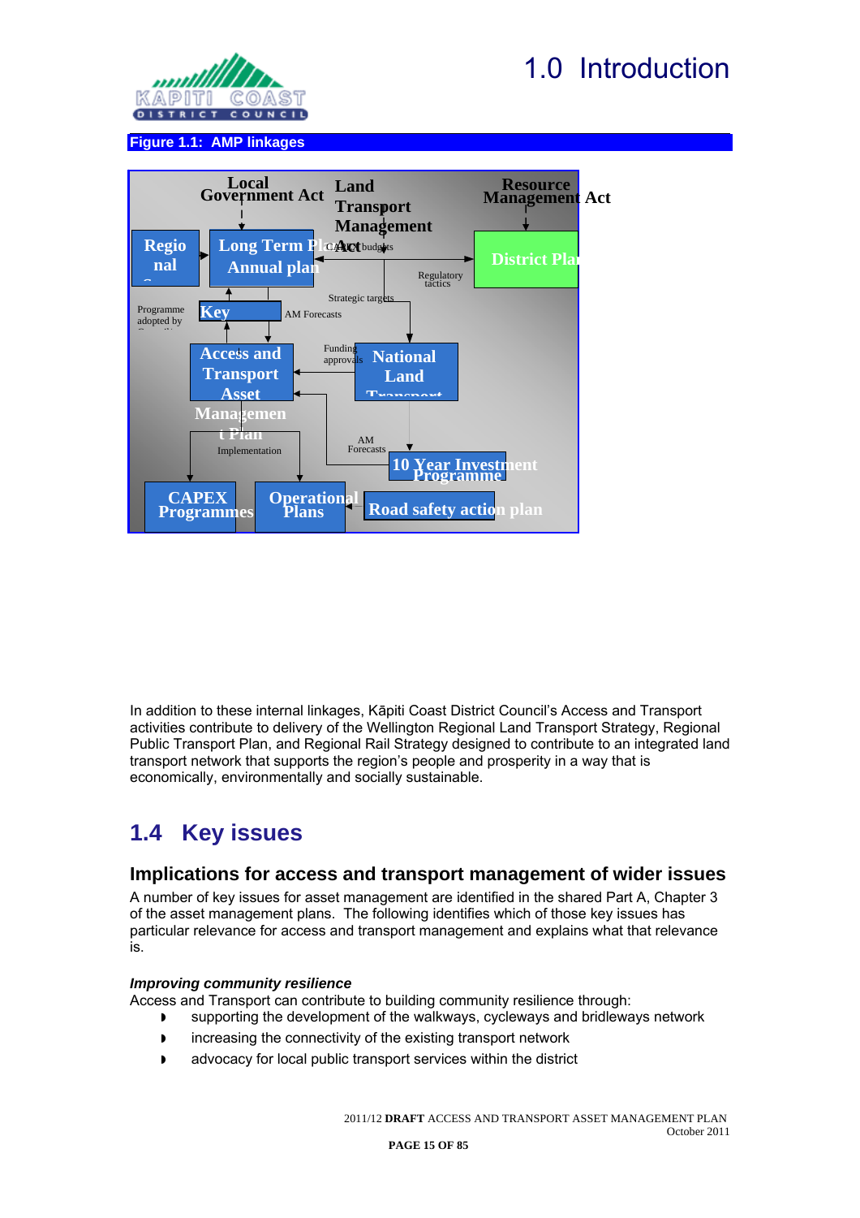Figure 1.1: AMP linkages

Local Government Act

Land Transport Management Act

Resource Management Act

Regional

Long Term Plan

Annual plan

CAPEX budgets

District Plan

Regulatory tactics

Strategic targets

Programme adopted by

Key

AM Forecasts

Access and Transport Asset Management Plan

Funding approvals

National Land Transport

Implementation

AM Forecasts

10 Year Investment Programme

CAPEX Programmes

Operational Plans

Road safety action plan

In addition to these internal linkages, Kāpiti Coast District Council's Access and Transport activities contribute to delivery of the Wellington Regional Land Transport Strategy, Regional Public Transport Plan, and Regional Rail Strategy designed to contribute to an integrated land transport network that supports the region's people and prosperity in a way that is economically, environmentally and socially sustainable.

## 1.4 Key issues

### Implications for access and transport management of wider issues

A number of key issues for asset management are identified in the shared Part A, Chapter 3 of the asset management plans. The following identifies which of those key issues has particular relevance for access and transport management and explains what that relevance is.

***Improving community resilience***

Access and Transport can contribute to building community resilience through:

- supporting the development of the walkways, cycleways and bridleways network
- increasing the connectivity of the existing transport network
- advocacy for local public transport services within the district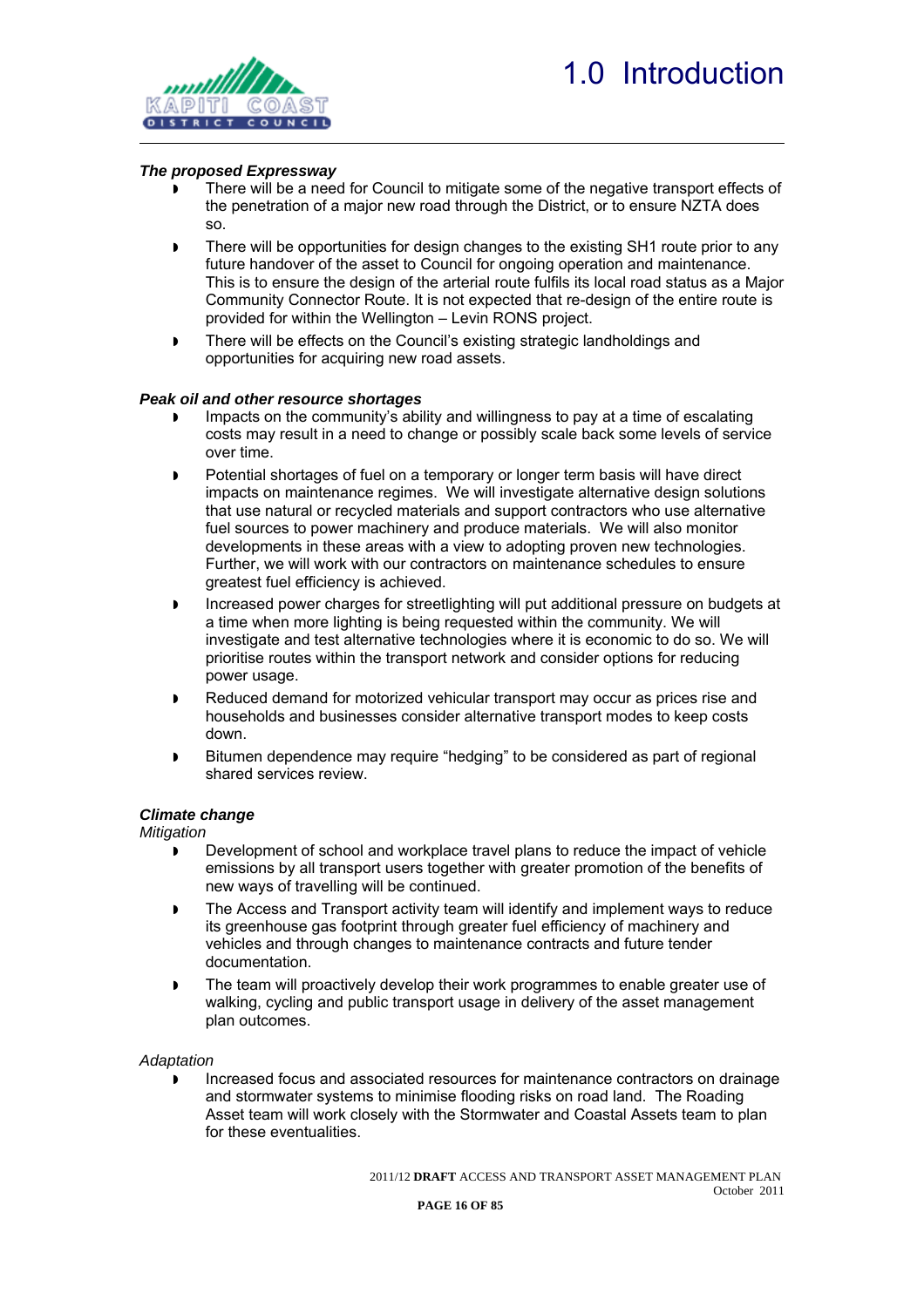***The proposed Expressway***

- There will be a need for Council to mitigate some of the negative transport effects of the penetration of a major new road through the District, or to ensure NZTA does so.
- There will be opportunities for design changes to the existing SH1 route prior to any future handover of the asset to Council for ongoing operation and maintenance. This is to ensure the design of the arterial route fulfils its local road status as a Major Community Connector Route. It is not expected that re-design of the entire route is provided for within the Wellington – Levin RONS project.
- There will be effects on the Council's existing strategic landholdings and opportunities for acquiring new road assets.

***Peak oil and other resource shortages***

- Impacts on the community's ability and willingness to pay at a time of escalating costs may result in a need to change or possibly scale back some levels of service over time.
- Potential shortages of fuel on a temporary or longer term basis will have direct impacts on maintenance regimes. We will investigate alternative design solutions that use natural or recycled materials and support contractors who use alternative fuel sources to power machinery and produce materials. We will also monitor developments in these areas with a view to adopting proven new technologies. Further, we will work with our contractors on maintenance schedules to ensure greatest fuel efficiency is achieved.
- Increased power charges for streetlighting will put additional pressure on budgets at a time when more lighting is being requested within the community. We will investigate and test alternative technologies where it is economic to do so. We will prioritise routes within the transport network and consider options for reducing power usage.
- Reduced demand for motorized vehicular transport may occur as prices rise and households and businesses consider alternative transport modes to keep costs down.
- Bitumen dependence may require "hedging" to be considered as part of regional shared services review.

***Climate change***

*Mitigation*

- Development of school and workplace travel plans to reduce the impact of vehicle emissions by all transport users together with greater promotion of the benefits of new ways of travelling will be continued.
- The Access and Transport activity team will identify and implement ways to reduce its greenhouse gas footprint through greater fuel efficiency of machinery and vehicles and through changes to maintenance contracts and future tender documentation.
- The team will proactively develop their work programmes to enable greater use of walking, cycling and public transport usage in delivery of the asset management plan outcomes.

*Adaptation*

- Increased focus and associated resources for maintenance contractors on drainage and stormwater systems to minimise flooding risks on road land. The Roading Asset team will work closely with the Stormwater and Coastal Assets team to plan for these eventualities.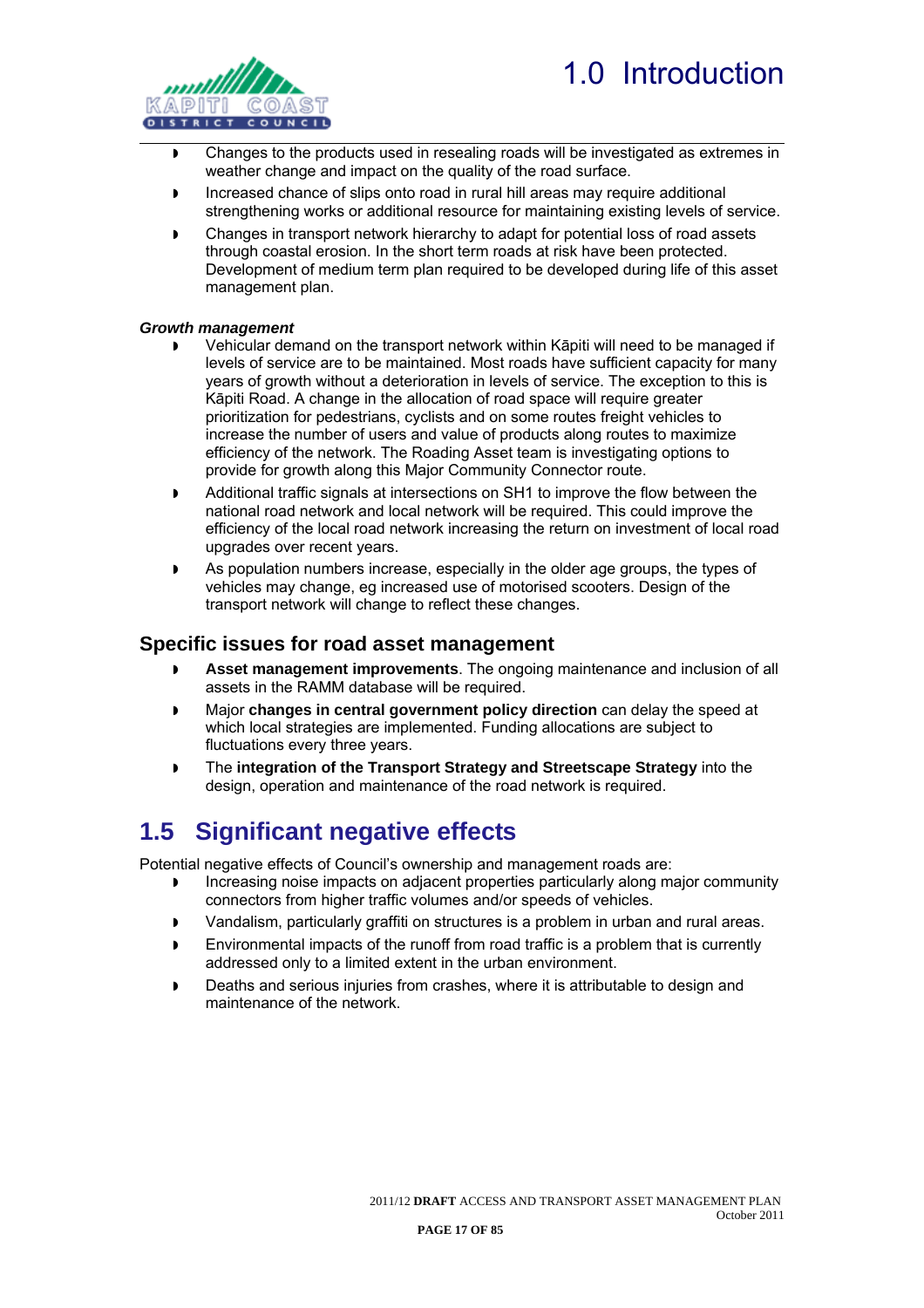- Changes to the products used in resealing roads will be investigated as extremes in weather change and impact on the quality of the road surface.
- Increased chance of slips onto road in rural hill areas may require additional strengthening works or additional resource for maintaining existing levels of service.
- Changes in transport network hierarchy to adapt for potential loss of road assets through coastal erosion. In the short term roads at risk have been protected. Development of medium term plan required to be developed during life of this asset management plan.

***Growth management***

- Vehicular demand on the transport network within Kāpiti will need to be managed if levels of service are to be maintained. Most roads have sufficient capacity for many years of growth without a deterioration in levels of service. The exception to this is Kāpiti Road. A change in the allocation of road space will require greater prioritization for pedestrians, cyclists and on some routes freight vehicles to increase the number of users and value of products along routes to maximize efficiency of the network. The Roading Asset team is investigating options to provide for growth along this Major Community Connector route.
- Additional traffic signals at intersections on SH1 to improve the flow between the national road network and local network will be required. This could improve the efficiency of the local road network increasing the return on investment of local road upgrades over recent years.
- As population numbers increase, especially in the older age groups, the types of vehicles may change, eg increased use of motorised scooters. Design of the transport network will change to reflect these changes.

### Specific issues for road asset management

- **Asset management improvements**. The ongoing maintenance and inclusion of all assets in the RAMM database will be required.
- Major **changes in central government policy direction** can delay the speed at which local strategies are implemented. Funding allocations are subject to fluctuations every three years.
- The **integration of the Transport Strategy and Streetscape Strategy** into the design, operation and maintenance of the road network is required.

## 1.5 Significant negative effects

Potential negative effects of Council's ownership and management roads are:

- Increasing noise impacts on adjacent properties particularly along major community connectors from higher traffic volumes and/or speeds of vehicles.
- Vandalism, particularly graffiti on structures is a problem in urban and rural areas.
- Environmental impacts of the runoff from road traffic is a problem that is currently addressed only to a limited extent in the urban environment.
- Deaths and serious injuries from crashes, where it is attributable to design and maintenance of the network.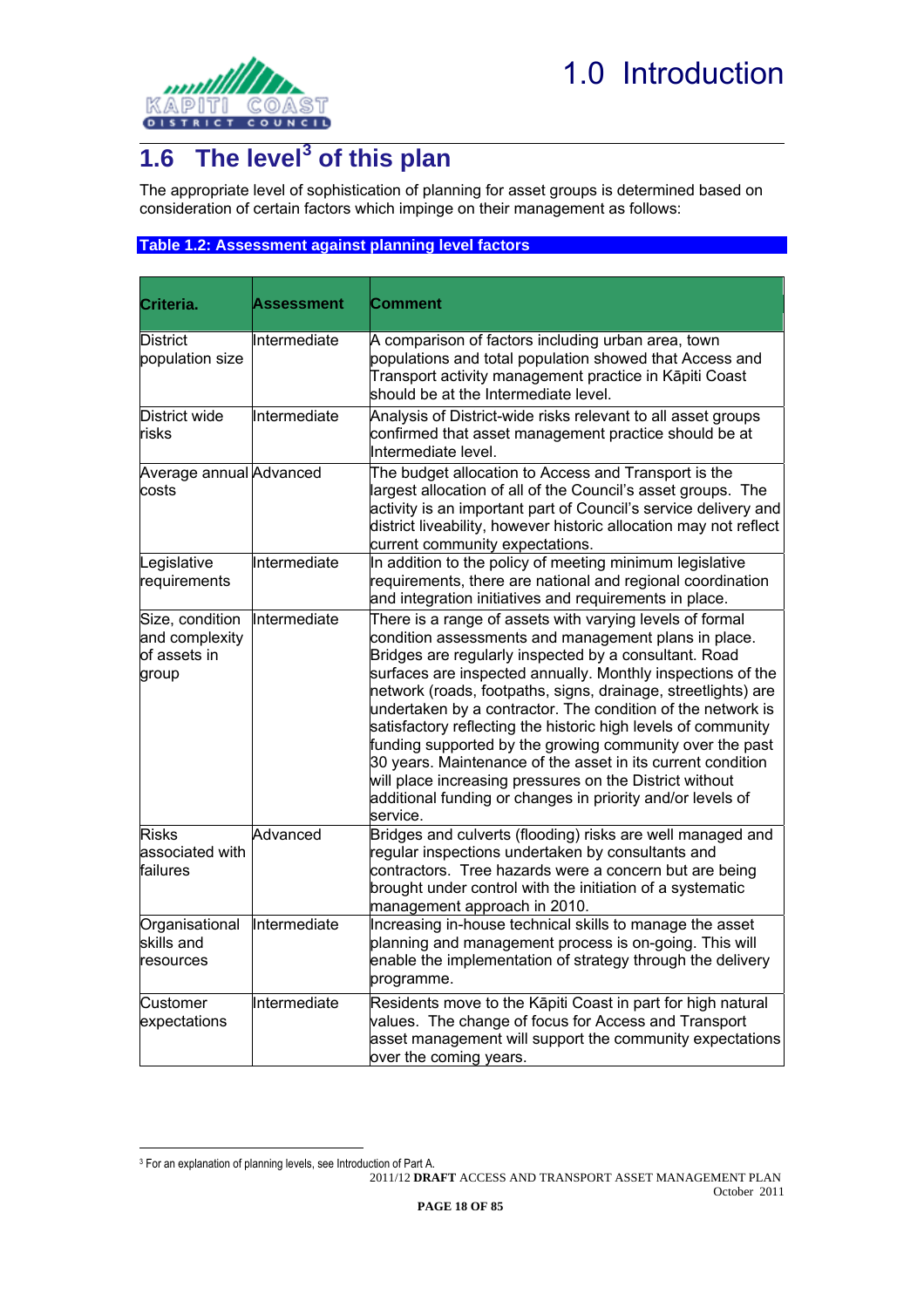## 1.6 The level[3] of this plan

The appropriate level of sophistication of planning for asset groups is determined based on consideration of certain factors which impinge on their management as follows:

**Table 1.2: Assessment against planning level factors**

| Criteria. | Assessment | Comment |
|---|---|---|
| District population size | Intermediate | A comparison of factors including urban area, town populations and total population showed that Access and Transport activity management practice in Kāpiti Coast should be at the Intermediate level. |
| District wide risks | Intermediate | Analysis of District-wide risks relevant to all asset groups confirmed that asset management practice should be at Intermediate level. |
| Average annual costs | Advanced | The budget allocation to Access and Transport is the largest allocation of all of the Council's asset groups. The activity is an important part of Council's service delivery and district liveability, however historic allocation may not reflect current community expectations. |
| Legislative requirements | Intermediate | In addition to the policy of meeting minimum legislative requirements, there are national and regional coordination and integration initiatives and requirements in place. |
| Size, condition and complexity of assets in group | Intermediate | There is a range of assets with varying levels of formal condition assessments and management plans in place. Bridges are regularly inspected by a consultant. Road surfaces are inspected annually. Monthly inspections of the network (roads, footpaths, signs, drainage, streetlights) are undertaken by a contractor. The condition of the network is satisfactory reflecting the historic high levels of community funding supported by the growing community over the past 30 years. Maintenance of the asset in its current condition will place increasing pressures on the District without additional funding or changes in priority and/or levels of service. |
| Risks associated with failures | Advanced | Bridges and culverts (flooding) risks are well managed and regular inspections undertaken by consultants and contractors. Tree hazards were a concern but are being brought under control with the initiation of a systematic management approach in 2010. |
| Organisational skills and resources | Intermediate | Increasing in-house technical skills to manage the asset planning and management process is on-going. This will enable the implementation of strategy through the delivery programme. |
| Customer expectations | Intermediate | Residents move to the Kāpiti Coast in part for high natural values. The change of focus for Access and Transport asset management will support the community expectations over the coming years. |

[3] For an explanation of planning levels, see Introduction of Part A.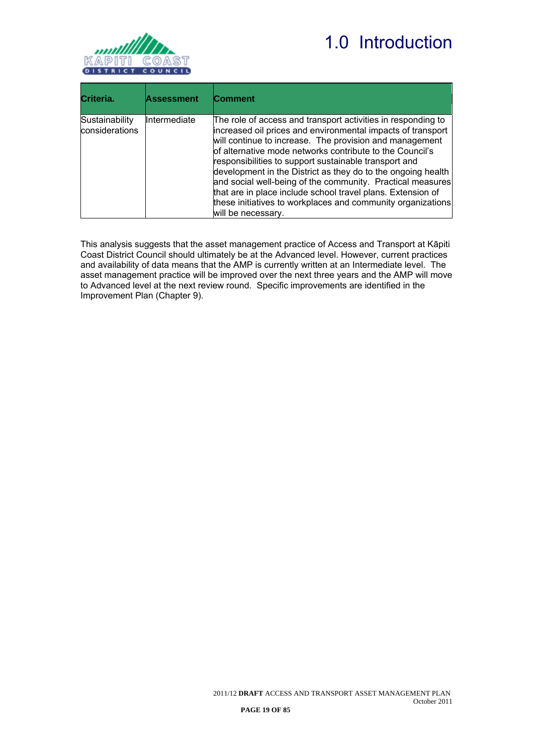| Criteria. | Assessment | Comment |
|---|---|---|
| Sustainability considerations | Intermediate | The role of access and transport activities in responding to increased oil prices and environmental impacts of transport will continue to increase. The provision and management of alternative mode networks contribute to the Council's responsibilities to support sustainable transport and development in the District as they do to the ongoing health and social well-being of the community. Practical measures that are in place include school travel plans. Extension of these initiatives to workplaces and community organizations will be necessary. |

This analysis suggests that the asset management practice of Access and Transport at Kāpiti Coast District Council should ultimately be at the Advanced level. However, current practices and availability of data means that the AMP is currently written at an Intermediate level. The asset management practice will be improved over the next three years and the AMP will move to Advanced level at the next review round. Specific improvements are identified in the Improvement Plan (Chapter 9).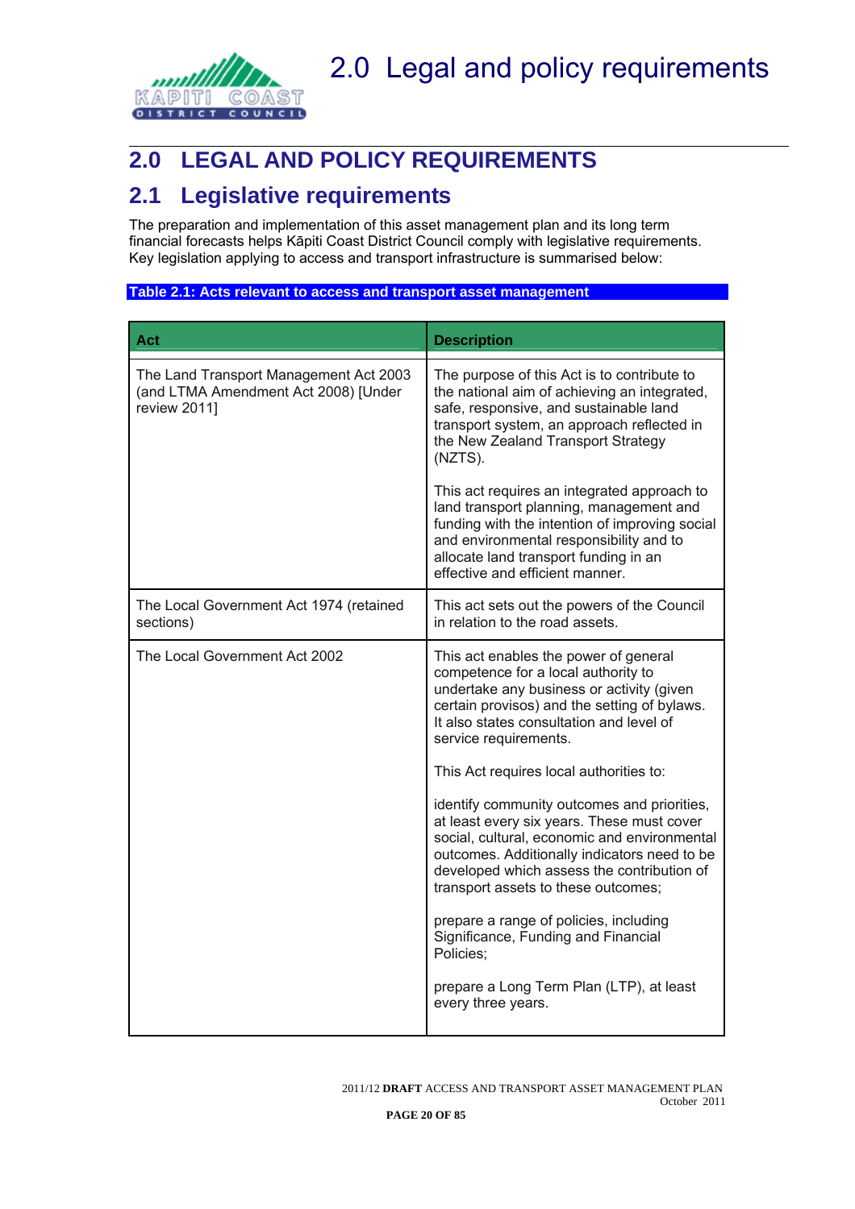# 2.0 LEGAL AND POLICY REQUIREMENTS

## 2.1 Legislative requirements

The preparation and implementation of this asset management plan and its long term financial forecasts helps Kāpiti Coast District Council comply with legislative requirements. Key legislation applying to access and transport infrastructure is summarised below:

**Table 2.1: Acts relevant to access and transport asset management**

| Act | Description |
|---|---|
| The Land Transport Management Act 2003 (and LTMA Amendment Act 2008) [Under review 2011] | The purpose of this Act is to contribute to the national aim of achieving an integrated, safe, responsive, and sustainable land transport system, an approach reflected in the New Zealand Transport Strategy (NZTS).<br><br>This act requires an integrated approach to land transport planning, management and funding with the intention of improving social and environmental responsibility and to allocate land transport funding in an effective and efficient manner. |
| The Local Government Act 1974 (retained sections) | This act sets out the powers of the Council in relation to the road assets. |
| The Local Government Act 2002 | This act enables the power of general competence for a local authority to undertake any business or activity (given certain provisos) and the setting of bylaws. It also states consultation and level of service requirements.<br><br>This Act requires local authorities to:<br><br>identify community outcomes and priorities, at least every six years. These must cover social, cultural, economic and environmental outcomes. Additionally indicators need to be developed which assess the contribution of transport assets to these outcomes;<br><br>prepare a range of policies, including Significance, Funding and Financial Policies;<br><br>prepare a Long Term Plan (LTP), at least every three years. |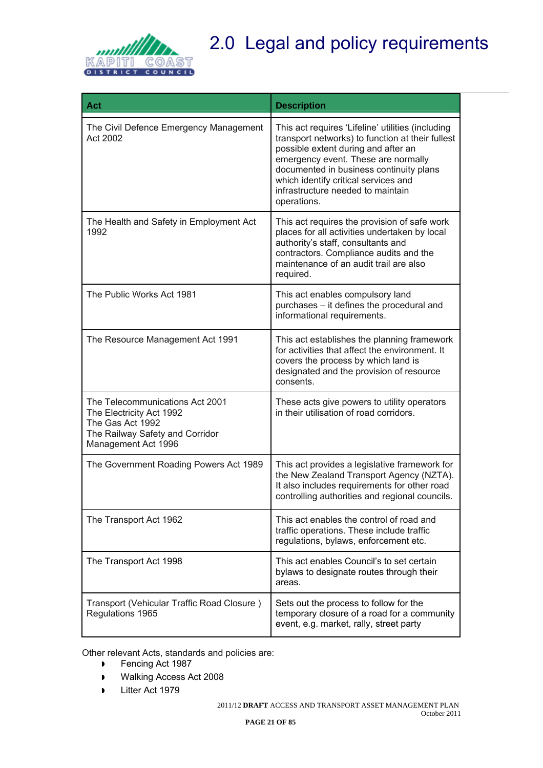# 2.0 Legal and policy requirements

| Act | Description |
|---|---|
| The Civil Defence Emergency Management Act 2002 | This act requires 'Lifeline' utilities (including transport networks) to function at their fullest possible extent during and after an emergency event. These are normally documented in business continuity plans which identify critical services and infrastructure needed to maintain operations. |
| The Health and Safety in Employment Act 1992 | This act requires the provision of safe work places for all activities undertaken by local authority's staff, consultants and contractors. Compliance audits and the maintenance of an audit trail are also required. |
| The Public Works Act 1981 | This act enables compulsory land purchases – it defines the procedural and informational requirements. |
| The Resource Management Act 1991 | This act establishes the planning framework for activities that affect the environment. It covers the process by which land is designated and the provision of resource consents. |
| The Telecommunications Act 2001<br>The Electricity Act 1992<br>The Gas Act 1992<br>The Railway Safety and Corridor Management Act 1996 | These acts give powers to utility operators in their utilisation of road corridors. |
| The Government Roading Powers Act 1989 | This act provides a legislative framework for the New Zealand Transport Agency (NZTA). It also includes requirements for other road controlling authorities and regional councils. |
| The Transport Act 1962 | This act enables the control of road and traffic operations. These include traffic regulations, bylaws, enforcement etc. |
| The Transport Act 1998 | This act enables Council's to set certain bylaws to designate routes through their areas. |
| Transport (Vehicular Traffic Road Closure ) Regulations 1965 | Sets out the process to follow for the temporary closure of a road for a community event, e.g. market, rally, street party |

Other relevant Acts, standards and policies are:

- Fencing Act 1987
- Walking Access Act 2008
- Litter Act 1979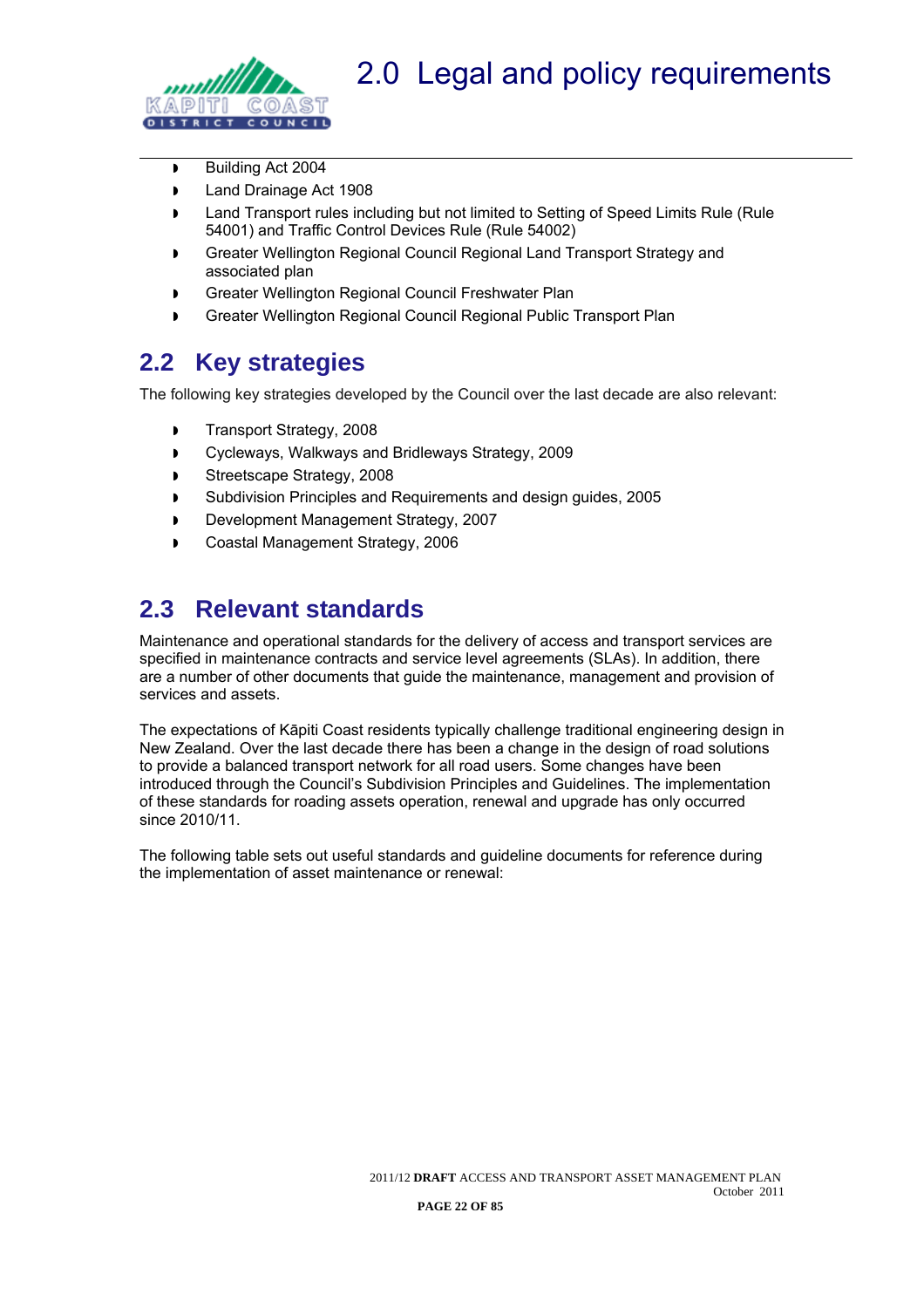- Building Act 2004
- Land Drainage Act 1908
- Land Transport rules including but not limited to Setting of Speed Limits Rule (Rule 54001) and Traffic Control Devices Rule (Rule 54002)
- Greater Wellington Regional Council Regional Land Transport Strategy and associated plan
- Greater Wellington Regional Council Freshwater Plan
- Greater Wellington Regional Council Regional Public Transport Plan

## 2.2 Key strategies

The following key strategies developed by the Council over the last decade are also relevant:

- Transport Strategy, 2008
- Cycleways, Walkways and Bridleways Strategy, 2009
- Streetscape Strategy, 2008
- Subdivision Principles and Requirements and design guides, 2005
- Development Management Strategy, 2007
- Coastal Management Strategy, 2006

## 2.3 Relevant standards

Maintenance and operational standards for the delivery of access and transport services are specified in maintenance contracts and service level agreements (SLAs). In addition, there are a number of other documents that guide the maintenance, management and provision of services and assets.

The expectations of Kāpiti Coast residents typically challenge traditional engineering design in New Zealand. Over the last decade there has been a change in the design of road solutions to provide a balanced transport network for all road users. Some changes have been introduced through the Council's Subdivision Principles and Guidelines. The implementation of these standards for roading assets operation, renewal and upgrade has only occurred since 2010/11.

The following table sets out useful standards and guideline documents for reference during the implementation of asset maintenance or renewal: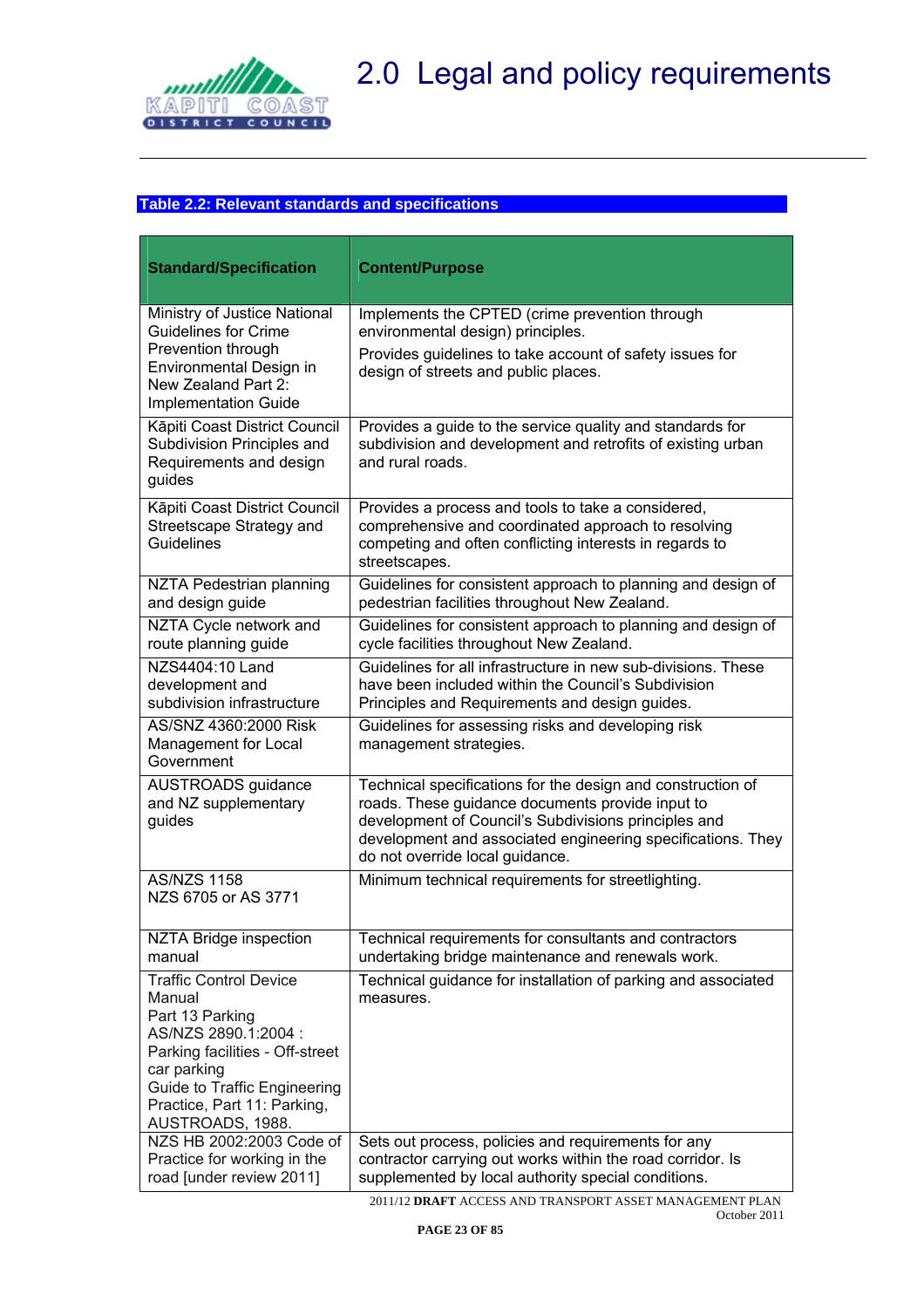# 2.0 Legal and policy requirements

**Table 2.2: Relevant standards and specifications**

| Standard/Specification | Content/Purpose |
|---|---|
| Ministry of Justice National Guidelines for Crime Prevention through Environmental Design in New Zealand Part 2: Implementation Guide | Implements the CPTED (crime prevention through environmental design) principles.<br>Provides guidelines to take account of safety issues for design of streets and public places. |
| Kāpiti Coast District Council Subdivision Principles and Requirements and design guides | Provides a guide to the service quality and standards for subdivision and development and retrofits of existing urban and rural roads. |
| Kāpiti Coast District Council Streetscape Strategy and Guidelines | Provides a process and tools to take a considered, comprehensive and coordinated approach to resolving competing and often conflicting interests in regards to streetscapes. |
| NZTA Pedestrian planning and design guide | Guidelines for consistent approach to planning and design of pedestrian facilities throughout New Zealand. |
| NZTA Cycle network and route planning guide | Guidelines for consistent approach to planning and design of cycle facilities throughout New Zealand. |
| NZS4404:10 Land development and subdivision infrastructure | Guidelines for all infrastructure in new sub-divisions. These have been included within the Council's Subdivision Principles and Requirements and design guides. |
| AS/SNZ 4360:2000 Risk Management for Local Government | Guidelines for assessing risks and developing risk management strategies. |
| AUSTROADS guidance and NZ supplementary guides | Technical specifications for the design and construction of roads. These guidance documents provide input to development of Council's Subdivisions principles and development and associated engineering specifications. They do not override local guidance. |
| AS/NZS 1158<br>NZS 6705 or AS 3771 | Minimum technical requirements for streetlighting. |
| NZTA Bridge inspection manual | Technical requirements for consultants and contractors undertaking bridge maintenance and renewals work. |
| Traffic Control Device Manual<br>Part 13 Parking<br>AS/NZS 2890.1:2004 : Parking facilities - Off-street car parking<br>Guide to Traffic Engineering Practice, Part 11: Parking, AUSTROADS, 1988. | Technical guidance for installation of parking and associated measures. |
| NZS HB 2002:2003 Code of Practice for working in the road [under review 2011] | Sets out process, policies and requirements for any contractor carrying out works within the road corridor. Is supplemented by local authority special conditions. |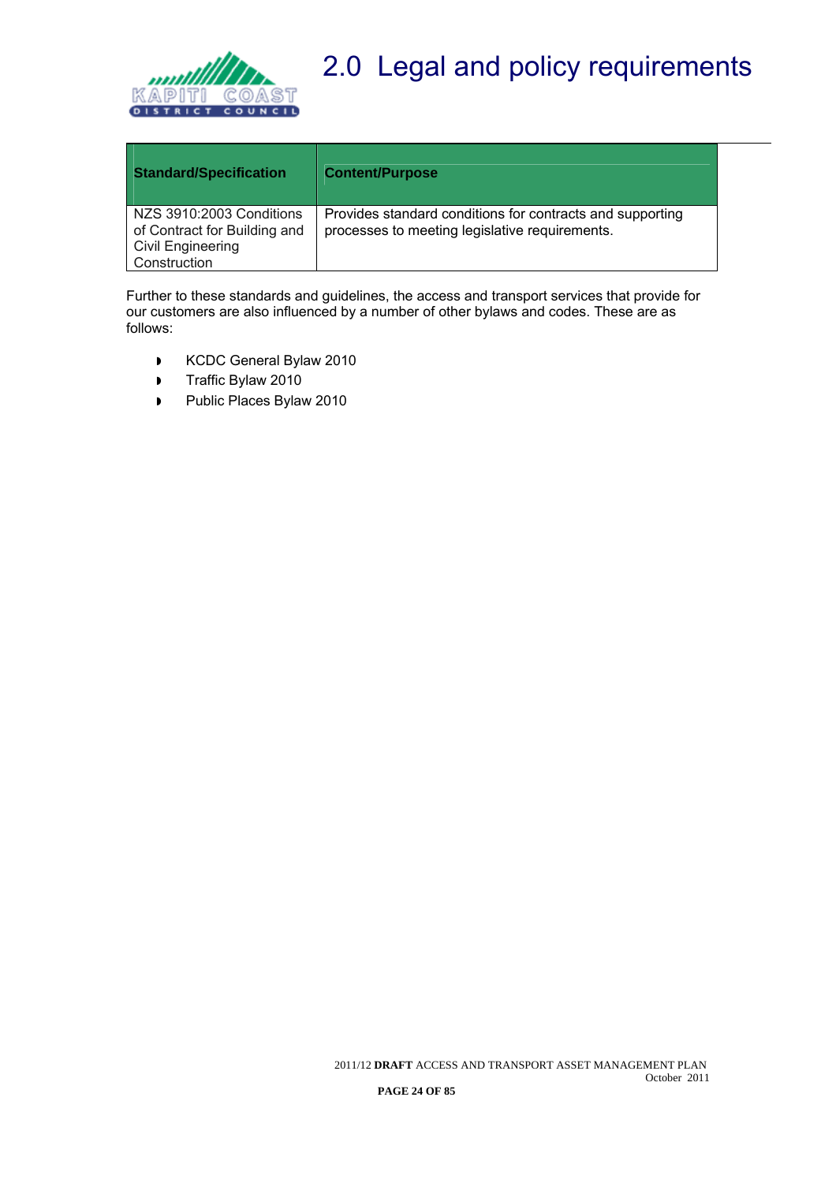| Standard/Specification | Content/Purpose |
| --- | --- |
| NZS 3910:2003 Conditions of Contract for Building and Civil Engineering Construction | Provides standard conditions for contracts and supporting processes to meeting legislative requirements. |

Further to these standards and guidelines, the access and transport services that provide for our customers are also influenced by a number of other bylaws and codes. These are as follows:

- KCDC General Bylaw 2010
- Traffic Bylaw 2010
- Public Places Bylaw 2010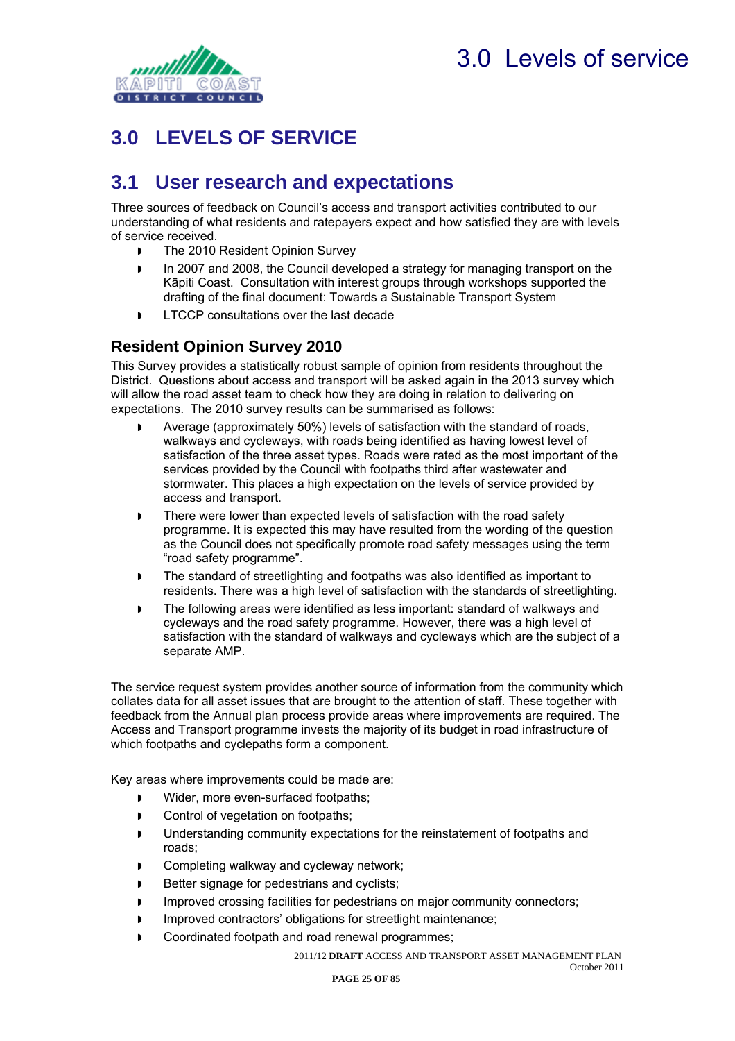# 3.0 LEVELS OF SERVICE

## 3.1 User research and expectations

Three sources of feedback on Council's access and transport activities contributed to our understanding of what residents and ratepayers expect and how satisfied they are with levels of service received.

- The 2010 Resident Opinion Survey
- In 2007 and 2008, the Council developed a strategy for managing transport on the Kāpiti Coast. Consultation with interest groups through workshops supported the drafting of the final document: Towards a Sustainable Transport System
- LTCCP consultations over the last decade

### Resident Opinion Survey 2010

This Survey provides a statistically robust sample of opinion from residents throughout the District. Questions about access and transport will be asked again in the 2013 survey which will allow the road asset team to check how they are doing in relation to delivering on expectations. The 2010 survey results can be summarised as follows:

- Average (approximately 50%) levels of satisfaction with the standard of roads, walkways and cycleways, with roads being identified as having lowest level of satisfaction of the three asset types. Roads were rated as the most important of the services provided by the Council with footpaths third after wastewater and stormwater. This places a high expectation on the levels of service provided by access and transport.
- There were lower than expected levels of satisfaction with the road safety programme. It is expected this may have resulted from the wording of the question as the Council does not specifically promote road safety messages using the term "road safety programme".
- The standard of streetlighting and footpaths was also identified as important to residents. There was a high level of satisfaction with the standards of streetlighting.
- The following areas were identified as less important: standard of walkways and cycleways and the road safety programme. However, there was a high level of satisfaction with the standard of walkways and cycleways which are the subject of a separate AMP.

The service request system provides another source of information from the community which collates data for all asset issues that are brought to the attention of staff. These together with feedback from the Annual plan process provide areas where improvements are required. The Access and Transport programme invests the majority of its budget in road infrastructure of which footpaths and cyclepaths form a component.

Key areas where improvements could be made are:

- Wider, more even-surfaced footpaths;
- Control of vegetation on footpaths;
- Understanding community expectations for the reinstatement of footpaths and roads;
- Completing walkway and cycleway network;
- Better signage for pedestrians and cyclists;
- Improved crossing facilities for pedestrians on major community connectors;
- Improved contractors' obligations for streetlight maintenance;
- Coordinated footpath and road renewal programmes;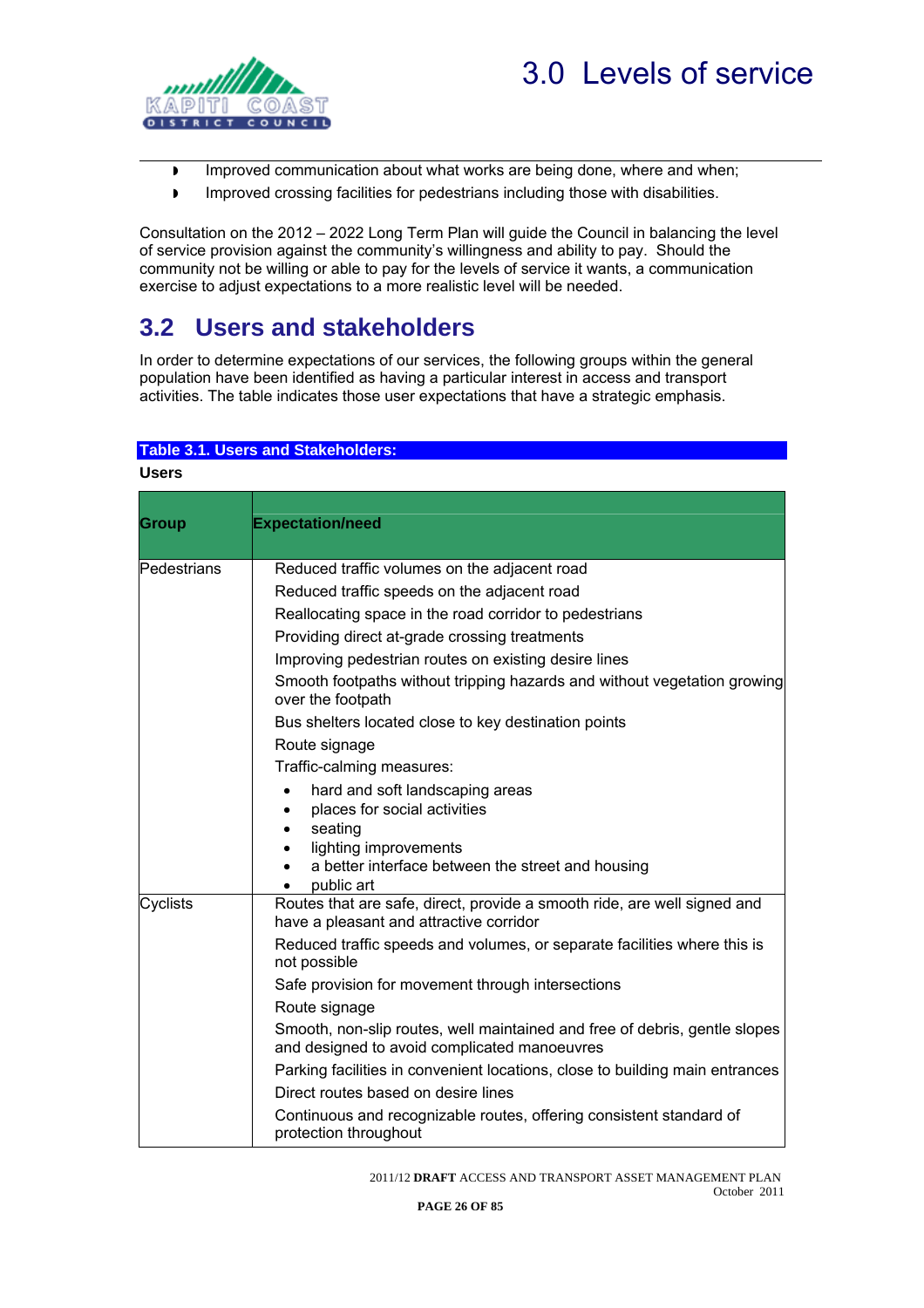- Improved communication about what works are being done, where and when;
- Improved crossing facilities for pedestrians including those with disabilities.

Consultation on the 2012 – 2022 Long Term Plan will guide the Council in balancing the level of service provision against the community's willingness and ability to pay. Should the community not be willing or able to pay for the levels of service it wants, a communication exercise to adjust expectations to a more realistic level will be needed.

## 3.2 Users and stakeholders

In order to determine expectations of our services, the following groups within the general population have been identified as having a particular interest in access and transport activities. The table indicates those user expectations that have a strategic emphasis.

**Table 3.1. Users and Stakeholders:**

**Users**

| Group | Expectation/need |
|---|---|
| Pedestrians | Reduced traffic volumes on the adjacent road<br>Reduced traffic speeds on the adjacent road<br>Reallocating space in the road corridor to pedestrians<br>Providing direct at-grade crossing treatments<br>Improving pedestrian routes on existing desire lines<br>Smooth footpaths without tripping hazards and without vegetation growing over the footpath<br>Bus shelters located close to key destination points<br>Route signage<br>Traffic-calming measures:<br>• hard and soft landscaping areas<br>• places for social activities<br>• seating<br>• lighting improvements<br>• a better interface between the street and housing<br>• public art |
| Cyclists | Routes that are safe, direct, provide a smooth ride, are well signed and have a pleasant and attractive corridor<br>Reduced traffic speeds and volumes, or separate facilities where this is not possible<br>Safe provision for movement through intersections<br>Route signage<br>Smooth, non-slip routes, well maintained and free of debris, gentle slopes and designed to avoid complicated manoeuvres<br>Parking facilities in convenient locations, close to building main entrances<br>Direct routes based on desire lines<br>Continuous and recognizable routes, offering consistent standard of protection throughout |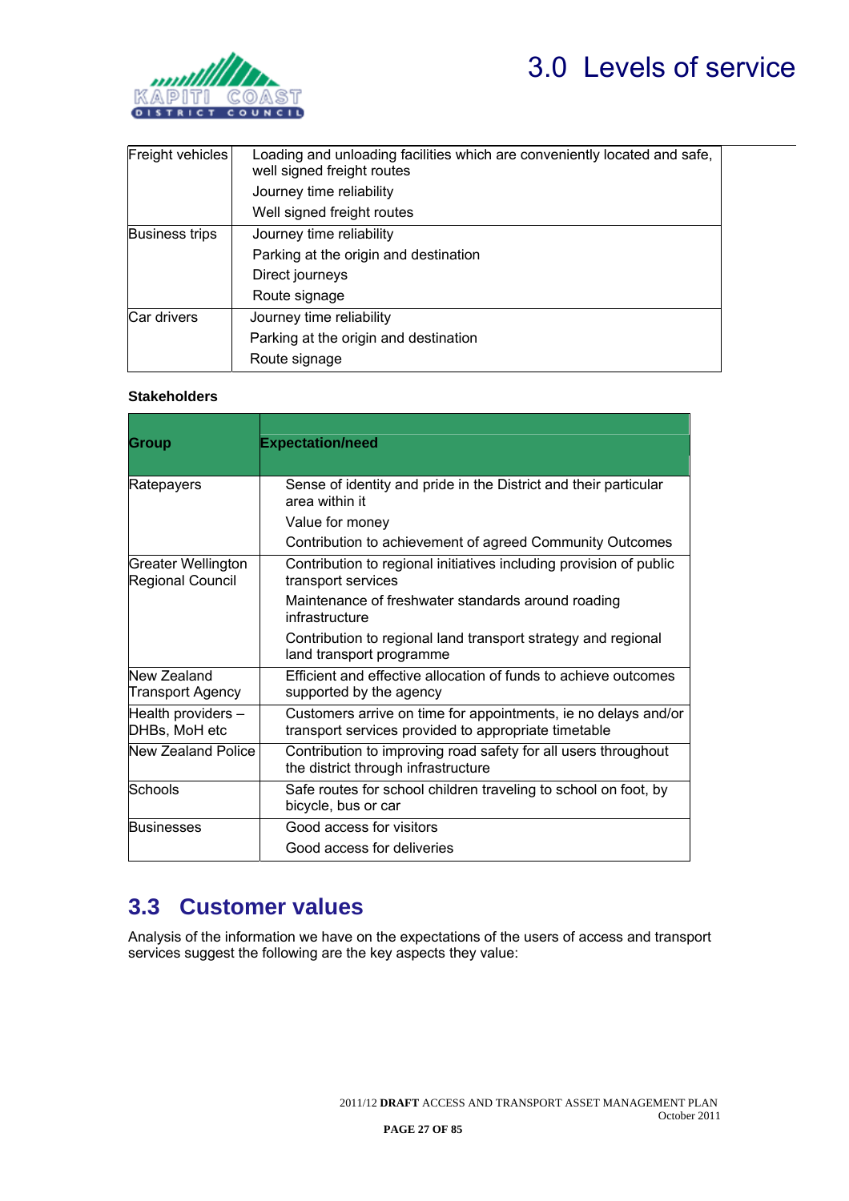| | |
|---|---|
| Freight vehicles | Loading and unloading facilities which are conveniently located and safe, well signed freight routes<br>Journey time reliability<br>Well signed freight routes |
| Business trips | Journey time reliability<br>Parking at the origin and destination<br>Direct journeys<br>Route signage |
| Car drivers | Journey time reliability<br>Parking at the origin and destination<br>Route signage |

**Stakeholders**

| Group | Expectation/need |
|---|---|
| Ratepayers | Sense of identity and pride in the District and their particular area within it<br>Value for money<br>Contribution to achievement of agreed Community Outcomes |
| Greater Wellington Regional Council | Contribution to regional initiatives including provision of public transport services<br>Maintenance of freshwater standards around roading infrastructure<br>Contribution to regional land transport strategy and regional land transport programme |
| New Zealand Transport Agency | Efficient and effective allocation of funds to achieve outcomes supported by the agency |
| Health providers – DHBs, MoH etc | Customers arrive on time for appointments, ie no delays and/or transport services provided to appropriate timetable |
| New Zealand Police | Contribution to improving road safety for all users throughout the district through infrastructure |
| Schools | Safe routes for school children traveling to school on foot, by bicycle, bus or car |
| Businesses | Good access for visitors<br>Good access for deliveries |

## 3.3 Customer values

Analysis of the information we have on the expectations of the users of access and transport services suggest the following are the key aspects they value: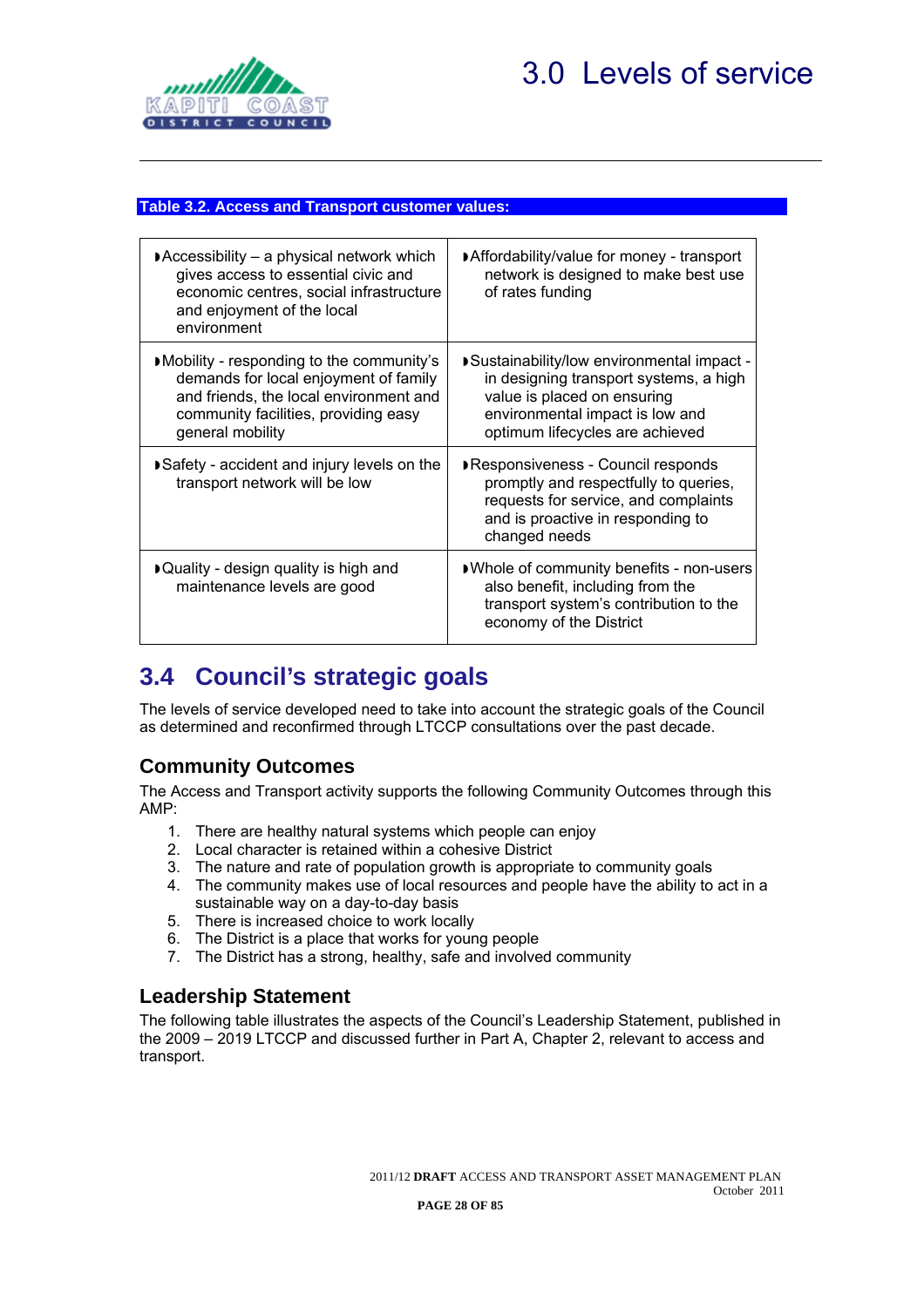**Table 3.2. Access and Transport customer values:**

| | |
|---|---|
| ◗Accessibility – a physical network which gives access to essential civic and economic centres, social infrastructure and enjoyment of the local environment | ◗Affordability/value for money - transport network is designed to make best use of rates funding |
| ◗Mobility - responding to the community's demands for local enjoyment of family and friends, the local environment and community facilities, providing easy general mobility | ◗Sustainability/low environmental impact - in designing transport systems, a high value is placed on ensuring environmental impact is low and optimum lifecycles are achieved |
| ◗Safety - accident and injury levels on the transport network will be low | ◗Responsiveness - Council responds promptly and respectfully to queries, requests for service, and complaints and is proactive in responding to changed needs |
| ◗Quality - design quality is high and maintenance levels are good | ◗Whole of community benefits - non-users also benefit, including from the transport system's contribution to the economy of the District |

## 3.4 Council's strategic goals

The levels of service developed need to take into account the strategic goals of the Council as determined and reconfirmed through LTCCP consultations over the past decade.

### Community Outcomes

The Access and Transport activity supports the following Community Outcomes through this AMP:

1. There are healthy natural systems which people can enjoy
2. Local character is retained within a cohesive District
3. The nature and rate of population growth is appropriate to community goals
4. The community makes use of local resources and people have the ability to act in a sustainable way on a day-to-day basis
5. There is increased choice to work locally
6. The District is a place that works for young people
7. The District has a strong, healthy, safe and involved community

### Leadership Statement

The following table illustrates the aspects of the Council's Leadership Statement, published in the 2009 – 2019 LTCCP and discussed further in Part A, Chapter 2, relevant to access and transport.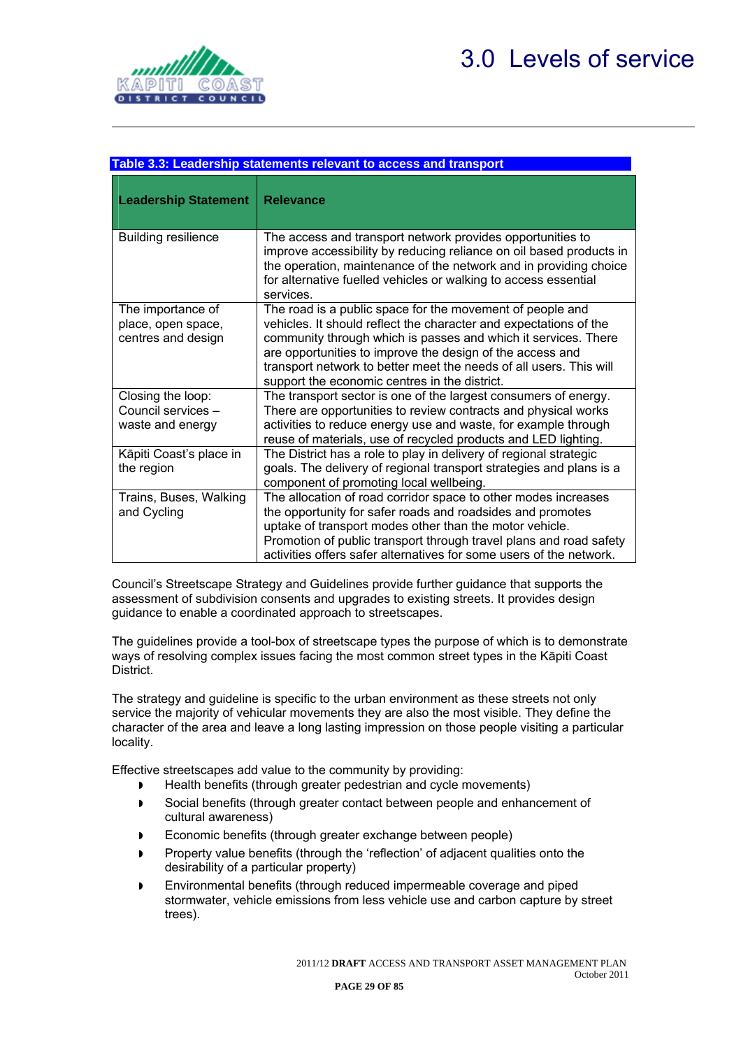# 3.0 Levels of service

**Table 3.3: Leadership statements relevant to access and transport**

| Leadership Statement | Relevance |
|---|---|
| Building resilience | The access and transport network provides opportunities to improve accessibility by reducing reliance on oil based products in the operation, maintenance of the network and in providing choice for alternative fuelled vehicles or walking to access essential services. |
| The importance of place, open space, centres and design | The road is a public space for the movement of people and vehicles. It should reflect the character and expectations of the community through which is passes and which it services. There are opportunities to improve the design of the access and transport network to better meet the needs of all users. This will support the economic centres in the district. |
| Closing the loop: Council services – waste and energy | The transport sector is one of the largest consumers of energy. There are opportunities to review contracts and physical works activities to reduce energy use and waste, for example through reuse of materials, use of recycled products and LED lighting. |
| Kāpiti Coast's place in the region | The District has a role to play in delivery of regional strategic goals. The delivery of regional transport strategies and plans is a component of promoting local wellbeing. |
| Trains, Buses, Walking and Cycling | The allocation of road corridor space to other modes increases the opportunity for safer roads and roadsides and promotes uptake of transport modes other than the motor vehicle. Promotion of public transport through travel plans and road safety activities offers safer alternatives for some users of the network. |

Council's Streetscape Strategy and Guidelines provide further guidance that supports the assessment of subdivision consents and upgrades to existing streets. It provides design guidance to enable a coordinated approach to streetscapes.

The guidelines provide a tool-box of streetscape types the purpose of which is to demonstrate ways of resolving complex issues facing the most common street types in the Kāpiti Coast District.

The strategy and guideline is specific to the urban environment as these streets not only service the majority of vehicular movements they are also the most visible. They define the character of the area and leave a long lasting impression on those people visiting a particular locality.

Effective streetscapes add value to the community by providing:

- Health benefits (through greater pedestrian and cycle movements)
- Social benefits (through greater contact between people and enhancement of cultural awareness)
- Economic benefits (through greater exchange between people)
- Property value benefits (through the 'reflection' of adjacent qualities onto the desirability of a particular property)
- Environmental benefits (through reduced impermeable coverage and piped stormwater, vehicle emissions from less vehicle use and carbon capture by street trees).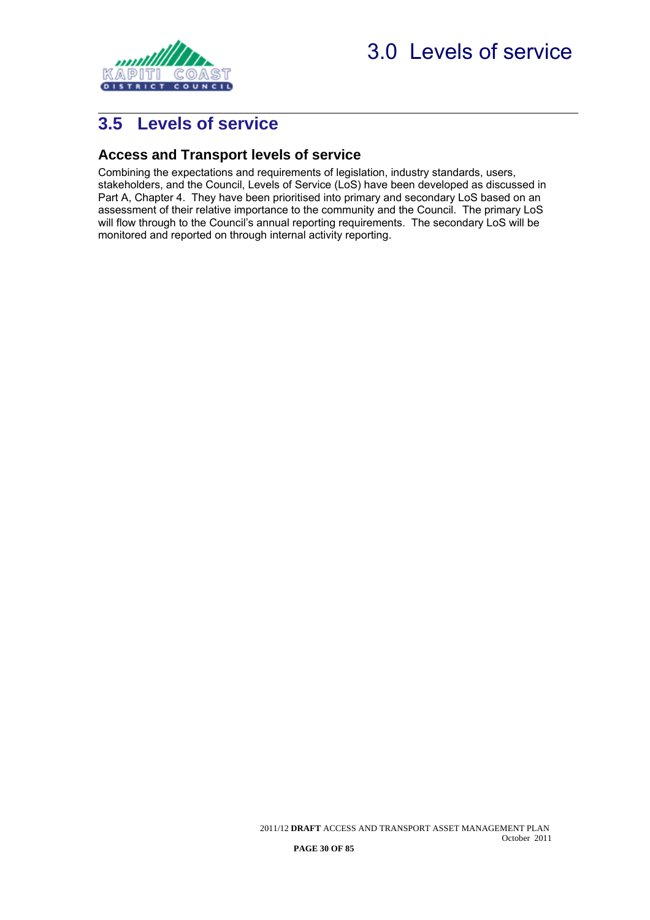## 3.5 Levels of service

### Access and Transport levels of service

Combining the expectations and requirements of legislation, industry standards, users, stakeholders, and the Council, Levels of Service (LoS) have been developed as discussed in Part A, Chapter 4. They have been prioritised into primary and secondary LoS based on an assessment of their relative importance to the community and the Council. The primary LoS will flow through to the Council's annual reporting requirements. The secondary LoS will be monitored and reported on through internal activity reporting.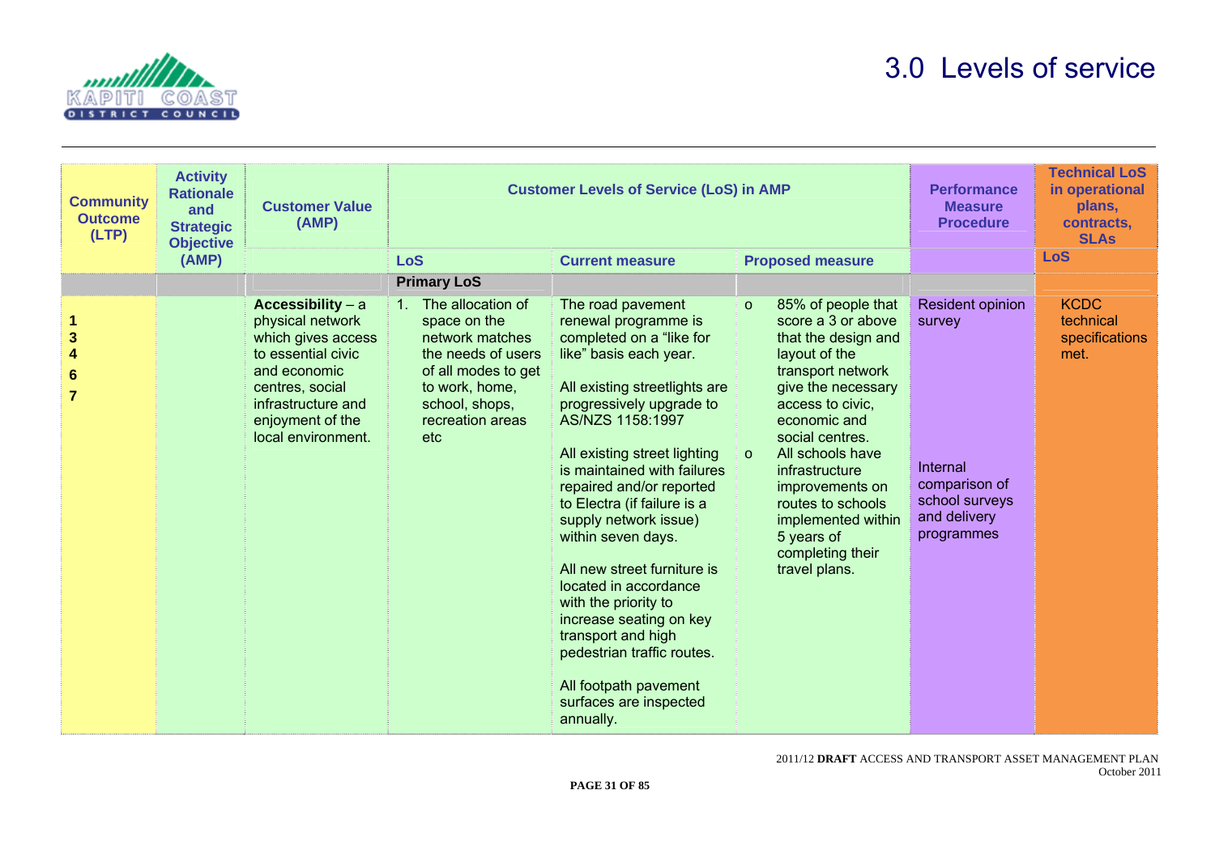# 3.0 Levels of service

| Community Outcome (LTP) | Activity Rationale and Strategic Objective (AMP) | Customer Value (AMP) | Customer Levels of Service (LoS) in AMP | | | Performance Measure Procedure | Technical LoS in operational plans, contracts, SLAs |
|---|---|---|---|---|---|---|---|
| | | | LoS | Current measure | Proposed measure | | LoS |
| | | | **Primary LoS** | | | | |
| **1** **3** **4** **6** **7** | | **Accessibility** – a physical network which gives access to essential civic and economic centres, social infrastructure and enjoyment of the local environment. | 1. The allocation of space on the network matches the needs of users of all modes to get to work, home, school, shops, recreation areas etc | The road pavement renewal programme is completed on a "like for like" basis each year.<br><br>All existing streetlights are progressively upgrade to AS/NZS 1158:1997<br><br>All existing street lighting is maintained with failures repaired and/or reported to Electra (if failure is a supply network issue) within seven days.<br><br>All new street furniture is located in accordance with the priority to increase seating on key transport and high pedestrian traffic routes.<br><br>All footpath pavement surfaces are inspected annually. | o 85% of people that score a 3 or above that the design and layout of the transport network give the necessary access to civic, economic and social centres.<br><br>o All schools have infrastructure improvements on routes to schools implemented within 5 years of completing their travel plans. | Resident opinion survey<br><br>Internal comparison of school surveys and delivery programmes | KCDC technical specifications met. |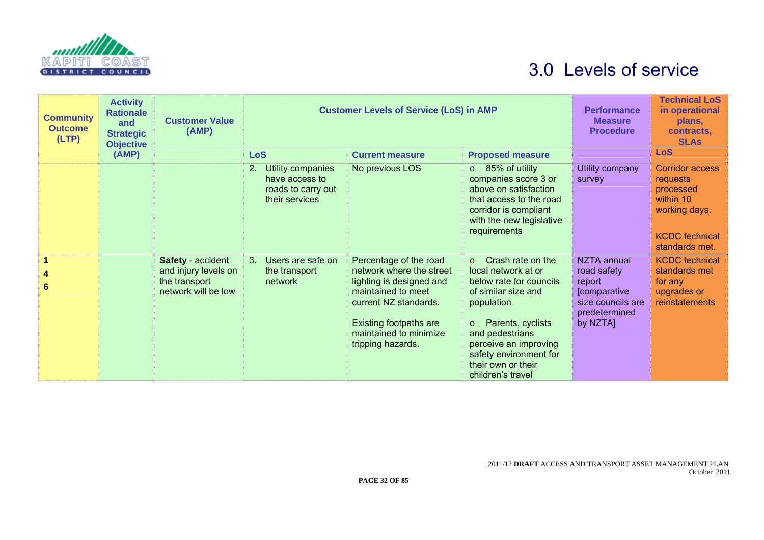# 3.0 Levels of service

| Community Outcome (LTP) | Activity Rationale and Strategic Objective (AMP) | Customer Value (AMP) | Customer Levels of Service (LoS) in AMP | | | Performance Measure Procedure | Technical LoS in operational plans, contracts, SLAs |
|---|---|---|---|---|---|---|---|
| | | | LoS | Current measure | Proposed measure | | LoS |
| | | | 2. Utility companies have access to roads to carry out their services | No previous LOS | o 85% of utility companies score 3 or above on satisfaction that access to the road corridor is compliant with the new legislative requirements | Utility company survey | Corridor access requests processed within 10 working days.<br><br>KCDC technical standards met. |
| **1**<br>**4**<br>**6** | | **Safety** - accident and injury levels on the transport network will be low | 3. Users are safe on the transport network | Percentage of the road network where the street lighting is designed and maintained to meet current NZ standards.<br><br>Existing footpaths are maintained to minimize tripping hazards. | o Crash rate on the local network at or below rate for councils of similar size and population<br><br>o Parents, cyclists and pedestrians perceive an improving safety environment for their own or their children's travel | NZTA annual road safety report [comparative size councils are predetermined by NZTA] | KCDC technical standards met for any upgrades or reinstatements |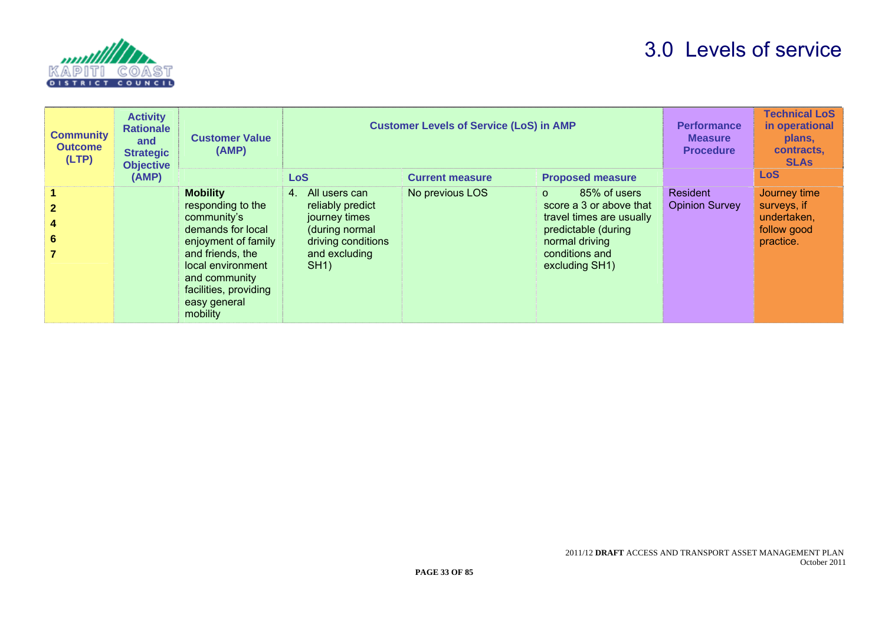# 3.0 Levels of service

| Community Outcome (LTP) | Activity Rationale and Strategic Objective (AMP) | Customer Value (AMP) | Customer Levels of Service (LoS) in AMP | | | Performance Measure Procedure | Technical LoS in operational plans, contracts, SLAs |
|---|---|---|---|---|---|---|---|
| | | | LoS | Current measure | Proposed measure | | LoS |
| 1<br>2<br>4<br>6<br>7 | | **Mobility** responding to the community's demands for local enjoyment of family and friends, the local environment and community facilities, providing easy general mobility | 4. All users can reliably predict journey times (during normal driving conditions and excluding SH1) | No previous LOS | o 85% of users score a 3 or above that travel times are usually predictable (during normal driving conditions and excluding SH1) | Resident Opinion Survey | Journey time surveys, if undertaken, follow good practice. |

2011/12 **DRAFT** ACCESS AND TRANSPORT ASSET MANAGEMENT PLAN
October 2011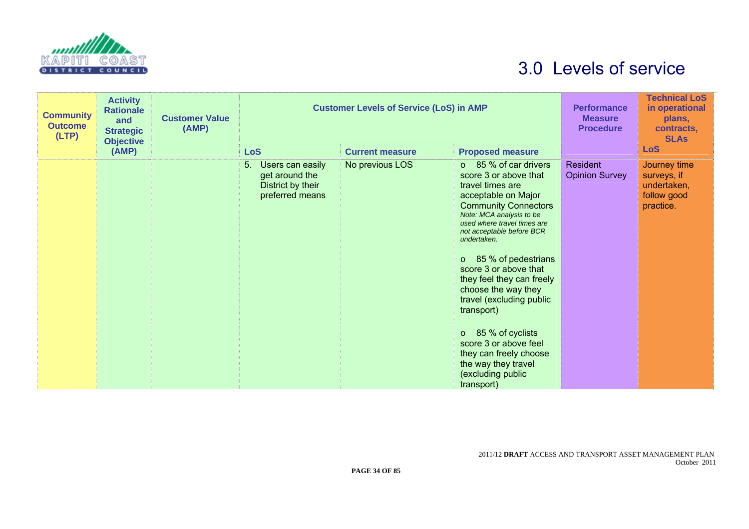# 3.0 Levels of service

| Community Outcome (LTP) | Activity Rationale and Strategic Objective (AMP) | Customer Value (AMP) | Customer Levels of Service (LoS) in AMP | | | Performance Measure Procedure | Technical LoS in operational plans, contracts, SLAs |
|---|---|---|---|---|---|---|---|
| | | | LoS | Current measure | Proposed measure | | LoS |
| | | | 5. Users can easily get around the District by their preferred means | No previous LOS | o 85 % of car drivers score 3 or above that travel times are acceptable on Major Community Connectors<br>*Note: MCA analysis to be used where travel times are not acceptable before BCR undertaken.*<br><br>o 85 % of pedestrians score 3 or above that they feel they can freely choose the way they travel (excluding public transport)<br><br>o 85 % of cyclists score 3 or above feel they can freely choose the way they travel (excluding public transport) | Resident Opinion Survey | Journey time surveys, if undertaken, follow good practice. |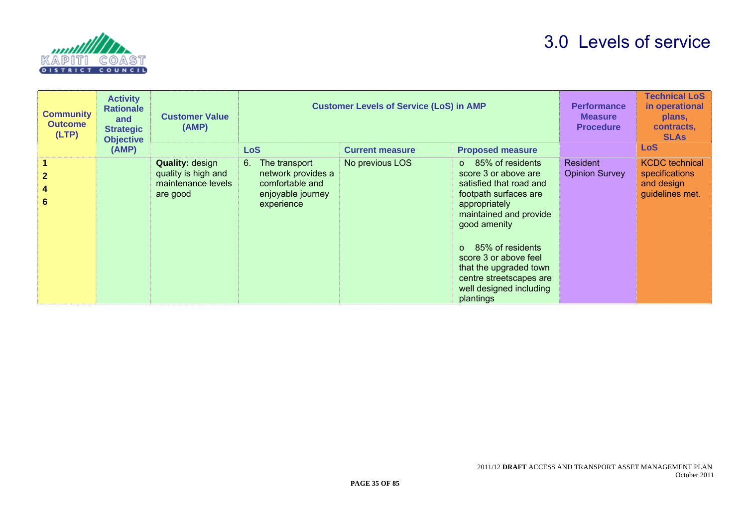# 3.0 Levels of service

| Community Outcome (LTP) | Activity Rationale and Strategic Objective (AMP) | Customer Value (AMP) | Customer Levels of Service (LoS) in AMP | | | Performance Measure Procedure | Technical LoS in operational plans, contracts, SLAs |
|---|---|---|---|---|---|---|---|
| | | | LoS | Current measure | Proposed measure | | LoS |
| 1<br>2<br>4<br>6 | | **Quality:** design quality is high and maintenance levels are good | 6. The transport network provides a comfortable and enjoyable journey experience | No previous LOS | o 85% of residents score 3 or above are satisfied that road and footpath surfaces are appropriately maintained and provide good amenity<br><br>o 85% of residents score 3 or above feel that the upgraded town centre streetscapes are well designed including plantings | Resident Opinion Survey | KCDC technical specifications and design guidelines met. |

2011/12 **DRAFT** ACCESS AND TRANSPORT ASSET MANAGEMENT PLAN
October 2011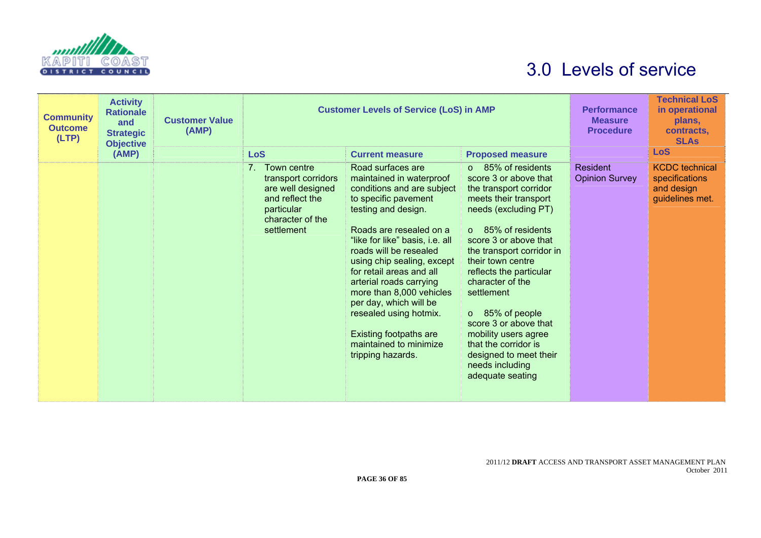# 3.0 Levels of service

| Community Outcome (LTP) | Activity Rationale and Strategic Objective (AMP) | Customer Value (AMP) | Customer Levels of Service (LoS) in AMP | | | Performance Measure Procedure | Technical LoS in operational plans, contracts, SLAs |
|---|---|---|---|---|---|---|---|
| | | | LoS | Current measure | Proposed measure | | LoS |
| | | | 7. Town centre transport corridors are well designed and reflect the particular character of the settlement | Road surfaces are maintained in waterproof conditions and are subject to specific pavement testing and design.<br><br>Roads are resealed on a "like for like" basis, i.e. all roads will be resealed using chip sealing, except for retail areas and all arterial roads carrying more than 8,000 vehicles per day, which will be resealed using hotmix.<br><br>Existing footpaths are maintained to minimize tripping hazards. | o 85% of residents score 3 or above that the transport corridor meets their transport needs (excluding PT)<br><br>o 85% of residents score 3 or above that the transport corridor in their town centre reflects the particular character of the settlement<br><br>o 85% of people score 3 or above that mobility users agree that the corridor is designed to meet their needs including adequate seating | Resident Opinion Survey | KCDC technical specifications and design guidelines met. |

2011/12 **DRAFT** ACCESS AND TRANSPORT ASSET MANAGEMENT PLAN
October 2011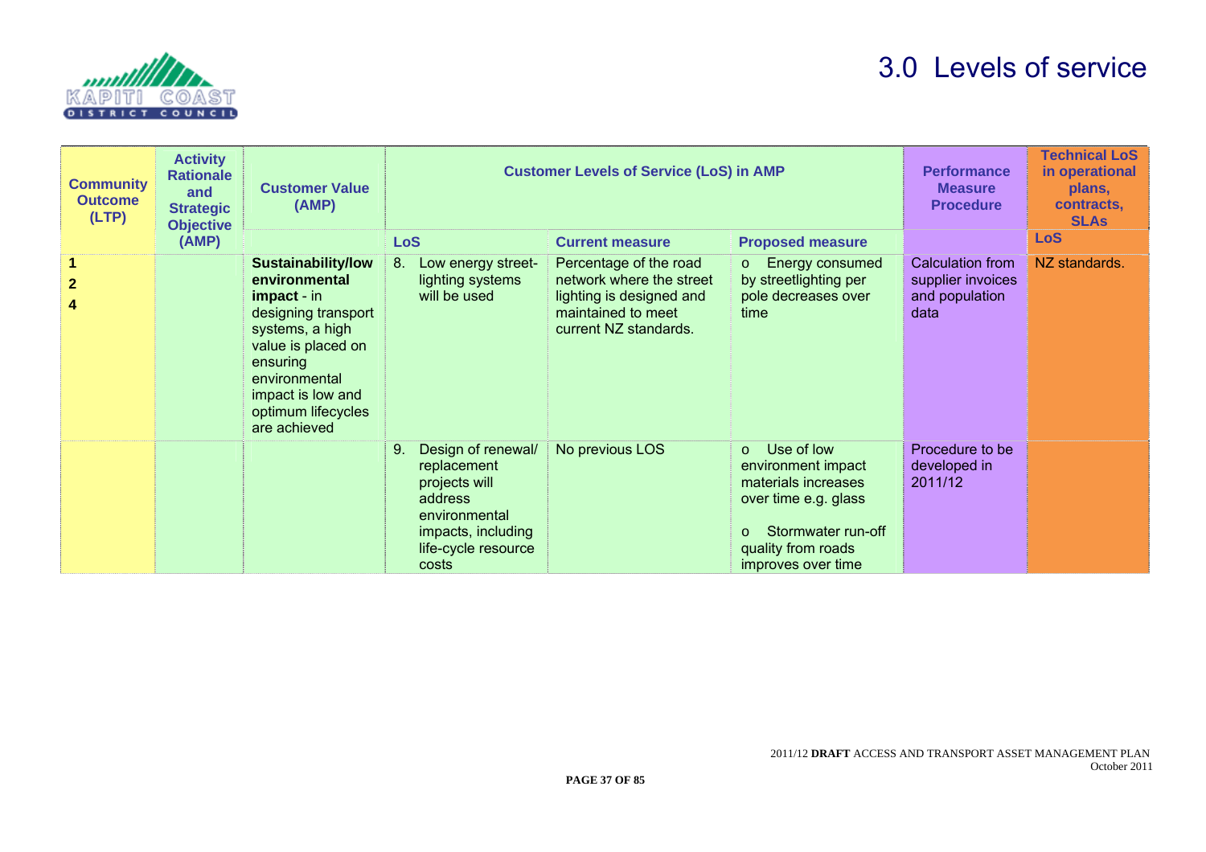# 3.0 Levels of service

| Community Outcome (LTP) | Activity Rationale and Strategic Objective (AMP) | Customer Value (AMP) | Customer Levels of Service (LoS) in AMP | | | Performance Measure Procedure | Technical LoS in operational plans, contracts, SLAs |
|---|---|---|---|---|---|---|---|
| | | | LoS | Current measure | Proposed measure | | LoS |
| 1<br>2<br>4 | | **Sustainability/low environmental impact** - in designing transport systems, a high value is placed on ensuring environmental impact is low and optimum lifecycles are achieved | 8. Low energy street-lighting systems will be used | Percentage of the road network where the street lighting is designed and maintained to meet current NZ standards. | o Energy consumed by streetlighting per pole decreases over time | Calculation from supplier invoices and population data | NZ standards. |
| | | | 9. Design of renewal/ replacement projects will address environmental impacts, including life-cycle resource costs | No previous LOS | o Use of low environment impact materials increases over time e.g. glass<br>o Stormwater run-off quality from roads improves over time | Procedure to be developed in 2011/12 | |

2011/12 **DRAFT** ACCESS AND TRANSPORT ASSET MANAGEMENT PLAN
October 2011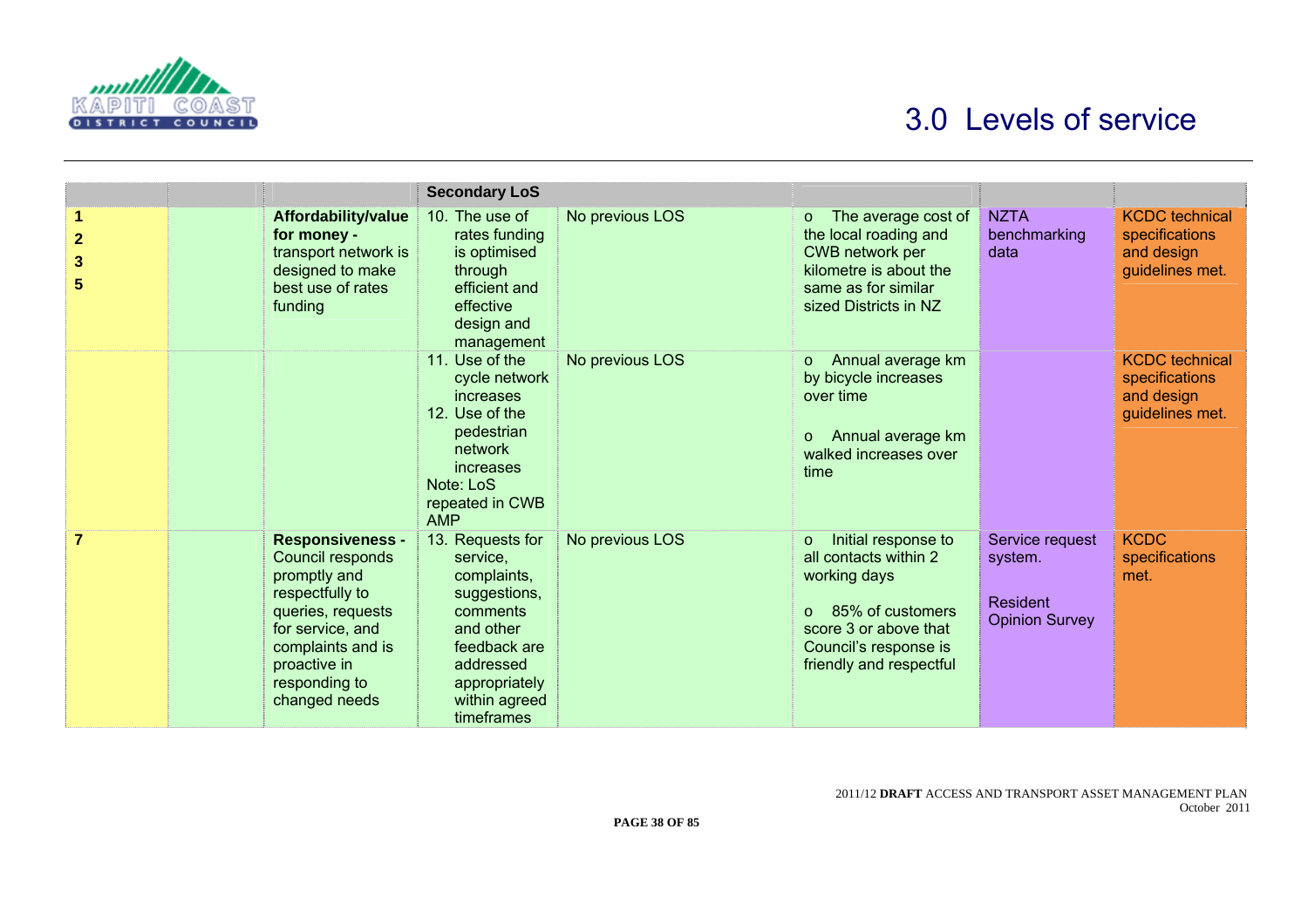# 3.0 Levels of service

| | | | Secondary LoS | | | | |
|---|---|---|---|---|---|---|---|
| 1<br>2<br>3<br>5 | | **Affordability/value for money -** transport network is designed to make best use of rates funding | 10. The use of rates funding is optimised through efficient and effective design and management | No previous LOS | o The average cost of the local roading and CWB network per kilometre is about the same as for similar sized Districts in NZ | NZTA benchmarking data | KCDC technical specifications and design guidelines met. |
| | | | 11. Use of the cycle network increases<br>12. Use of the pedestrian network increases<br>Note: LoS repeated in CWB AMP | No previous LOS | o Annual average km by bicycle increases over time<br><br>o Annual average km walked increases over time | | KCDC technical specifications and design guidelines met. |
| 7 | | **Responsiveness -** Council responds promptly and respectfully to queries, requests for service, and complaints and is proactive in responding to changed needs | 13. Requests for service, complaints, suggestions, comments and other feedback are addressed appropriately within agreed timeframes | No previous LOS | o Initial response to all contacts within 2 working days<br><br>o 85% of customers score 3 or above that Council's response is friendly and respectful | Service request system.<br><br>Resident Opinion Survey | KCDC specifications met. |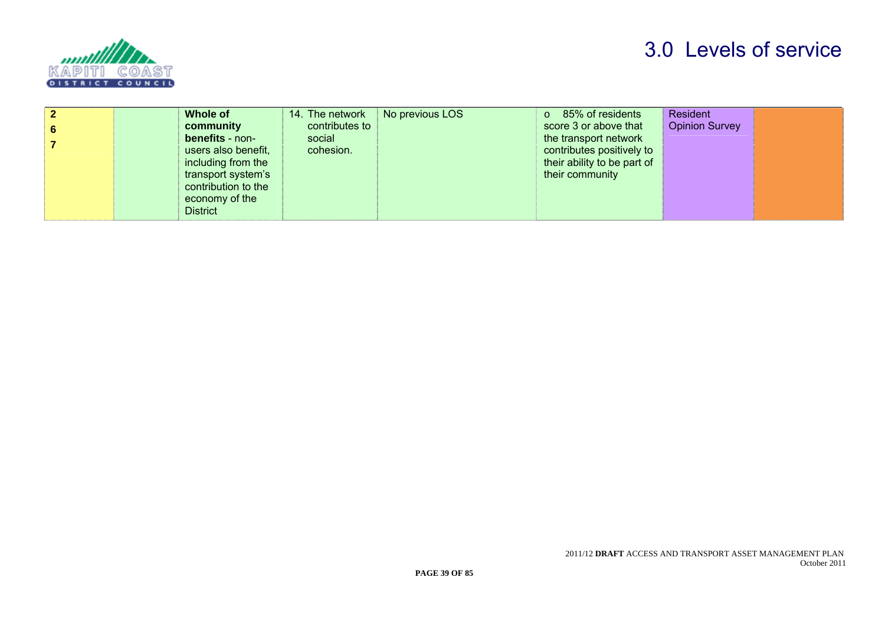# 3.0 Levels of service

| | | | | | | | |
|---|---|---|---|---|---|---|---|
| **2**<br>**6**<br>**7** | | **Whole of community benefits** - non-users also benefit, including from the transport system's contribution to the economy of the District | 14. The network contributes to social cohesion. | No previous LOS | o 85% of residents score 3 or above that the transport network contributes positively to their ability to be part of their community | Resident Opinion Survey | |

2011/12 **DRAFT** ACCESS AND TRANSPORT ASSET MANAGEMENT PLAN
October 2011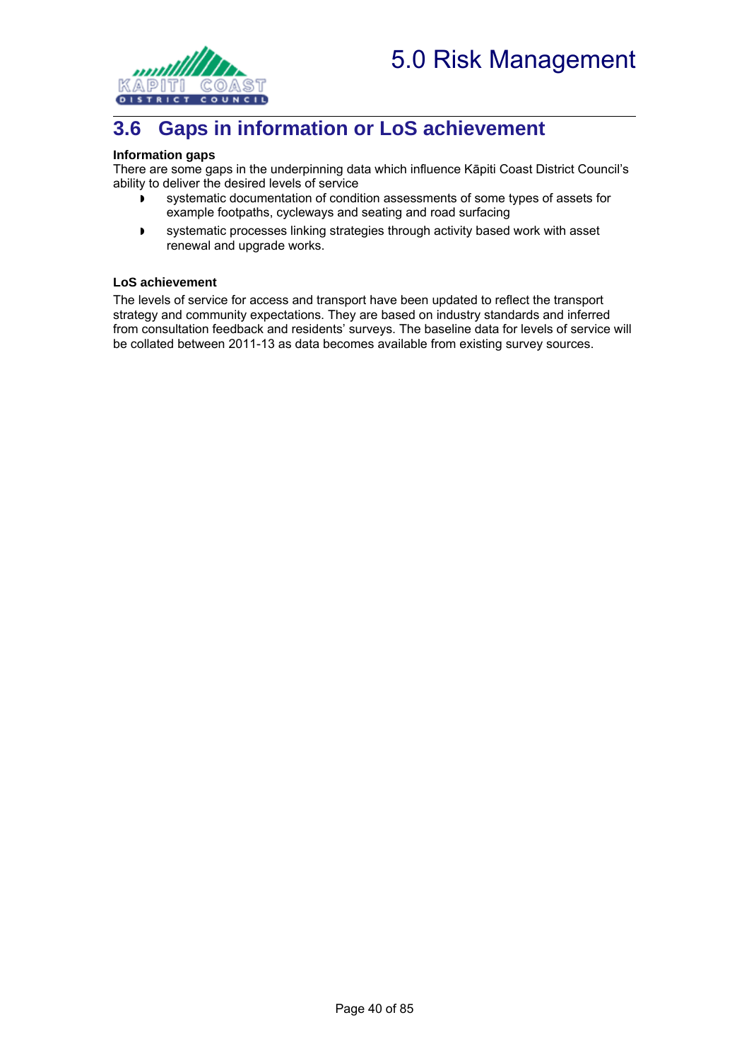## 3.6 Gaps in information or LoS achievement

**Information gaps**

There are some gaps in the underpinning data which influence Kāpiti Coast District Council's ability to deliver the desired levels of service

- systematic documentation of condition assessments of some types of assets for example footpaths, cycleways and seating and road surfacing
- systematic processes linking strategies through activity based work with asset renewal and upgrade works.

**LoS achievement**

The levels of service for access and transport have been updated to reflect the transport strategy and community expectations. They are based on industry standards and inferred from consultation feedback and residents' surveys. The baseline data for levels of service will be collated between 2011-13 as data becomes available from existing survey sources.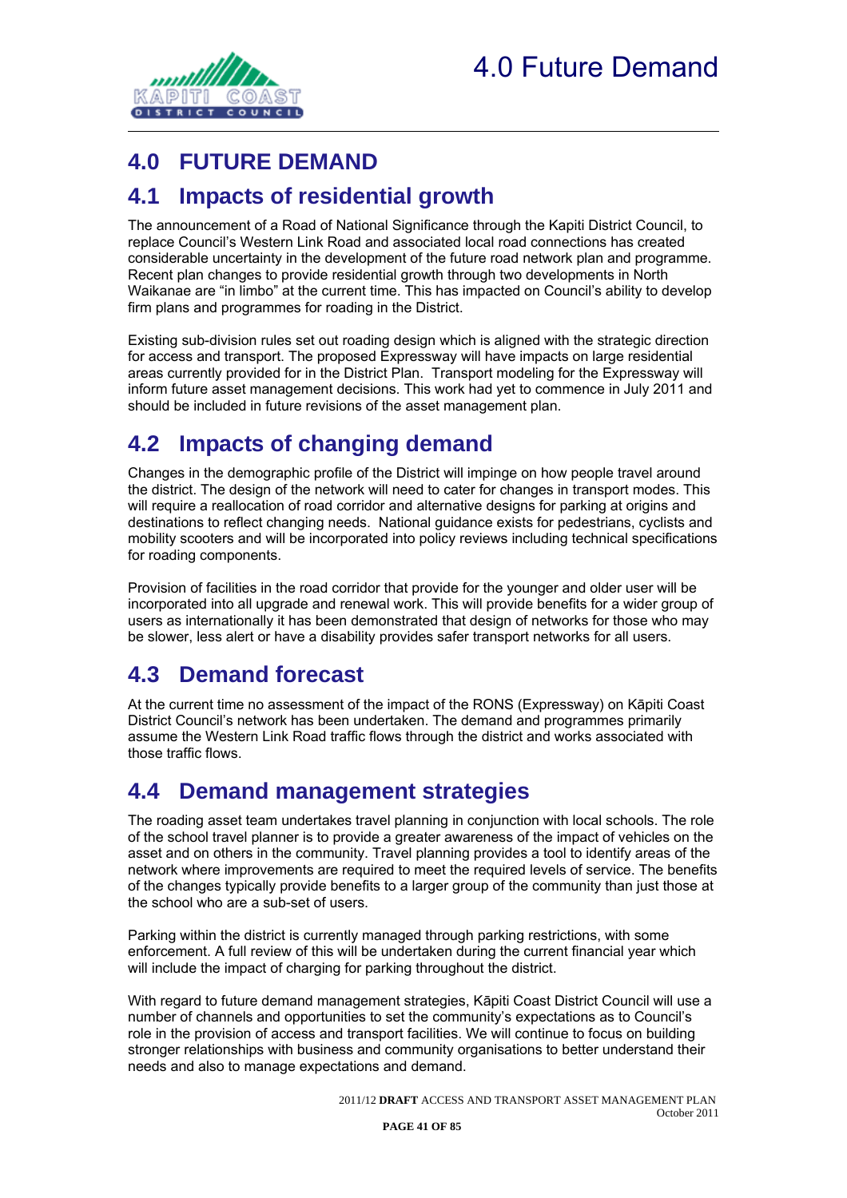# 4.0 FUTURE DEMAND

## 4.1 Impacts of residential growth

The announcement of a Road of National Significance through the Kapiti District Council, to replace Council's Western Link Road and associated local road connections has created considerable uncertainty in the development of the future road network plan and programme. Recent plan changes to provide residential growth through two developments in North Waikanae are "in limbo" at the current time. This has impacted on Council's ability to develop firm plans and programmes for roading in the District.

Existing sub-division rules set out roading design which is aligned with the strategic direction for access and transport. The proposed Expressway will have impacts on large residential areas currently provided for in the District Plan. Transport modeling for the Expressway will inform future asset management decisions. This work had yet to commence in July 2011 and should be included in future revisions of the asset management plan.

## 4.2 Impacts of changing demand

Changes in the demographic profile of the District will impinge on how people travel around the district. The design of the network will need to cater for changes in transport modes. This will require a reallocation of road corridor and alternative designs for parking at origins and destinations to reflect changing needs. National guidance exists for pedestrians, cyclists and mobility scooters and will be incorporated into policy reviews including technical specifications for roading components.

Provision of facilities in the road corridor that provide for the younger and older user will be incorporated into all upgrade and renewal work. This will provide benefits for a wider group of users as internationally it has been demonstrated that design of networks for those who may be slower, less alert or have a disability provides safer transport networks for all users.

## 4.3 Demand forecast

At the current time no assessment of the impact of the RONS (Expressway) on Kāpiti Coast District Council's network has been undertaken. The demand and programmes primarily assume the Western Link Road traffic flows through the district and works associated with those traffic flows.

## 4.4 Demand management strategies

The roading asset team undertakes travel planning in conjunction with local schools. The role of the school travel planner is to provide a greater awareness of the impact of vehicles on the asset and on others in the community. Travel planning provides a tool to identify areas of the network where improvements are required to meet the required levels of service. The benefits of the changes typically provide benefits to a larger group of the community than just those at the school who are a sub-set of users.

Parking within the district is currently managed through parking restrictions, with some enforcement. A full review of this will be undertaken during the current financial year which will include the impact of charging for parking throughout the district.

With regard to future demand management strategies, Kāpiti Coast District Council will use a number of channels and opportunities to set the community's expectations as to Council's role in the provision of access and transport facilities. We will continue to focus on building stronger relationships with business and community organisations to better understand their needs and also to manage expectations and demand.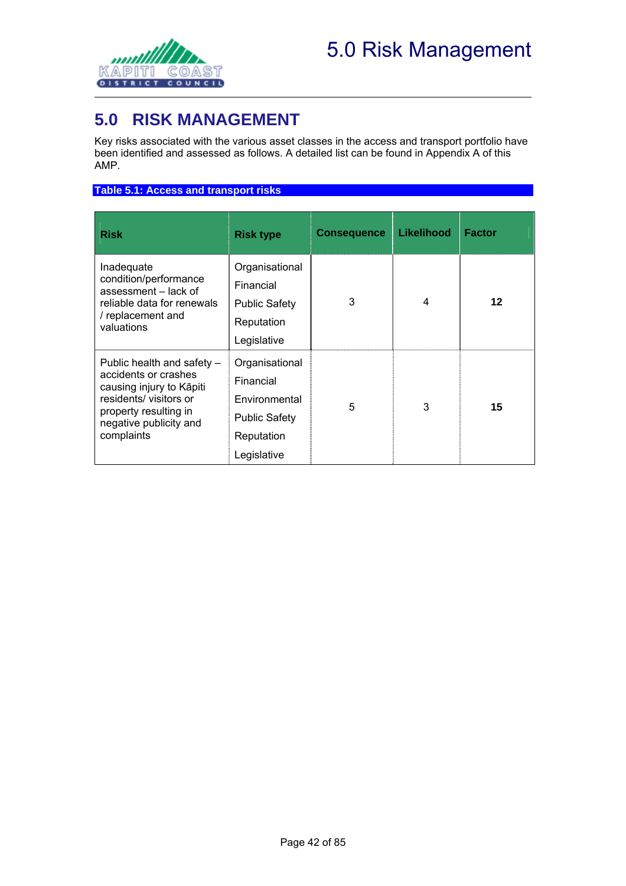# 5.0 RISK MANAGEMENT

Key risks associated with the various asset classes in the access and transport portfolio have been identified and assessed as follows. A detailed list can be found in Appendix A of this AMP.

**Table 5.1: Access and transport risks**

| Risk | Risk type | Consequence | Likelihood | Factor |
|---|---|---|---|---|
| Inadequate condition/performance assessment – lack of reliable data for renewals / replacement and valuations | Organisational<br>Financial<br>Public Safety<br>Reputation<br>Legislative | 3 | 4 | **12** |
| Public health and safety – accidents or crashes causing injury to Kāpiti residents/ visitors or property resulting in negative publicity and complaints | Organisational<br>Financial<br>Environmental<br>Public Safety<br>Reputation<br>Legislative | 5 | 3 | **15** |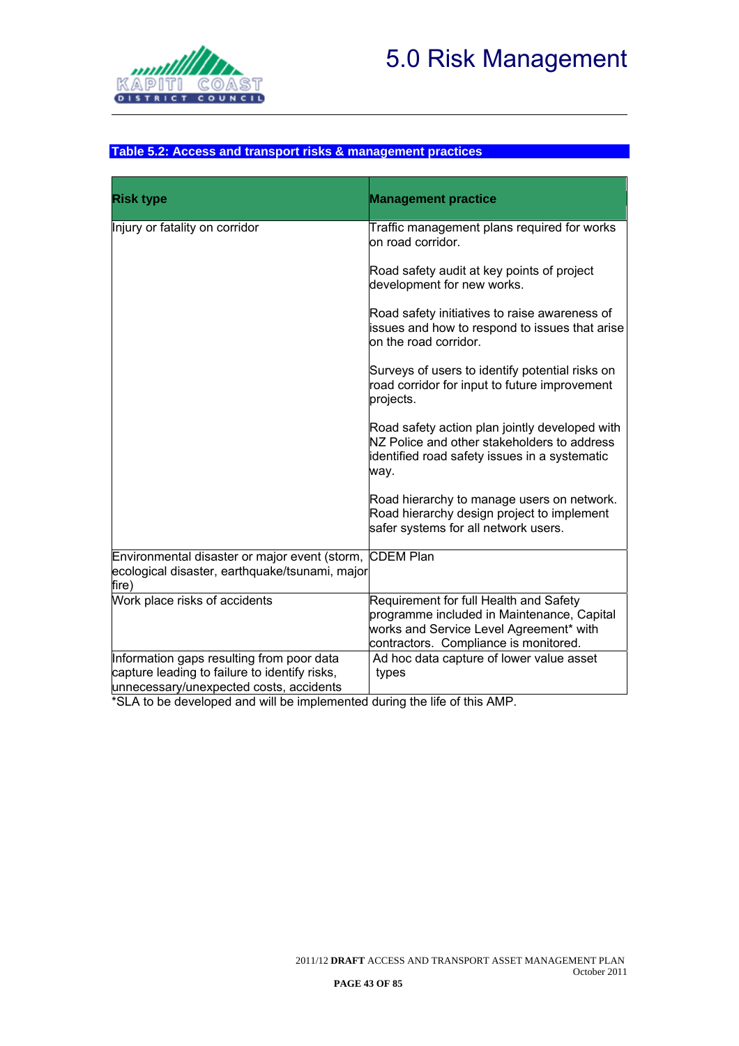# 5.0 Risk Management

**Table 5.2: Access and transport risks & management practices**

| Risk type | Management practice |
|---|---|
| Injury or fatality on corridor | Traffic management plans required for works on road corridor.<br><br>Road safety audit at key points of project development for new works.<br><br>Road safety initiatives to raise awareness of issues and how to respond to issues that arise on the road corridor.<br><br>Surveys of users to identify potential risks on road corridor for input to future improvement projects.<br><br>Road safety action plan jointly developed with NZ Police and other stakeholders to address identified road safety issues in a systematic way.<br><br>Road hierarchy to manage users on network. Road hierarchy design project to implement safer systems for all network users. |
| Environmental disaster or major event (storm, ecological disaster, earthquake/tsunami, major fire) | CDEM Plan |
| Work place risks of accidents | Requirement for full Health and Safety programme included in Maintenance, Capital works and Service Level Agreement* with contractors. Compliance is monitored. |
| Information gaps resulting from poor data capture leading to failure to identify risks, unnecessary/unexpected costs, accidents | Ad hoc data capture of lower value asset types |

*SLA to be developed and will be implemented during the life of this AMP.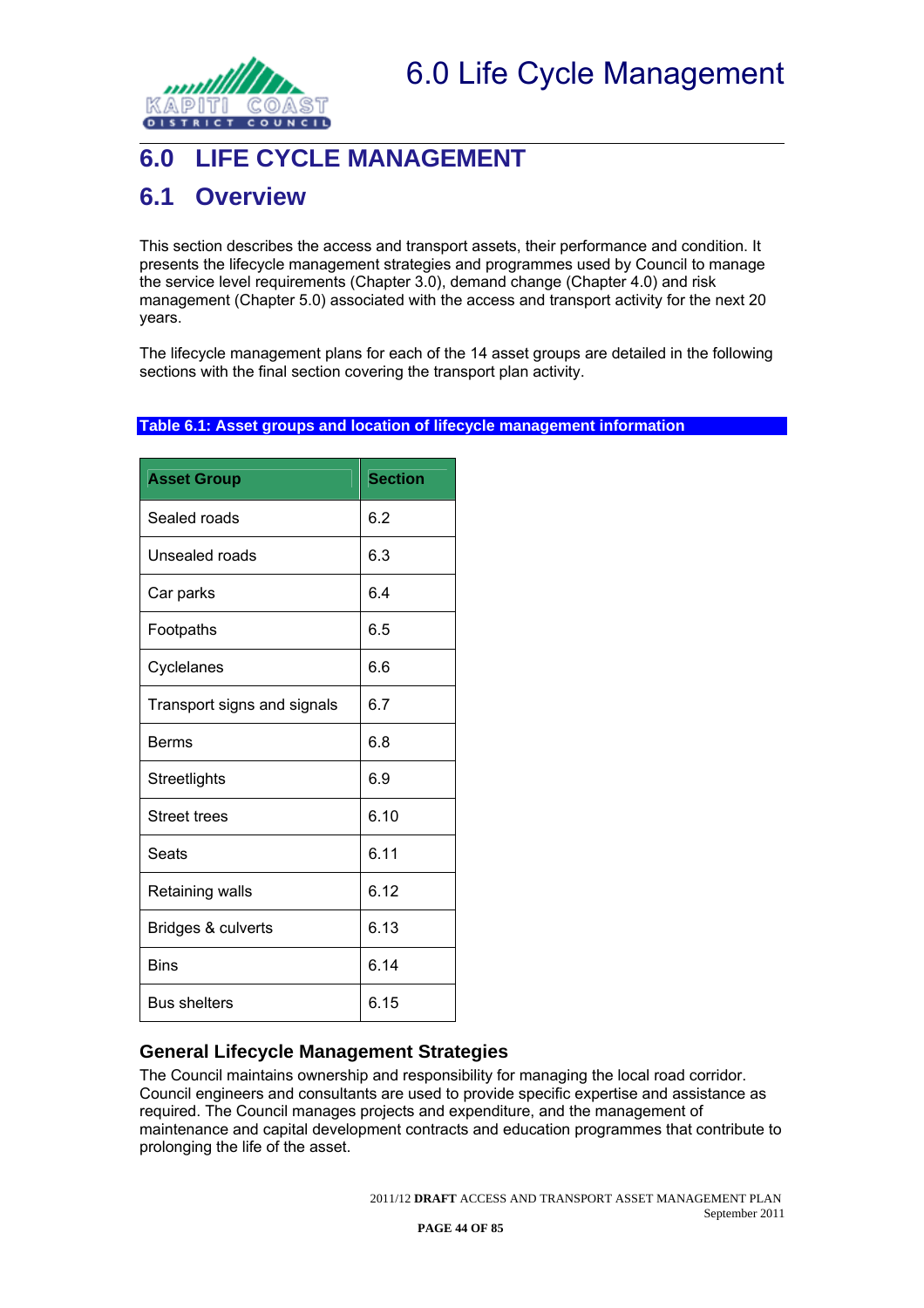# 6.0 LIFE CYCLE MANAGEMENT

## 6.1 Overview

This section describes the access and transport assets, their performance and condition. It presents the lifecycle management strategies and programmes used by Council to manage the service level requirements (Chapter 3.0), demand change (Chapter 4.0) and risk management (Chapter 5.0) associated with the access and transport activity for the next 20 years.

The lifecycle management plans for each of the 14 asset groups are detailed in the following sections with the final section covering the transport plan activity.

**Table 6.1: Asset groups and location of lifecycle management information**

| Asset Group | Section |
|---|---|
| Sealed roads | 6.2 |
| Unsealed roads | 6.3 |
| Car parks | 6.4 |
| Footpaths | 6.5 |
| Cyclelanes | 6.6 |
| Transport signs and signals | 6.7 |
| Berms | 6.8 |
| Streetlights | 6.9 |
| Street trees | 6.10 |
| Seats | 6.11 |
| Retaining walls | 6.12 |
| Bridges & culverts | 6.13 |
| Bins | 6.14 |
| Bus shelters | 6.15 |

### General Lifecycle Management Strategies

The Council maintains ownership and responsibility for managing the local road corridor. Council engineers and consultants are used to provide specific expertise and assistance as required. The Council manages projects and expenditure, and the management of maintenance and capital development contracts and education programmes that contribute to prolonging the life of the asset.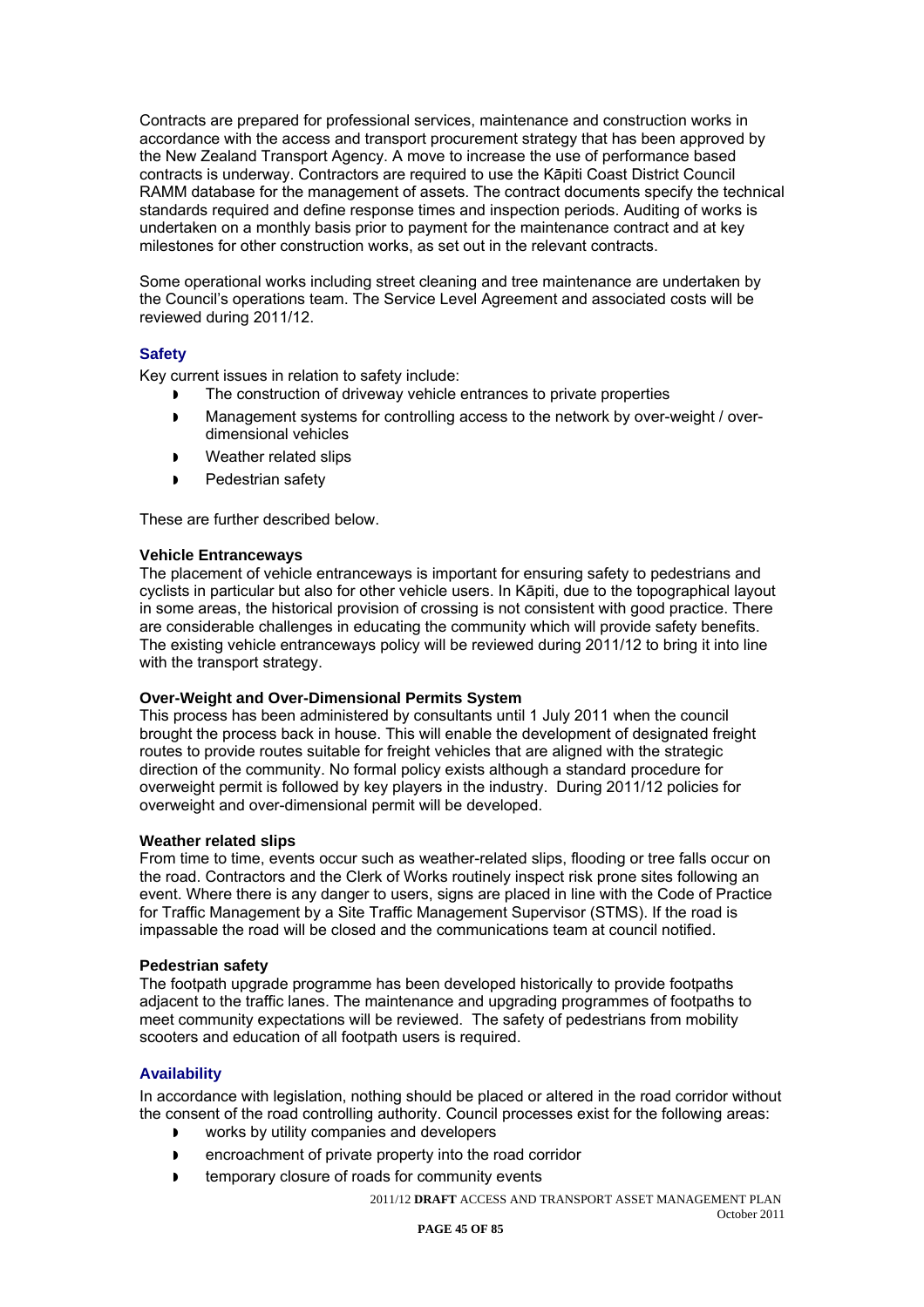Contracts are prepared for professional services, maintenance and construction works in accordance with the access and transport procurement strategy that has been approved by the New Zealand Transport Agency. A move to increase the use of performance based contracts is underway. Contractors are required to use the Kāpiti Coast District Council RAMM database for the management of assets. The contract documents specify the technical standards required and define response times and inspection periods. Auditing of works is undertaken on a monthly basis prior to payment for the maintenance contract and at key milestones for other construction works, as set out in the relevant contracts.

Some operational works including street cleaning and tree maintenance are undertaken by the Council's operations team. The Service Level Agreement and associated costs will be reviewed during 2011/12.

### Safety

Key current issues in relation to safety include:

- The construction of driveway vehicle entrances to private properties
- Management systems for controlling access to the network by over-weight / over-dimensional vehicles
- Weather related slips
- Pedestrian safety

These are further described below.

#### Vehicle Entranceways

The placement of vehicle entranceways is important for ensuring safety to pedestrians and cyclists in particular but also for other vehicle users. In Kāpiti, due to the topographical layout in some areas, the historical provision of crossing is not consistent with good practice. There are considerable challenges in educating the community which will provide safety benefits. The existing vehicle entranceways policy will be reviewed during 2011/12 to bring it into line with the transport strategy.

#### Over-Weight and Over-Dimensional Permits System

This process has been administered by consultants until 1 July 2011 when the council brought the process back in house. This will enable the development of designated freight routes to provide routes suitable for freight vehicles that are aligned with the strategic direction of the community. No formal policy exists although a standard procedure for overweight permit is followed by key players in the industry. During 2011/12 policies for overweight and over-dimensional permit will be developed.

#### Weather related slips

From time to time, events occur such as weather-related slips, flooding or tree falls occur on the road. Contractors and the Clerk of Works routinely inspect risk prone sites following an event. Where there is any danger to users, signs are placed in line with the Code of Practice for Traffic Management by a Site Traffic Management Supervisor (STMS). If the road is impassable the road will be closed and the communications team at council notified.

#### Pedestrian safety

The footpath upgrade programme has been developed historically to provide footpaths adjacent to the traffic lanes. The maintenance and upgrading programmes of footpaths to meet community expectations will be reviewed. The safety of pedestrians from mobility scooters and education of all footpath users is required.

### Availability

In accordance with legislation, nothing should be placed or altered in the road corridor without the consent of the road controlling authority. Council processes exist for the following areas:

- works by utility companies and developers
- encroachment of private property into the road corridor
- temporary closure of roads for community events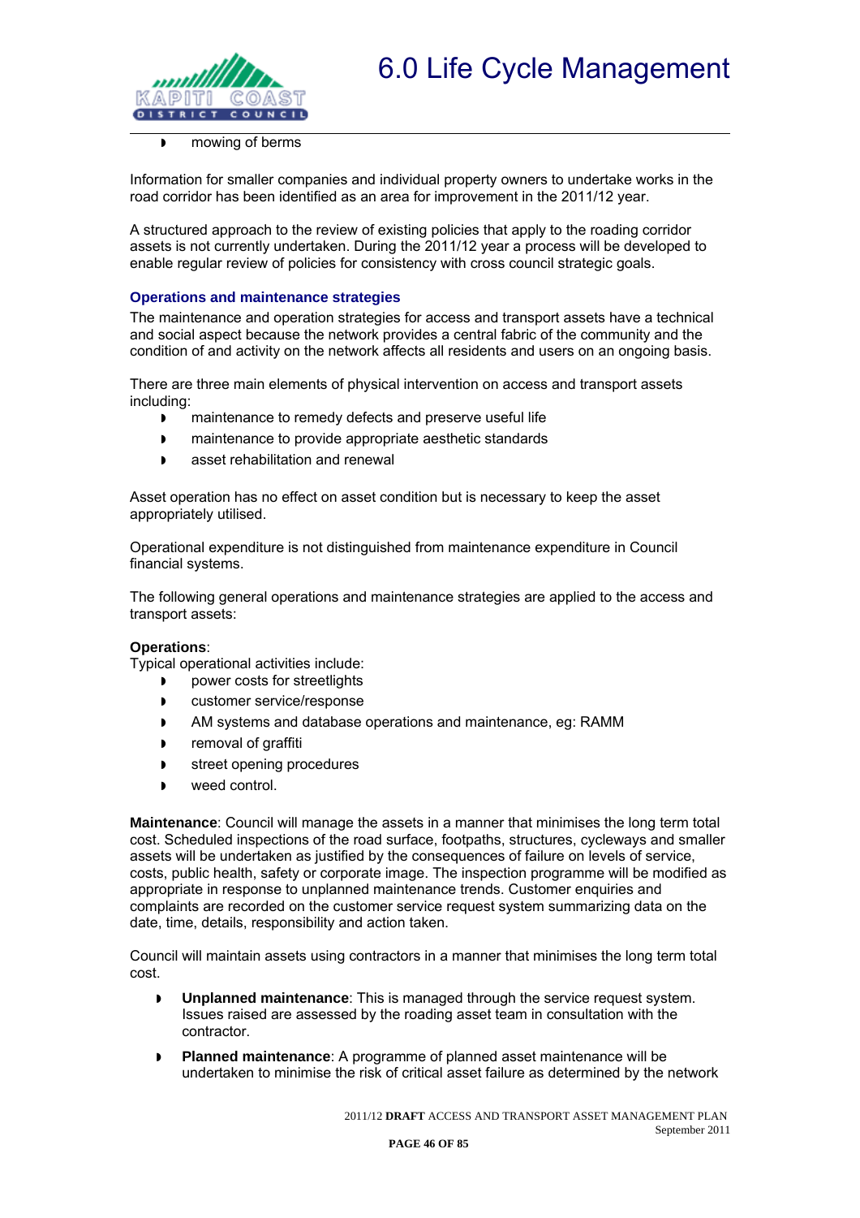- mowing of berms

Information for smaller companies and individual property owners to undertake works in the road corridor has been identified as an area for improvement in the 2011/12 year.

A structured approach to the review of existing policies that apply to the roading corridor assets is not currently undertaken. During the 2011/12 year a process will be developed to enable regular review of policies for consistency with cross council strategic goals.

### Operations and maintenance strategies

The maintenance and operation strategies for access and transport assets have a technical and social aspect because the network provides a central fabric of the community and the condition of and activity on the network affects all residents and users on an ongoing basis.

There are three main elements of physical intervention on access and transport assets including:

- maintenance to remedy defects and preserve useful life
- maintenance to provide appropriate aesthetic standards
- asset rehabilitation and renewal

Asset operation has no effect on asset condition but is necessary to keep the asset appropriately utilised.

Operational expenditure is not distinguished from maintenance expenditure in Council financial systems.

The following general operations and maintenance strategies are applied to the access and transport assets:

**Operations**:
Typical operational activities include:

- power costs for streetlights
- customer service/response
- AM systems and database operations and maintenance, eg: RAMM
- removal of graffiti
- street opening procedures
- weed control.

**Maintenance**: Council will manage the assets in a manner that minimises the long term total cost. Scheduled inspections of the road surface, footpaths, structures, cycleways and smaller assets will be undertaken as justified by the consequences of failure on levels of service, costs, public health, safety or corporate image. The inspection programme will be modified as appropriate in response to unplanned maintenance trends. Customer enquiries and complaints are recorded on the customer service request system summarizing data on the date, time, details, responsibility and action taken.

Council will maintain assets using contractors in a manner that minimises the long term total cost.

- **Unplanned maintenance**: This is managed through the service request system. Issues raised are assessed by the roading asset team in consultation with the contractor.
- **Planned maintenance**: A programme of planned asset maintenance will be undertaken to minimise the risk of critical asset failure as determined by the network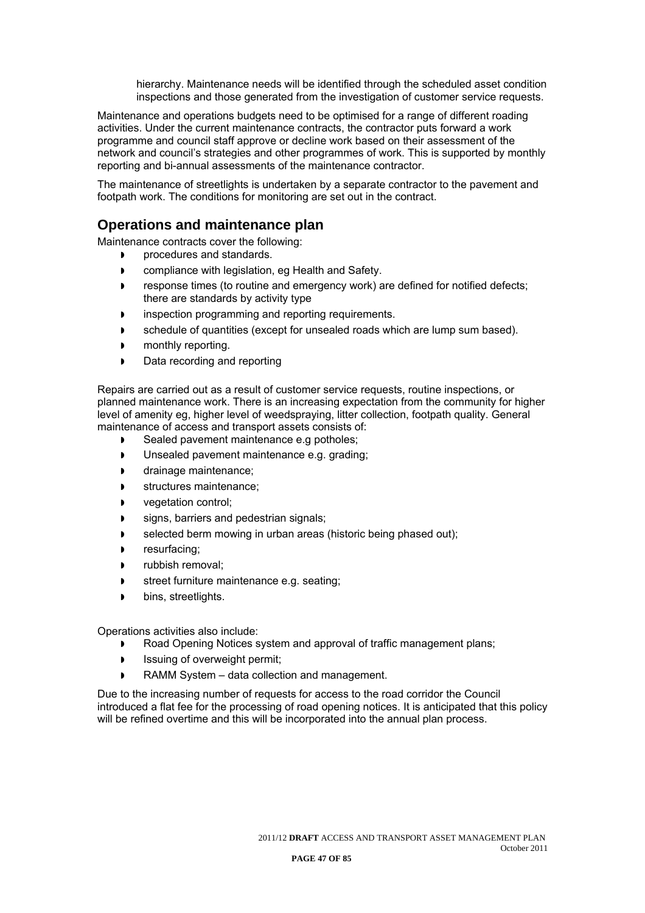hierarchy. Maintenance needs will be identified through the scheduled asset condition inspections and those generated from the investigation of customer service requests.

Maintenance and operations budgets need to be optimised for a range of different roading activities. Under the current maintenance contracts, the contractor puts forward a work programme and council staff approve or decline work based on their assessment of the network and council's strategies and other programmes of work. This is supported by monthly reporting and bi-annual assessments of the maintenance contractor.

The maintenance of streetlights is undertaken by a separate contractor to the pavement and footpath work. The conditions for monitoring are set out in the contract.

## Operations and maintenance plan

Maintenance contracts cover the following:

- procedures and standards.
- compliance with legislation, eg Health and Safety.
- response times (to routine and emergency work) are defined for notified defects; there are standards by activity type
- inspection programming and reporting requirements.
- schedule of quantities (except for unsealed roads which are lump sum based).
- monthly reporting.
- Data recording and reporting

Repairs are carried out as a result of customer service requests, routine inspections, or planned maintenance work. There is an increasing expectation from the community for higher level of amenity eg, higher level of weedspraying, litter collection, footpath quality. General maintenance of access and transport assets consists of:

- Sealed pavement maintenance e.g potholes;
- Unsealed pavement maintenance e.g. grading;
- drainage maintenance;
- structures maintenance;
- vegetation control;
- signs, barriers and pedestrian signals;
- selected berm mowing in urban areas (historic being phased out);
- resurfacing;
- rubbish removal;
- street furniture maintenance e.g. seating;
- bins, streetlights.

Operations activities also include:

- Road Opening Notices system and approval of traffic management plans;
- Issuing of overweight permit;
- RAMM System – data collection and management.

Due to the increasing number of requests for access to the road corridor the Council introduced a flat fee for the processing of road opening notices. It is anticipated that this policy will be refined overtime and this will be incorporated into the annual plan process.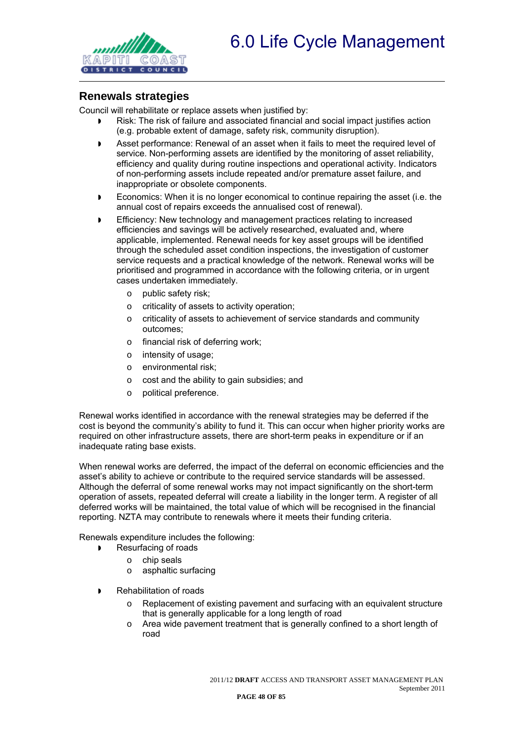## Renewals strategies

Council will rehabilitate or replace assets when justified by:

- Risk: The risk of failure and associated financial and social impact justifies action (e.g. probable extent of damage, safety risk, community disruption).
- Asset performance: Renewal of an asset when it fails to meet the required level of service. Non-performing assets are identified by the monitoring of asset reliability, efficiency and quality during routine inspections and operational activity. Indicators of non-performing assets include repeated and/or premature asset failure, and inappropriate or obsolete components.
- Economics: When it is no longer economical to continue repairing the asset (i.e. the annual cost of repairs exceeds the annualised cost of renewal).
- Efficiency: New technology and management practices relating to increased efficiencies and savings will be actively researched, evaluated and, where applicable, implemented. Renewal needs for key asset groups will be identified through the scheduled asset condition inspections, the investigation of customer service requests and a practical knowledge of the network. Renewal works will be prioritised and programmed in accordance with the following criteria, or in urgent cases undertaken immediately.
    - public safety risk;
    - criticality of assets to activity operation;
    - criticality of assets to achievement of service standards and community outcomes;
    - financial risk of deferring work;
    - intensity of usage;
    - environmental risk;
    - cost and the ability to gain subsidies; and
    - political preference.

Renewal works identified in accordance with the renewal strategies may be deferred if the cost is beyond the community's ability to fund it. This can occur when higher priority works are required on other infrastructure assets, there are short-term peaks in expenditure or if an inadequate rating base exists.

When renewal works are deferred, the impact of the deferral on economic efficiencies and the asset's ability to achieve or contribute to the required service standards will be assessed. Although the deferral of some renewal works may not impact significantly on the short-term operation of assets, repeated deferral will create a liability in the longer term. A register of all deferred works will be maintained, the total value of which will be recognised in the financial reporting. NZTA may contribute to renewals where it meets their funding criteria.

Renewals expenditure includes the following:

- Resurfacing of roads
    - chip seals
    - asphaltic surfacing
- Rehabilitation of roads
    - Replacement of existing pavement and surfacing with an equivalent structure that is generally applicable for a long length of road
    - Area wide pavement treatment that is generally confined to a short length of road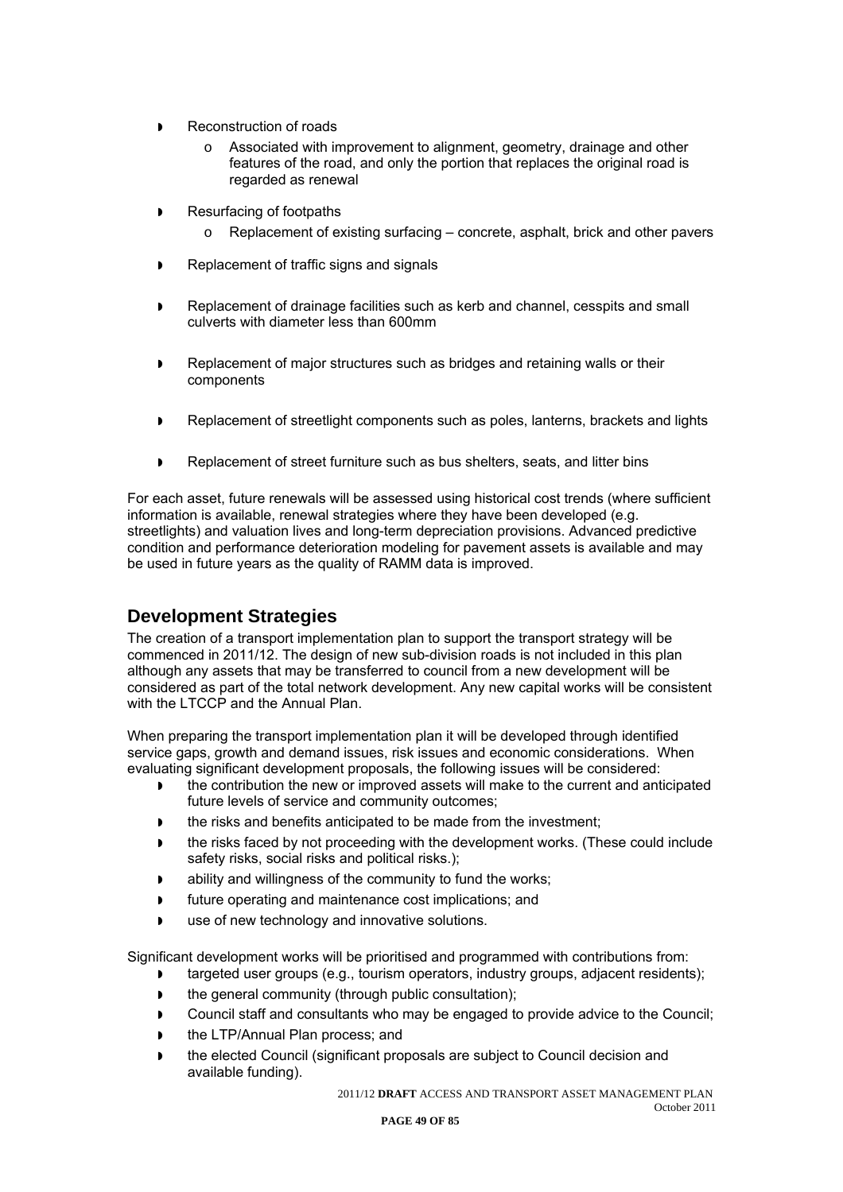- Reconstruction of roads
  - Associated with improvement to alignment, geometry, drainage and other features of the road, and only the portion that replaces the original road is regarded as renewal
- Resurfacing of footpaths
  - Replacement of existing surfacing – concrete, asphalt, brick and other pavers
- Replacement of traffic signs and signals
- Replacement of drainage facilities such as kerb and channel, cesspits and small culverts with diameter less than 600mm
- Replacement of major structures such as bridges and retaining walls or their components
- Replacement of streetlight components such as poles, lanterns, brackets and lights
- Replacement of street furniture such as bus shelters, seats, and litter bins

For each asset, future renewals will be assessed using historical cost trends (where sufficient information is available, renewal strategies where they have been developed (e.g. streetlights) and valuation lives and long-term depreciation provisions. Advanced predictive condition and performance deterioration modeling for pavement assets is available and may be used in future years as the quality of RAMM data is improved.

## Development Strategies

The creation of a transport implementation plan to support the transport strategy will be commenced in 2011/12. The design of new sub-division roads is not included in this plan although any assets that may be transferred to council from a new development will be considered as part of the total network development. Any new capital works will be consistent with the LTCCP and the Annual Plan.

When preparing the transport implementation plan it will be developed through identified service gaps, growth and demand issues, risk issues and economic considerations. When evaluating significant development proposals, the following issues will be considered:

- the contribution the new or improved assets will make to the current and anticipated future levels of service and community outcomes;
- the risks and benefits anticipated to be made from the investment;
- the risks faced by not proceeding with the development works. (These could include safety risks, social risks and political risks.);
- ability and willingness of the community to fund the works;
- future operating and maintenance cost implications; and
- use of new technology and innovative solutions.

Significant development works will be prioritised and programmed with contributions from:

- targeted user groups (e.g., tourism operators, industry groups, adjacent residents);
- the general community (through public consultation);
- Council staff and consultants who may be engaged to provide advice to the Council;
- the LTP/Annual Plan process; and
- the elected Council (significant proposals are subject to Council decision and available funding).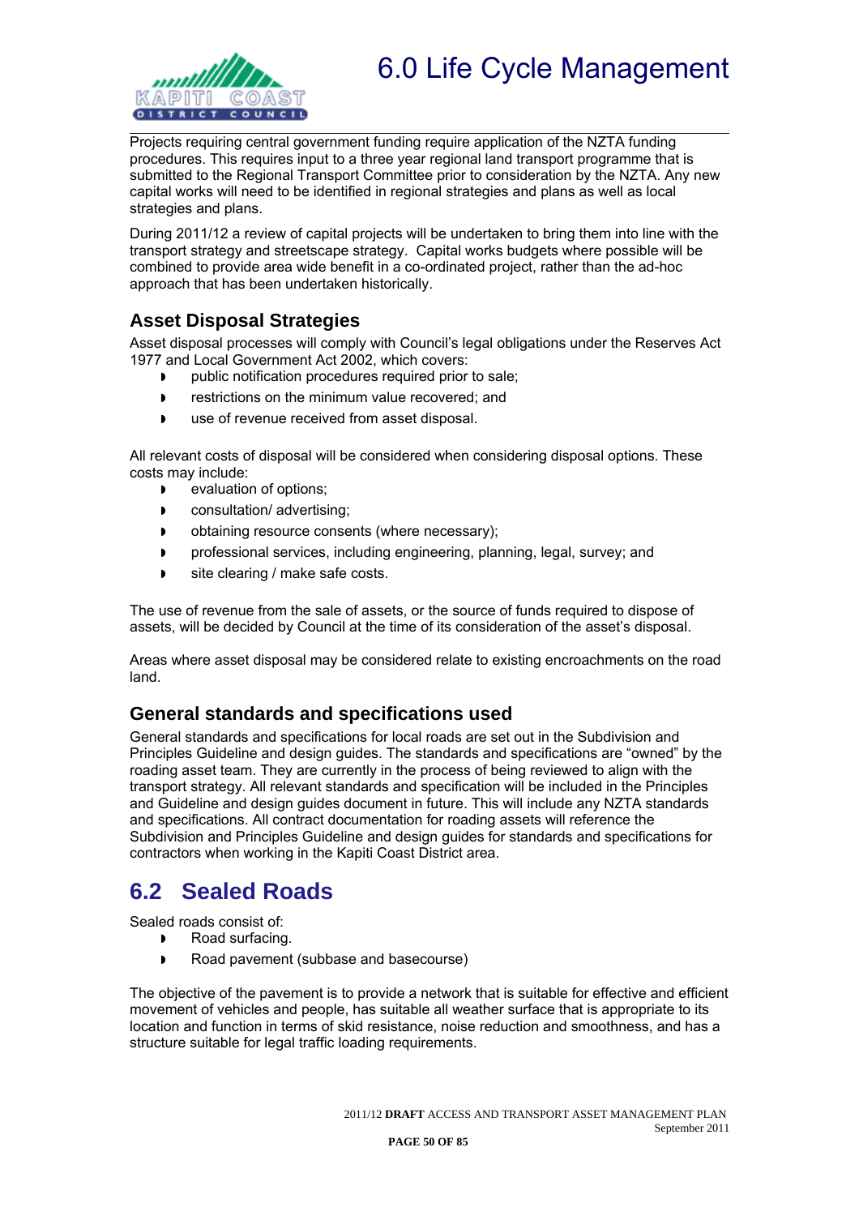Projects requiring central government funding require application of the NZTA funding procedures. This requires input to a three year regional land transport programme that is submitted to the Regional Transport Committee prior to consideration by the NZTA. Any new capital works will need to be identified in regional strategies and plans as well as local strategies and plans.

During 2011/12 a review of capital projects will be undertaken to bring them into line with the transport strategy and streetscape strategy. Capital works budgets where possible will be combined to provide area wide benefit in a co-ordinated project, rather than the ad-hoc approach that has been undertaken historically.

### Asset Disposal Strategies

Asset disposal processes will comply with Council's legal obligations under the Reserves Act 1977 and Local Government Act 2002, which covers:

- public notification procedures required prior to sale;
- restrictions on the minimum value recovered; and
- use of revenue received from asset disposal.

All relevant costs of disposal will be considered when considering disposal options. These costs may include:

- evaluation of options;
- consultation/ advertising;
- obtaining resource consents (where necessary);
- professional services, including engineering, planning, legal, survey; and
- site clearing / make safe costs.

The use of revenue from the sale of assets, or the source of funds required to dispose of assets, will be decided by Council at the time of its consideration of the asset's disposal.

Areas where asset disposal may be considered relate to existing encroachments on the road land.

### General standards and specifications used

General standards and specifications for local roads are set out in the Subdivision and Principles Guideline and design guides. The standards and specifications are "owned" by the roading asset team. They are currently in the process of being reviewed to align with the transport strategy. All relevant standards and specification will be included in the Principles and Guideline and design guides document in future. This will include any NZTA standards and specifications. All contract documentation for roading assets will reference the Subdivision and Principles Guideline and design guides for standards and specifications for contractors when working in the Kapiti Coast District area.

## 6.2 Sealed Roads

Sealed roads consist of:

- Road surfacing.
- Road pavement (subbase and basecourse)

The objective of the pavement is to provide a network that is suitable for effective and efficient movement of vehicles and people, has suitable all weather surface that is appropriate to its location and function in terms of skid resistance, noise reduction and smoothness, and has a structure suitable for legal traffic loading requirements.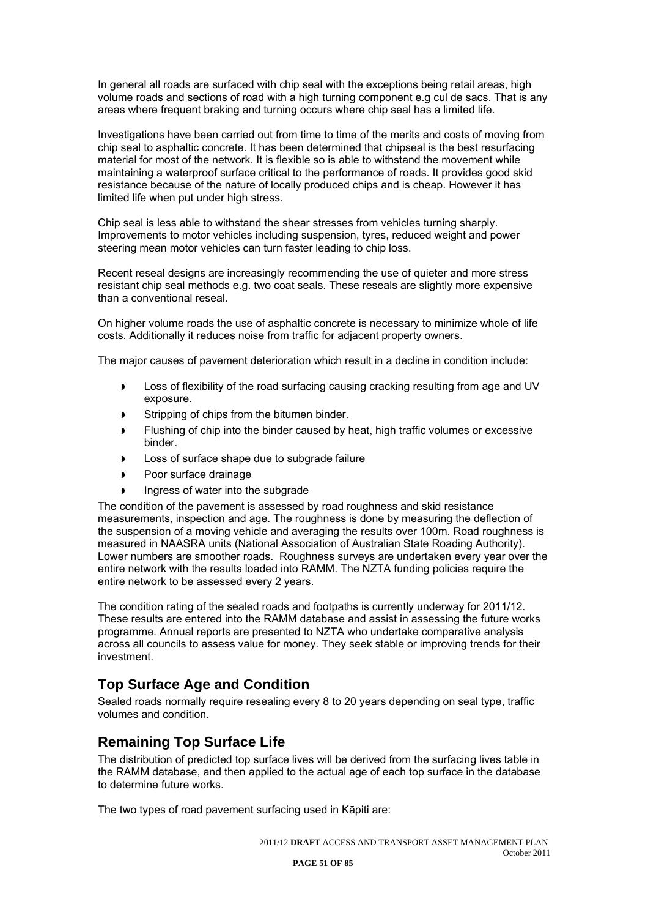In general all roads are surfaced with chip seal with the exceptions being retail areas, high volume roads and sections of road with a high turning component e.g cul de sacs. That is any areas where frequent braking and turning occurs where chip seal has a limited life.

Investigations have been carried out from time to time of the merits and costs of moving from chip seal to asphaltic concrete. It has been determined that chipseal is the best resurfacing material for most of the network. It is flexible so is able to withstand the movement while maintaining a waterproof surface critical to the performance of roads. It provides good skid resistance because of the nature of locally produced chips and is cheap. However it has limited life when put under high stress.

Chip seal is less able to withstand the shear stresses from vehicles turning sharply. Improvements to motor vehicles including suspension, tyres, reduced weight and power steering mean motor vehicles can turn faster leading to chip loss.

Recent reseal designs are increasingly recommending the use of quieter and more stress resistant chip seal methods e.g. two coat seals. These reseals are slightly more expensive than a conventional reseal.

On higher volume roads the use of asphaltic concrete is necessary to minimize whole of life costs. Additionally it reduces noise from traffic for adjacent property owners.

The major causes of pavement deterioration which result in a decline in condition include:

- Loss of flexibility of the road surfacing causing cracking resulting from age and UV exposure.
- Stripping of chips from the bitumen binder.
- Flushing of chip into the binder caused by heat, high traffic volumes or excessive binder.
- Loss of surface shape due to subgrade failure
- Poor surface drainage
- Ingress of water into the subgrade

The condition of the pavement is assessed by road roughness and skid resistance measurements, inspection and age. The roughness is done by measuring the deflection of the suspension of a moving vehicle and averaging the results over 100m. Road roughness is measured in NAASRA units (National Association of Australian State Roading Authority). Lower numbers are smoother roads. Roughness surveys are undertaken every year over the entire network with the results loaded into RAMM. The NZTA funding policies require the entire network to be assessed every 2 years.

The condition rating of the sealed roads and footpaths is currently underway for 2011/12. These results are entered into the RAMM database and assist in assessing the future works programme. Annual reports are presented to NZTA who undertake comparative analysis across all councils to assess value for money. They seek stable or improving trends for their investment.

## Top Surface Age and Condition

Sealed roads normally require resealing every 8 to 20 years depending on seal type, traffic volumes and condition.

## Remaining Top Surface Life

The distribution of predicted top surface lives will be derived from the surfacing lives table in the RAMM database, and then applied to the actual age of each top surface in the database to determine future works.

The two types of road pavement surfacing used in Kāpiti are: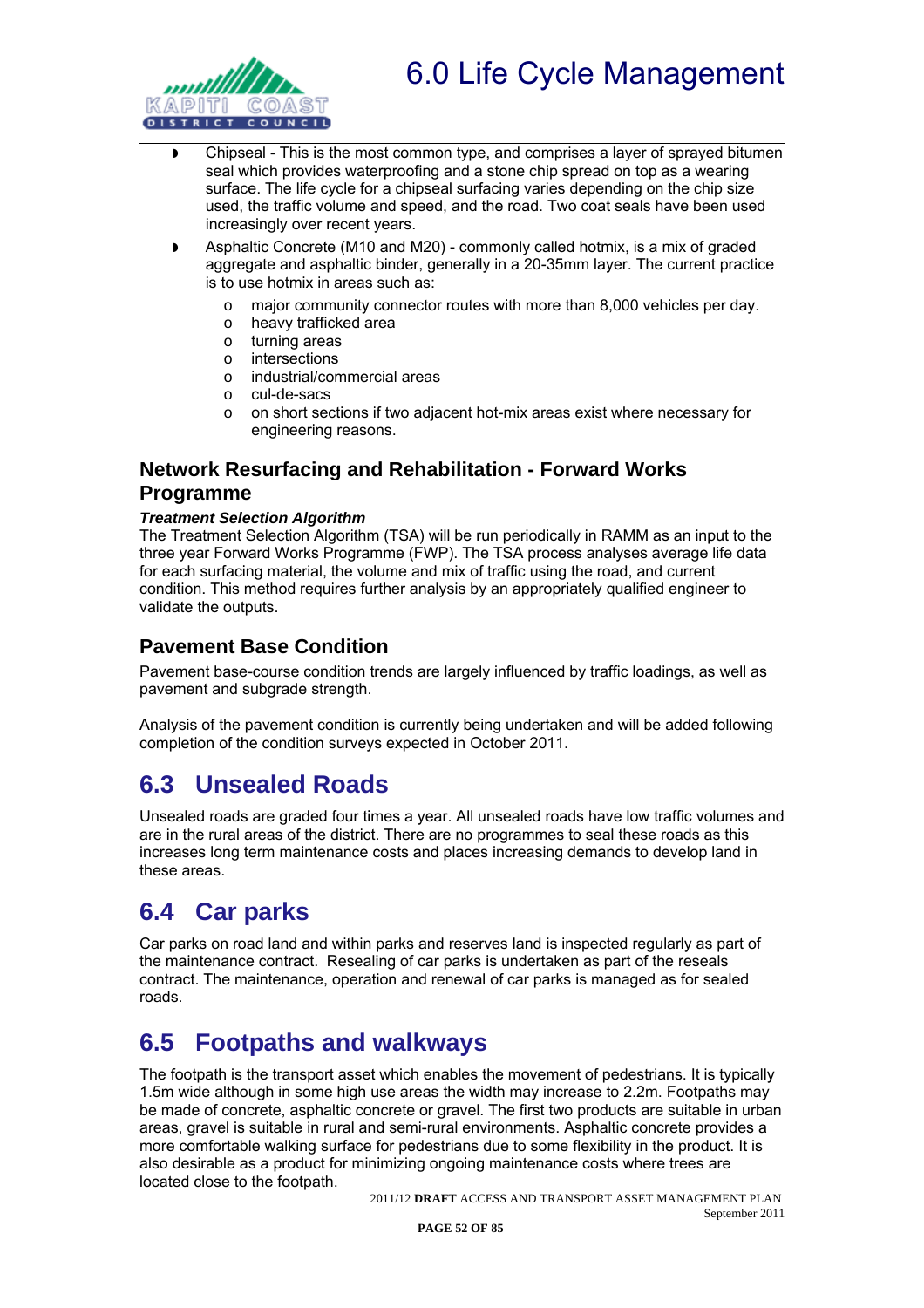- Chipseal - This is the most common type, and comprises a layer of sprayed bitumen seal which provides waterproofing and a stone chip spread on top as a wearing surface. The life cycle for a chipseal surfacing varies depending on the chip size used, the traffic volume and speed, and the road. Two coat seals have been used increasingly over recent years.
- Asphaltic Concrete (M10 and M20) - commonly called hotmix, is a mix of graded aggregate and asphaltic binder, generally in a 20-35mm layer. The current practice is to use hotmix in areas such as:
  - major community connector routes with more than 8,000 vehicles per day.
  - heavy trafficked area
  - turning areas
  - intersections
  - industrial/commercial areas
  - cul-de-sacs
  - on short sections if two adjacent hot-mix areas exist where necessary for engineering reasons.

### Network Resurfacing and Rehabilitation - Forward Works Programme

***Treatment Selection Algorithm***

The Treatment Selection Algorithm (TSA) will be run periodically in RAMM as an input to the three year Forward Works Programme (FWP). The TSA process analyses average life data for each surfacing material, the volume and mix of traffic using the road, and current condition. This method requires further analysis by an appropriately qualified engineer to validate the outputs.

### Pavement Base Condition

Pavement base-course condition trends are largely influenced by traffic loadings, as well as pavement and subgrade strength.

Analysis of the pavement condition is currently being undertaken and will be added following completion of the condition surveys expected in October 2011.

## 6.3 Unsealed Roads

Unsealed roads are graded four times a year. All unsealed roads have low traffic volumes and are in the rural areas of the district. There are no programmes to seal these roads as this increases long term maintenance costs and places increasing demands to develop land in these areas.

## 6.4 Car parks

Car parks on road land and within parks and reserves land is inspected regularly as part of the maintenance contract. Resealing of car parks is undertaken as part of the reseals contract. The maintenance, operation and renewal of car parks is managed as for sealed roads.

## 6.5 Footpaths and walkways

The footpath is the transport asset which enables the movement of pedestrians. It is typically 1.5m wide although in some high use areas the width may increase to 2.2m. Footpaths may be made of concrete, asphaltic concrete or gravel. The first two products are suitable in urban areas, gravel is suitable in rural and semi-rural environments. Asphaltic concrete provides a more comfortable walking surface for pedestrians due to some flexibility in the product. It is also desirable as a product for minimizing ongoing maintenance costs where trees are located close to the footpath.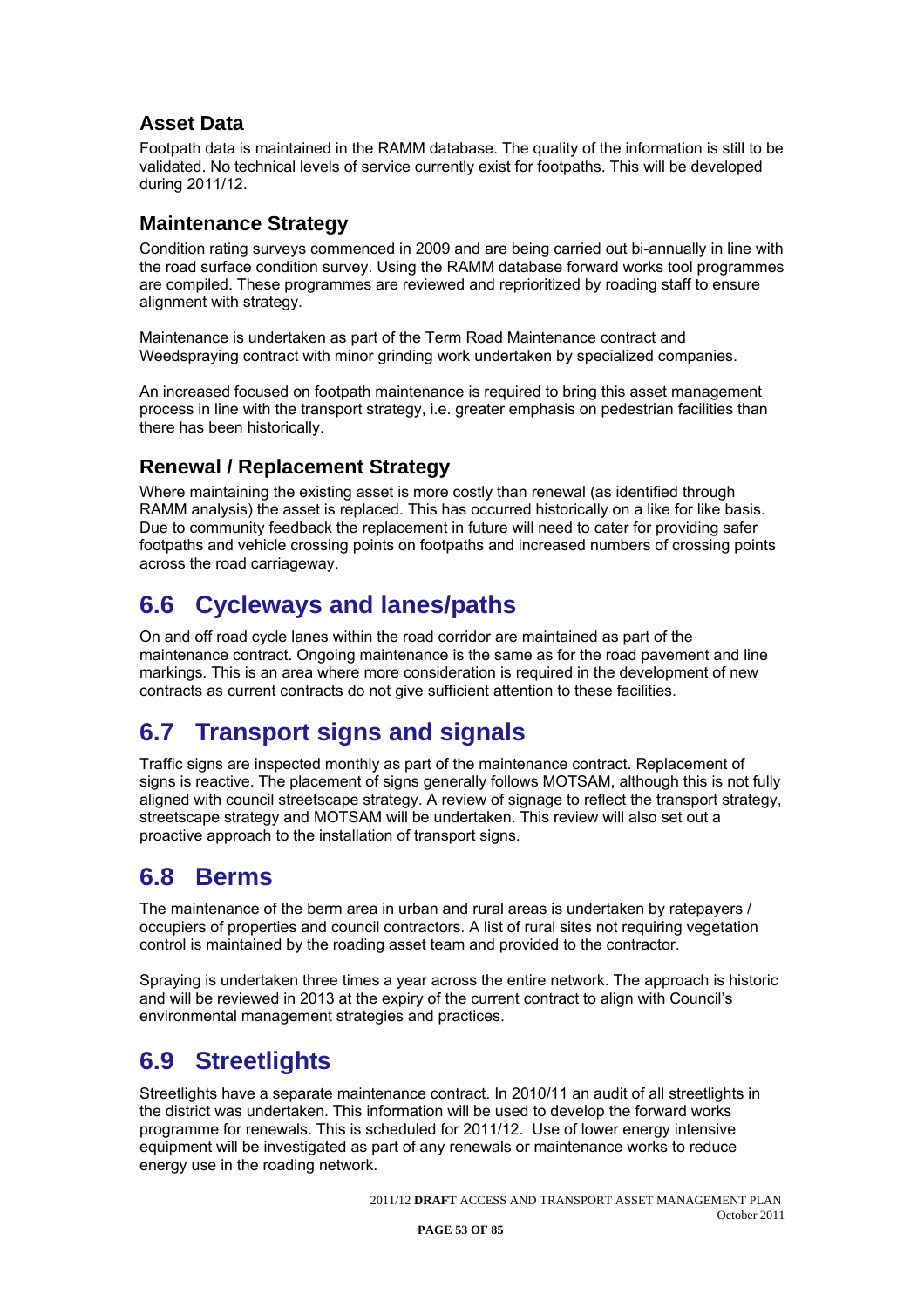### Asset Data

Footpath data is maintained in the RAMM database. The quality of the information is still to be validated. No technical levels of service currently exist for footpaths. This will be developed during 2011/12.

### Maintenance Strategy

Condition rating surveys commenced in 2009 and are being carried out bi-annually in line with the road surface condition survey. Using the RAMM database forward works tool programmes are compiled. These programmes are reviewed and reprioritized by roading staff to ensure alignment with strategy.

Maintenance is undertaken as part of the Term Road Maintenance contract and Weedspraying contract with minor grinding work undertaken by specialized companies.

An increased focused on footpath maintenance is required to bring this asset management process in line with the transport strategy, i.e. greater emphasis on pedestrian facilities than there has been historically.

### Renewal / Replacement Strategy

Where maintaining the existing asset is more costly than renewal (as identified through RAMM analysis) the asset is replaced. This has occurred historically on a like for like basis. Due to community feedback the replacement in future will need to cater for providing safer footpaths and vehicle crossing points on footpaths and increased numbers of crossing points across the road carriageway.

## 6.6 Cycleways and lanes/paths

On and off road cycle lanes within the road corridor are maintained as part of the maintenance contract. Ongoing maintenance is the same as for the road pavement and line markings. This is an area where more consideration is required in the development of new contracts as current contracts do not give sufficient attention to these facilities.

## 6.7 Transport signs and signals

Traffic signs are inspected monthly as part of the maintenance contract. Replacement of signs is reactive. The placement of signs generally follows MOTSAM, although this is not fully aligned with council streetscape strategy. A review of signage to reflect the transport strategy, streetscape strategy and MOTSAM will be undertaken. This review will also set out a proactive approach to the installation of transport signs.

## 6.8 Berms

The maintenance of the berm area in urban and rural areas is undertaken by ratepayers / occupiers of properties and council contractors. A list of rural sites not requiring vegetation control is maintained by the roading asset team and provided to the contractor.

Spraying is undertaken three times a year across the entire network. The approach is historic and will be reviewed in 2013 at the expiry of the current contract to align with Council's environmental management strategies and practices.

## 6.9 Streetlights

Streetlights have a separate maintenance contract. In 2010/11 an audit of all streetlights in the district was undertaken. This information will be used to develop the forward works programme for renewals. This is scheduled for 2011/12. Use of lower energy intensive equipment will be investigated as part of any renewals or maintenance works to reduce energy use in the roading network.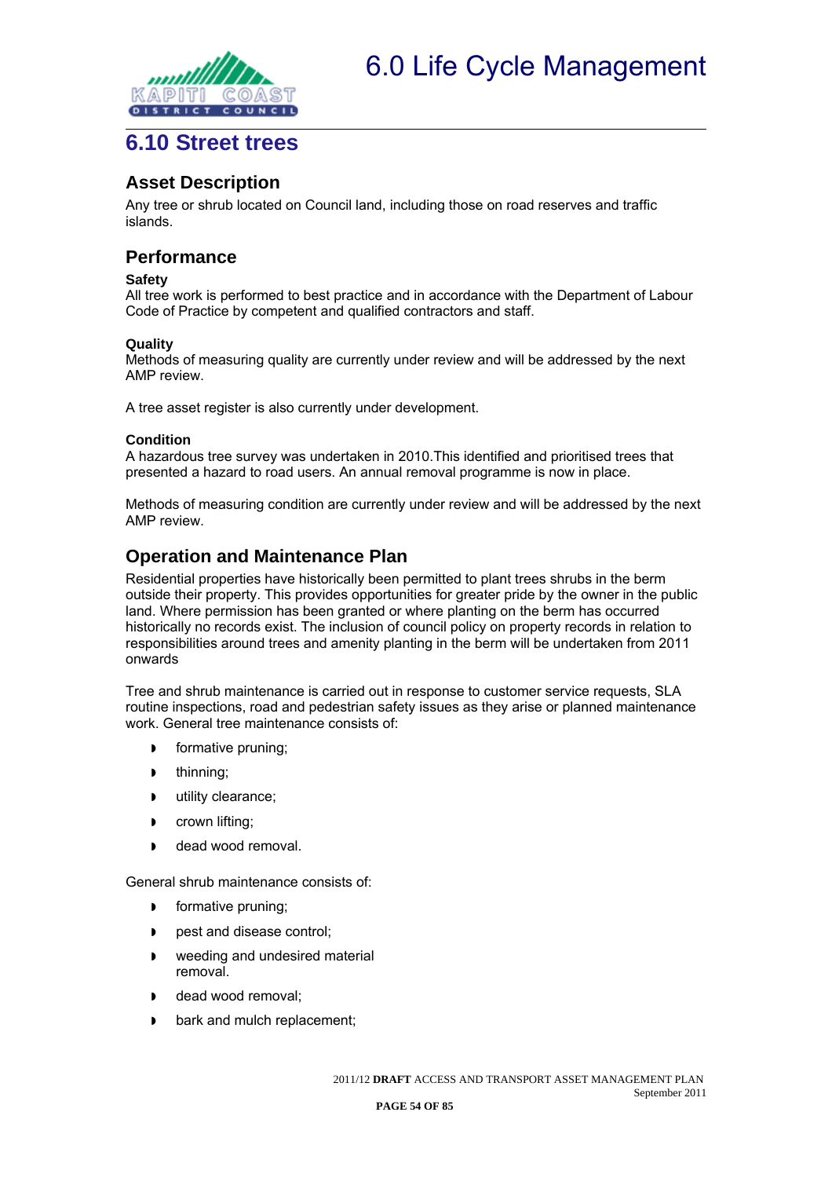# 6.0 Life Cycle Management

## 6.10 Street trees

### Asset Description

Any tree or shrub located on Council land, including those on road reserves and traffic islands.

### Performance

**Safety**

All tree work is performed to best practice and in accordance with the Department of Labour Code of Practice by competent and qualified contractors and staff.

**Quality**

Methods of measuring quality are currently under review and will be addressed by the next AMP review.

A tree asset register is also currently under development.

**Condition**

A hazardous tree survey was undertaken in 2010.This identified and prioritised trees that presented a hazard to road users. An annual removal programme is now in place.

Methods of measuring condition are currently under review and will be addressed by the next AMP review.

### Operation and Maintenance Plan

Residential properties have historically been permitted to plant trees shrubs in the berm outside their property. This provides opportunities for greater pride by the owner in the public land. Where permission has been granted or where planting on the berm has occurred historically no records exist. The inclusion of council policy on property records in relation to responsibilities around trees and amenity planting in the berm will be undertaken from 2011 onwards

Tree and shrub maintenance is carried out in response to customer service requests, SLA routine inspections, road and pedestrian safety issues as they arise or planned maintenance work. General tree maintenance consists of:

- formative pruning;
- thinning;
- utility clearance;
- crown lifting;
- dead wood removal.

General shrub maintenance consists of:

- formative pruning;
- pest and disease control;
- weeding and undesired material removal.
- dead wood removal;
- bark and mulch replacement;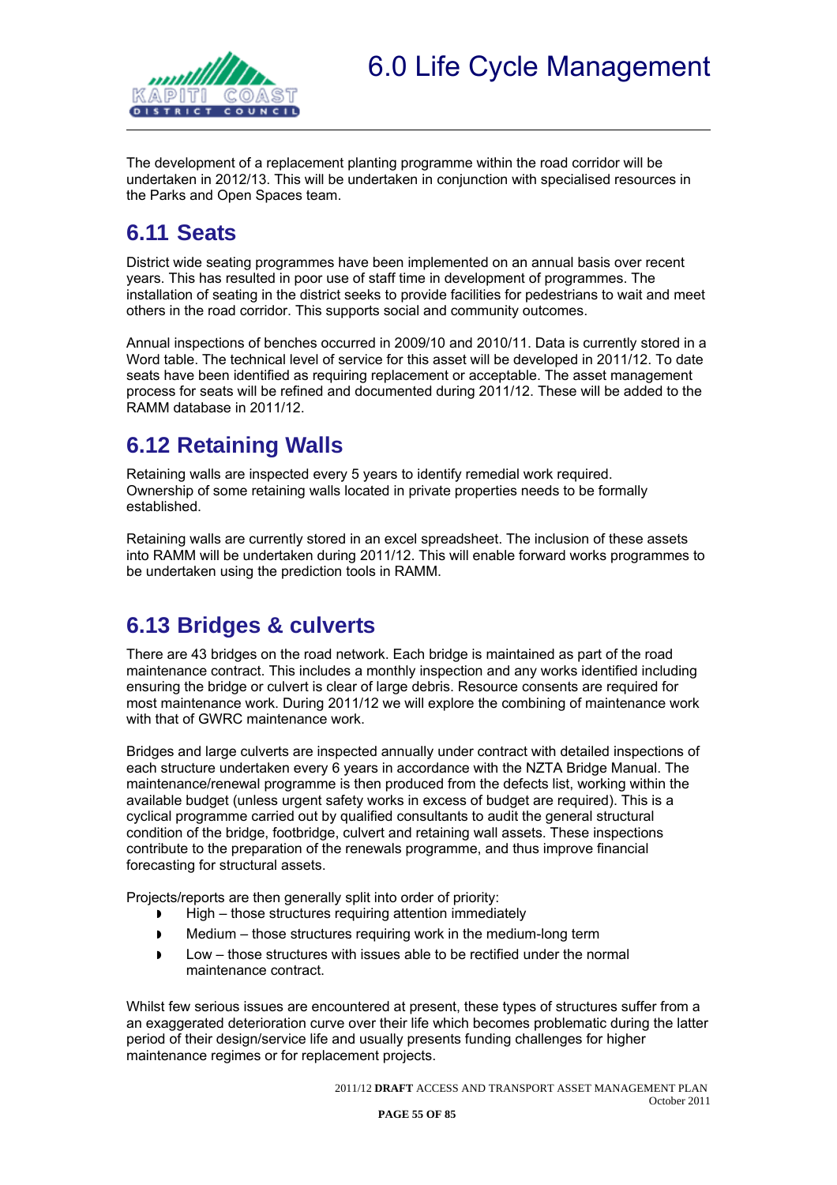The development of a replacement planting programme within the road corridor will be undertaken in 2012/13. This will be undertaken in conjunction with specialised resources in the Parks and Open Spaces team.

## 6.11 Seats

District wide seating programmes have been implemented on an annual basis over recent years. This has resulted in poor use of staff time in development of programmes. The installation of seating in the district seeks to provide facilities for pedestrians to wait and meet others in the road corridor. This supports social and community outcomes.

Annual inspections of benches occurred in 2009/10 and 2010/11. Data is currently stored in a Word table. The technical level of service for this asset will be developed in 2011/12. To date seats have been identified as requiring replacement or acceptable. The asset management process for seats will be refined and documented during 2011/12. These will be added to the RAMM database in 2011/12.

## 6.12 Retaining Walls

Retaining walls are inspected every 5 years to identify remedial work required. Ownership of some retaining walls located in private properties needs to be formally established.

Retaining walls are currently stored in an excel spreadsheet. The inclusion of these assets into RAMM will be undertaken during 2011/12. This will enable forward works programmes to be undertaken using the prediction tools in RAMM.

## 6.13 Bridges & culverts

There are 43 bridges on the road network. Each bridge is maintained as part of the road maintenance contract. This includes a monthly inspection and any works identified including ensuring the bridge or culvert is clear of large debris. Resource consents are required for most maintenance work. During 2011/12 we will explore the combining of maintenance work with that of GWRC maintenance work.

Bridges and large culverts are inspected annually under contract with detailed inspections of each structure undertaken every 6 years in accordance with the NZTA Bridge Manual. The maintenance/renewal programme is then produced from the defects list, working within the available budget (unless urgent safety works in excess of budget are required). This is a cyclical programme carried out by qualified consultants to audit the general structural condition of the bridge, footbridge, culvert and retaining wall assets. These inspections contribute to the preparation of the renewals programme, and thus improve financial forecasting for structural assets.

Projects/reports are then generally split into order of priority:

- High – those structures requiring attention immediately
- Medium – those structures requiring work in the medium-long term
- Low – those structures with issues able to be rectified under the normal maintenance contract.

Whilst few serious issues are encountered at present, these types of structures suffer from a an exaggerated deterioration curve over their life which becomes problematic during the latter period of their design/service life and usually presents funding challenges for higher maintenance regimes or for replacement projects.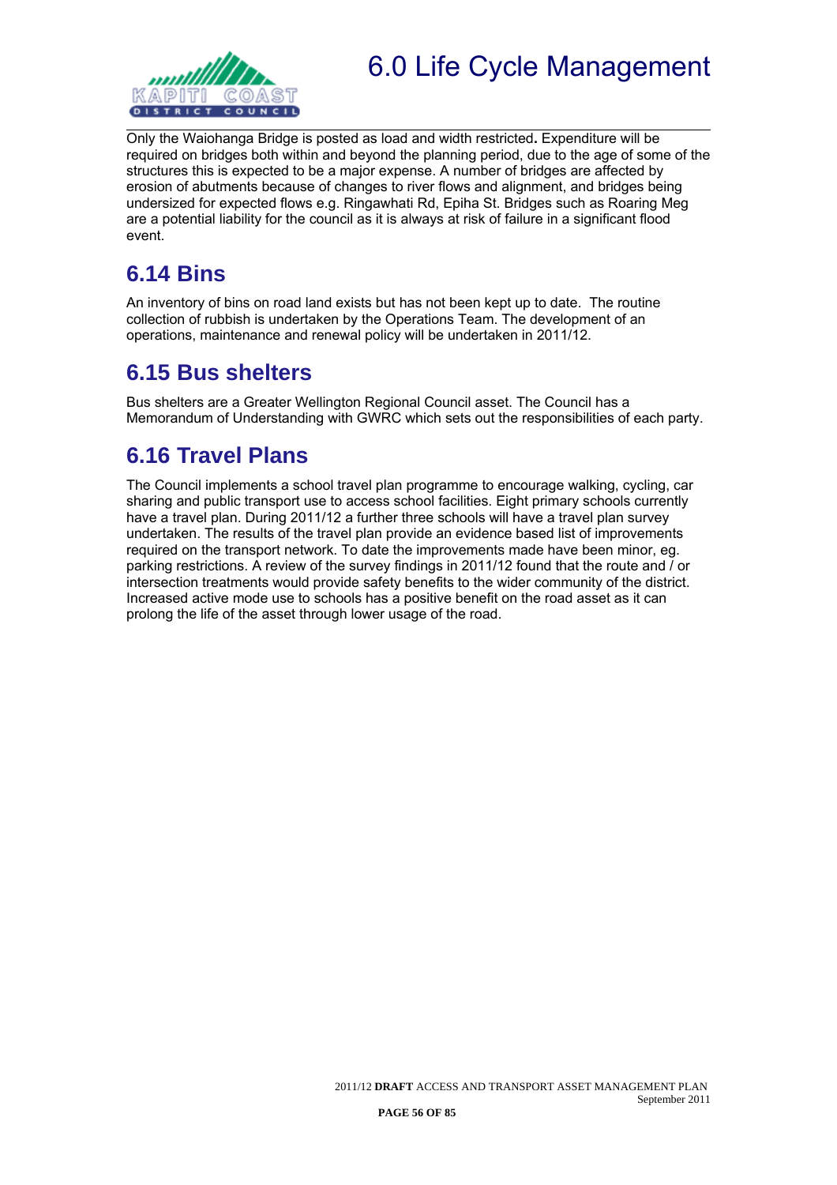Only the Waiohanga Bridge is posted as load and width restricted**.** Expenditure will be required on bridges both within and beyond the planning period, due to the age of some of the structures this is expected to be a major expense. A number of bridges are affected by erosion of abutments because of changes to river flows and alignment, and bridges being undersized for expected flows e.g. Ringawhati Rd, Epiha St. Bridges such as Roaring Meg are a potential liability for the council as it is always at risk of failure in a significant flood event.

## 6.14 Bins

An inventory of bins on road land exists but has not been kept up to date. The routine collection of rubbish is undertaken by the Operations Team. The development of an operations, maintenance and renewal policy will be undertaken in 2011/12.

## 6.15 Bus shelters

Bus shelters are a Greater Wellington Regional Council asset. The Council has a Memorandum of Understanding with GWRC which sets out the responsibilities of each party.

## 6.16 Travel Plans

The Council implements a school travel plan programme to encourage walking, cycling, car sharing and public transport use to access school facilities. Eight primary schools currently have a travel plan. During 2011/12 a further three schools will have a travel plan survey undertaken. The results of the travel plan provide an evidence based list of improvements required on the transport network. To date the improvements made have been minor, eg. parking restrictions. A review of the survey findings in 2011/12 found that the route and / or intersection treatments would provide safety benefits to the wider community of the district. Increased active mode use to schools has a positive benefit on the road asset as it can prolong the life of the asset through lower usage of the road.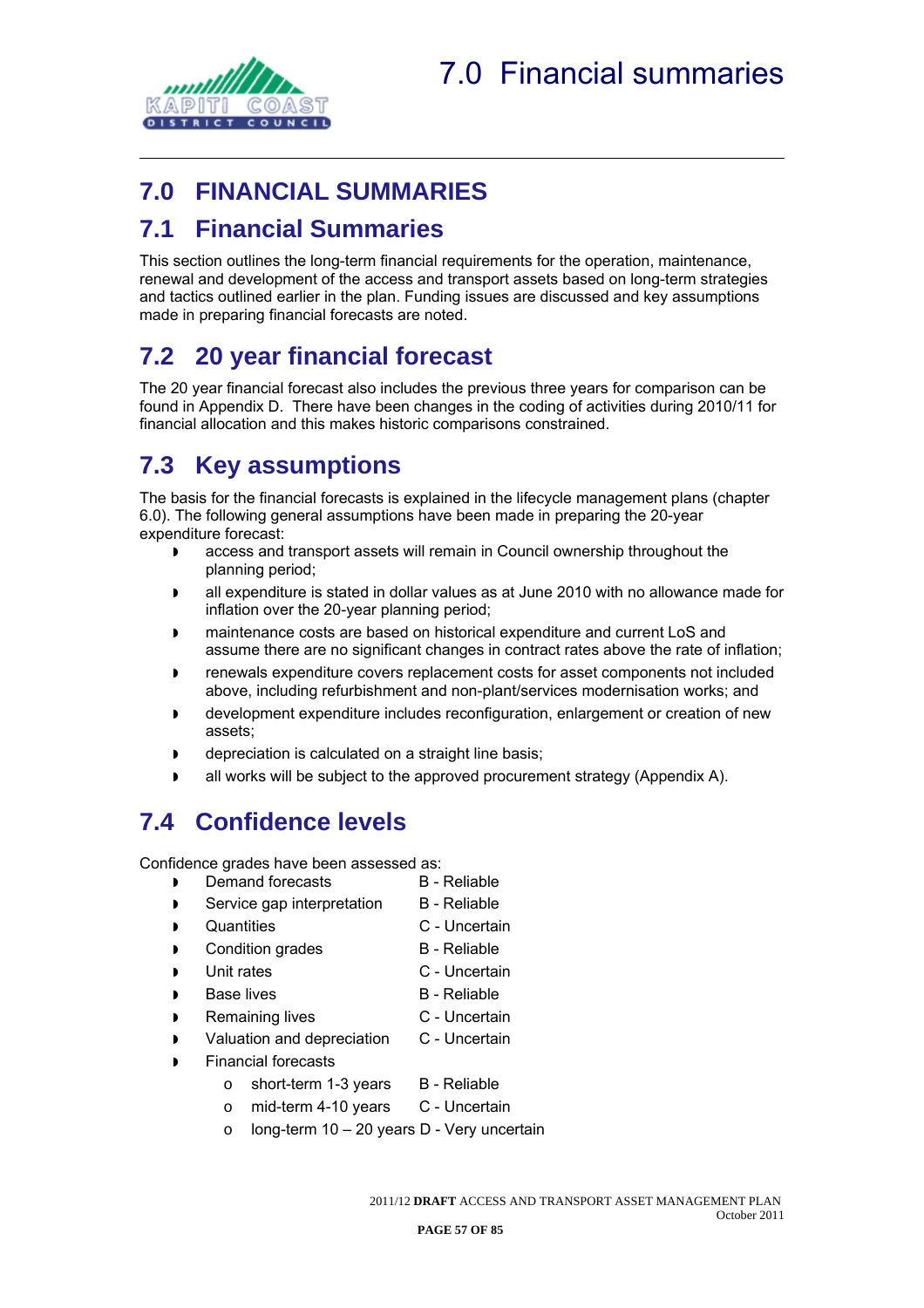# 7.0 FINANCIAL SUMMARIES

## 7.1 Financial Summaries

This section outlines the long-term financial requirements for the operation, maintenance, renewal and development of the access and transport assets based on long-term strategies and tactics outlined earlier in the plan. Funding issues are discussed and key assumptions made in preparing financial forecasts are noted.

## 7.2 20 year financial forecast

The 20 year financial forecast also includes the previous three years for comparison can be found in Appendix D. There have been changes in the coding of activities during 2010/11 for financial allocation and this makes historic comparisons constrained.

## 7.3 Key assumptions

The basis for the financial forecasts is explained in the lifecycle management plans (chapter 6.0). The following general assumptions have been made in preparing the 20-year expenditure forecast:

- access and transport assets will remain in Council ownership throughout the planning period;
- all expenditure is stated in dollar values as at June 2010 with no allowance made for inflation over the 20-year planning period;
- maintenance costs are based on historical expenditure and current LoS and assume there are no significant changes in contract rates above the rate of inflation;
- renewals expenditure covers replacement costs for asset components not included above, including refurbishment and non-plant/services modernisation works; and
- development expenditure includes reconfiguration, enlargement or creation of new assets;
- depreciation is calculated on a straight line basis;
- all works will be subject to the approved procurement strategy (Appendix A).

## 7.4 Confidence levels

Confidence grades have been assessed as:

- Demand forecasts — B - Reliable
- Service gap interpretation — B - Reliable
- Quantities — C - Uncertain
- Condition grades — B - Reliable
- Unit rates — C - Uncertain
- Base lives — B - Reliable
- Remaining lives — C - Uncertain
- Valuation and depreciation — C - Uncertain
- Financial forecasts
  - short-term 1-3 years — B - Reliable
  - mid-term 4-10 years — C - Uncertain
  - long-term 10 – 20 years — D - Very uncertain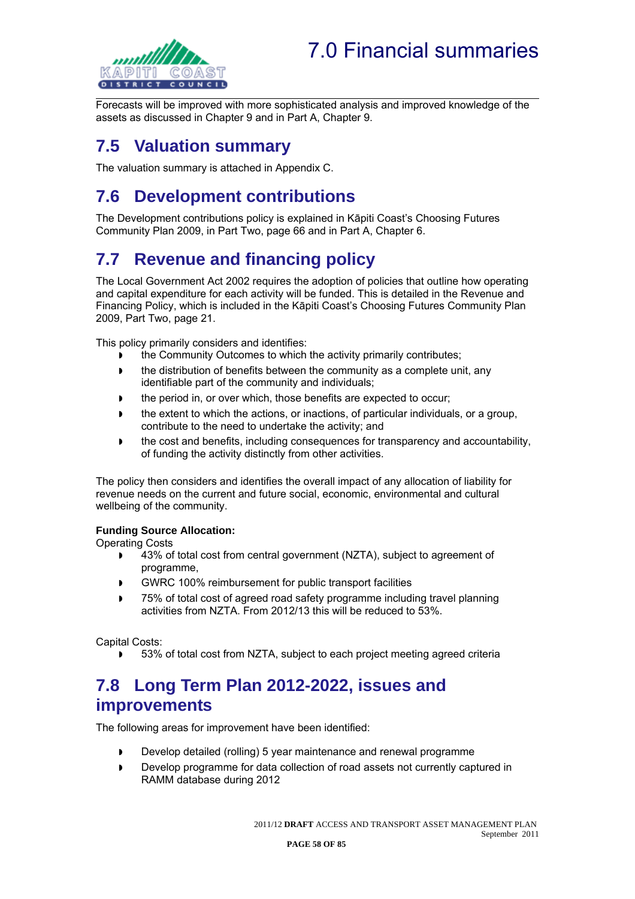Forecasts will be improved with more sophisticated analysis and improved knowledge of the assets as discussed in Chapter 9 and in Part A, Chapter 9.

## 7.5 Valuation summary

The valuation summary is attached in Appendix C.

## 7.6 Development contributions

The Development contributions policy is explained in Kāpiti Coast's Choosing Futures Community Plan 2009, in Part Two, page 66 and in Part A, Chapter 6.

## 7.7 Revenue and financing policy

The Local Government Act 2002 requires the adoption of policies that outline how operating and capital expenditure for each activity will be funded. This is detailed in the Revenue and Financing Policy, which is included in the Kāpiti Coast's Choosing Futures Community Plan 2009, Part Two, page 21.

This policy primarily considers and identifies:

- the Community Outcomes to which the activity primarily contributes;
- the distribution of benefits between the community as a complete unit, any identifiable part of the community and individuals;
- the period in, or over which, those benefits are expected to occur;
- the extent to which the actions, or inactions, of particular individuals, or a group, contribute to the need to undertake the activity; and
- the cost and benefits, including consequences for transparency and accountability, of funding the activity distinctly from other activities.

The policy then considers and identifies the overall impact of any allocation of liability for revenue needs on the current and future social, economic, environmental and cultural wellbeing of the community.

**Funding Source Allocation:**

Operating Costs

- 43% of total cost from central government (NZTA), subject to agreement of programme,
- GWRC 100% reimbursement for public transport facilities
- 75% of total cost of agreed road safety programme including travel planning activities from NZTA. From 2012/13 this will be reduced to 53%.

Capital Costs:

- 53% of total cost from NZTA, subject to each project meeting agreed criteria

## 7.8 Long Term Plan 2012-2022, issues and improvements

The following areas for improvement have been identified:

- Develop detailed (rolling) 5 year maintenance and renewal programme
- Develop programme for data collection of road assets not currently captured in RAMM database during 2012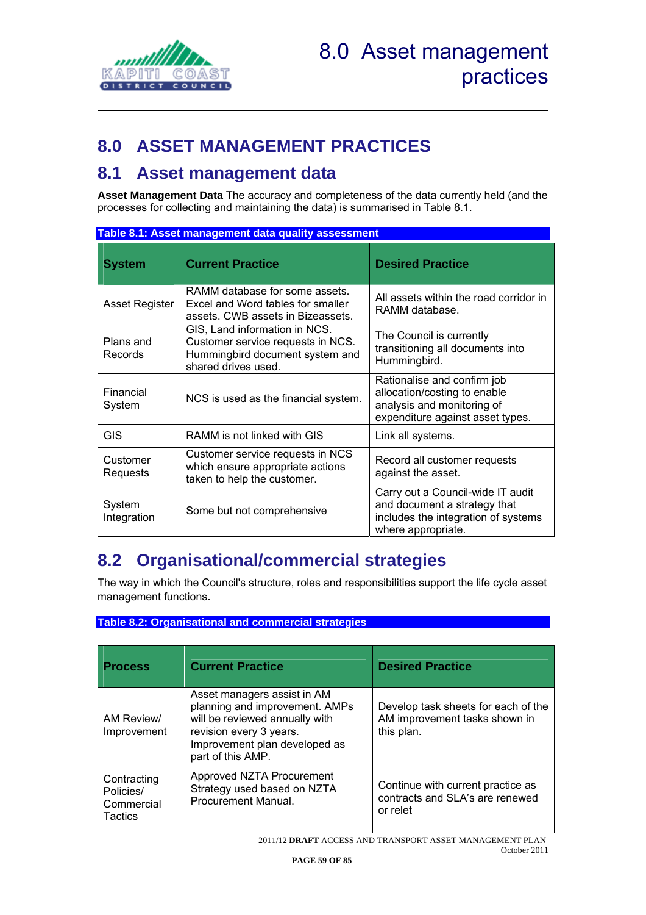# 8.0 ASSET MANAGEMENT PRACTICES

## 8.1 Asset management data

**Asset Management Data** The accuracy and completeness of the data currently held (and the processes for collecting and maintaining the data) is summarised in Table 8.1.

**Table 8.1: Asset management data quality assessment**

| System | Current Practice | Desired Practice |
|---|---|---|
| Asset Register | RAMM database for some assets. Excel and Word tables for smaller assets. CWB assets in Bizeassets. | All assets within the road corridor in RAMM database. |
| Plans and Records | GIS, Land information in NCS. Customer service requests in NCS. Hummingbird document system and shared drives used. | The Council is currently transitioning all documents into Hummingbird. |
| Financial System | NCS is used as the financial system. | Rationalise and confirm job allocation/costing to enable analysis and monitoring of expenditure against asset types. |
| GIS | RAMM is not linked with GIS | Link all systems. |
| Customer Requests | Customer service requests in NCS which ensure appropriate actions taken to help the customer. | Record all customer requests against the asset. |
| System Integration | Some but not comprehensive | Carry out a Council-wide IT audit and document a strategy that includes the integration of systems where appropriate. |

## 8.2 Organisational/commercial strategies

The way in which the Council's structure, roles and responsibilities support the life cycle asset management functions.

**Table 8.2: Organisational and commercial strategies**

| Process | Current Practice | Desired Practice |
|---|---|---|
| AM Review/ Improvement | Asset managers assist in AM planning and improvement. AMPs will be reviewed annually with revision every 3 years. Improvement plan developed as part of this AMP. | Develop task sheets for each of the AM improvement tasks shown in this plan. |
| Contracting Policies/ Commercial Tactics | Approved NZTA Procurement Strategy used based on NZTA Procurement Manual. | Continue with current practice as contracts and SLA's are renewed or relet |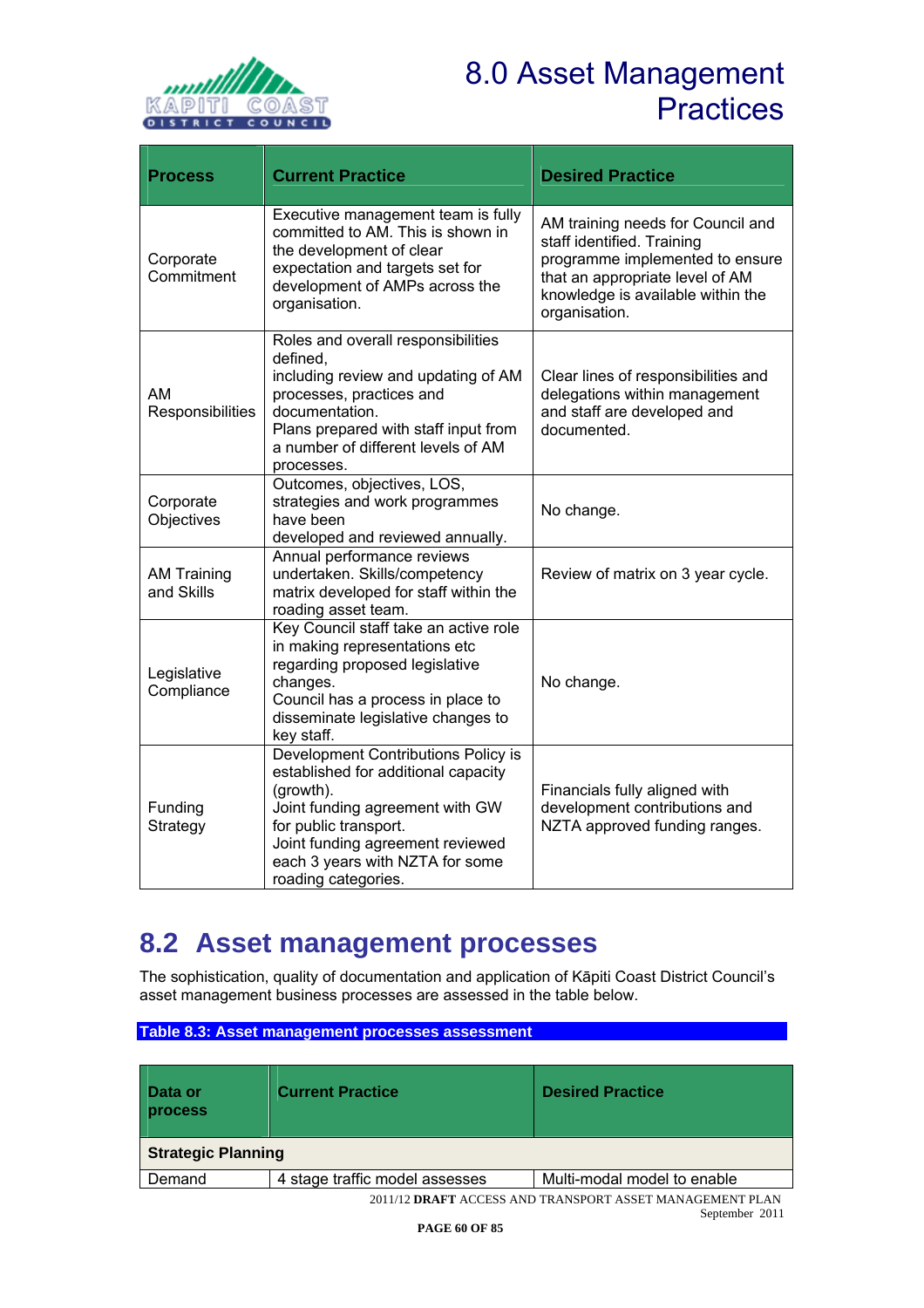# 8.0 Asset Management Practices

| Process | Current Practice | Desired Practice |
|---|---|---|
| Corporate Commitment | Executive management team is fully committed to AM. This is shown in the development of clear expectation and targets set for development of AMPs across the organisation. | AM training needs for Council and staff identified. Training programme implemented to ensure that an appropriate level of AM knowledge is available within the organisation. |
| AM Responsibilities | Roles and overall responsibilities defined, including review and updating of AM processes, practices and documentation. Plans prepared with staff input from a number of different levels of AM processes. | Clear lines of responsibilities and delegations within management and staff are developed and documented. |
| Corporate Objectives | Outcomes, objectives, LOS, strategies and work programmes have been developed and reviewed annually. | No change. |
| AM Training and Skills | Annual performance reviews undertaken. Skills/competency matrix developed for staff within the roading asset team. | Review of matrix on 3 year cycle. |
| Legislative Compliance | Key Council staff take an active role in making representations etc regarding proposed legislative changes. Council has a process in place to disseminate legislative changes to key staff. | No change. |
| Funding Strategy | Development Contributions Policy is established for additional capacity (growth). Joint funding agreement with GW for public transport. Joint funding agreement reviewed each 3 years with NZTA for some roading categories. | Financials fully aligned with development contributions and NZTA approved funding ranges. |

## 8.2 Asset management processes

The sophistication, quality of documentation and application of Kāpiti Coast District Council's asset management business processes are assessed in the table below.

**Table 8.3: Asset management processes assessment**

| Data or process | Current Practice | Desired Practice |
|---|---|---|
| **Strategic Planning** | | |
| Demand | 4 stage traffic model assesses | Multi-modal model to enable |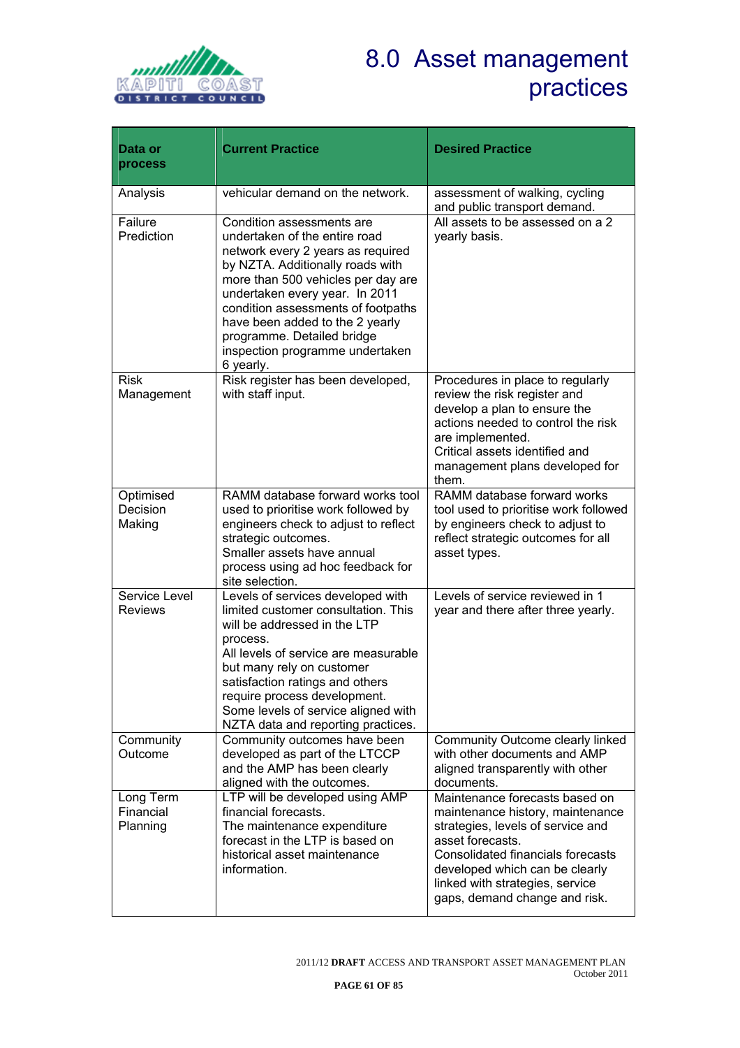# 8.0 Asset management practices

| Data or process | Current Practice | Desired Practice |
|---|---|---|
| Analysis | vehicular demand on the network. | assessment of walking, cycling and public transport demand. |
| Failure Prediction | Condition assessments are undertaken of the entire road network every 2 years as required by NZTA. Additionally roads with more than 500 vehicles per day are undertaken every year. In 2011 condition assessments of footpaths have been added to the 2 yearly programme. Detailed bridge inspection programme undertaken 6 yearly. | All assets to be assessed on a 2 yearly basis. |
| Risk Management | Risk register has been developed, with staff input. | Procedures in place to regularly review the risk register and develop a plan to ensure the actions needed to control the risk are implemented.<br>Critical assets identified and management plans developed for them. |
| Optimised Decision Making | RAMM database forward works tool used to prioritise work followed by engineers check to adjust to reflect strategic outcomes.<br>Smaller assets have annual process using ad hoc feedback for site selection. | RAMM database forward works tool used to prioritise work followed by engineers check to adjust to reflect strategic outcomes for all asset types. |
| Service Level Reviews | Levels of services developed with limited customer consultation. This will be addressed in the LTP process.<br>All levels of service are measurable but many rely on customer satisfaction ratings and others require process development.<br>Some levels of service aligned with NZTA data and reporting practices. | Levels of service reviewed in 1 year and there after three yearly. |
| Community Outcome | Community outcomes have been developed as part of the LTCCP and the AMP has been clearly aligned with the outcomes. | Community Outcome clearly linked with other documents and AMP aligned transparently with other documents. |
| Long Term Financial Planning | LTP will be developed using AMP financial forecasts.<br>The maintenance expenditure forecast in the LTP is based on historical asset maintenance information. | Maintenance forecasts based on maintenance history, maintenance strategies, levels of service and asset forecasts.<br>Consolidated financials forecasts developed which can be clearly linked with strategies, service gaps, demand change and risk. |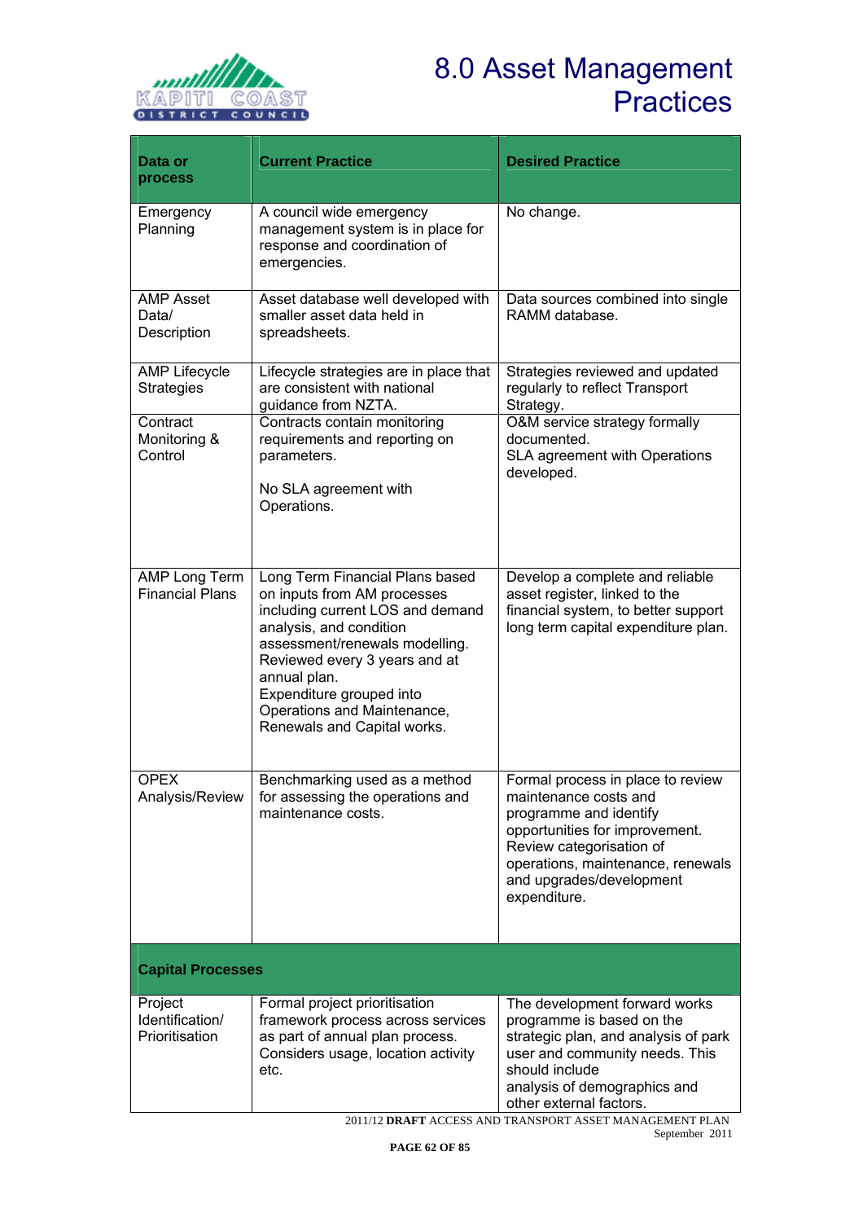# 8.0 Asset Management Practices

| Data or process | Current Practice | Desired Practice |
|---|---|---|
| Emergency Planning | A council wide emergency management system is in place for response and coordination of emergencies. | No change. |
| AMP Asset Data/ Description | Asset database well developed with smaller asset data held in spreadsheets. | Data sources combined into single RAMM database. |
| AMP Lifecycle Strategies | Lifecycle strategies are in place that are consistent with national guidance from NZTA. | Strategies reviewed and updated regularly to reflect Transport Strategy. |
| Contract Monitoring & Control | Contracts contain monitoring requirements and reporting on parameters.<br><br>No SLA agreement with Operations. | O&M service strategy formally documented.<br>SLA agreement with Operations developed. |
| AMP Long Term Financial Plans | Long Term Financial Plans based on inputs from AM processes including current LOS and demand analysis, and condition assessment/renewals modelling. Reviewed every 3 years and at annual plan.<br>Expenditure grouped into Operations and Maintenance, Renewals and Capital works. | Develop a complete and reliable asset register, linked to the financial system, to better support long term capital expenditure plan. |
| OPEX Analysis/Review | Benchmarking used as a method for assessing the operations and maintenance costs. | Formal process in place to review maintenance costs and programme and identify opportunities for improvement.<br>Review categorisation of operations, maintenance, renewals and upgrades/development expenditure. |
| **Capital Processes** | | |
| Project Identification/ Prioritisation | Formal project prioritisation framework process across services as part of annual plan process. Considers usage, location activity etc. | The development forward works programme is based on the strategic plan, and analysis of park user and community needs. This should include analysis of demographics and other external factors. |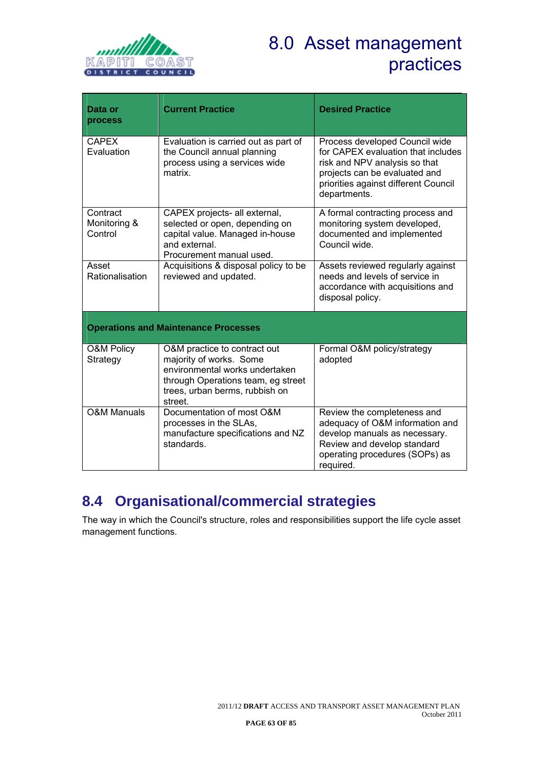| Data or process | Current Practice | Desired Practice |
|---|---|---|
| CAPEX Evaluation | Evaluation is carried out as part of the Council annual planning process using a services wide matrix. | Process developed Council wide for CAPEX evaluation that includes risk and NPV analysis so that projects can be evaluated and priorities against different Council departments. |
| Contract Monitoring & Control | CAPEX projects- all external, selected or open, depending on capital value. Managed in-house and external. Procurement manual used. | A formal contracting process and monitoring system developed, documented and implemented Council wide. |
| Asset Rationalisation | Acquisitions & disposal policy to be reviewed and updated. | Assets reviewed regularly against needs and levels of service in accordance with acquisitions and disposal policy. |
| **Operations and Maintenance Processes** | | |
| O&M Policy Strategy | O&M practice to contract out majority of works. Some environmental works undertaken through Operations team, eg street trees, urban berms, rubbish on street. | Formal O&M policy/strategy adopted |
| O&M Manuals | Documentation of most O&M processes in the SLAs, manufacture specifications and NZ standards. | Review the completeness and adequacy of O&M information and develop manuals as necessary. Review and develop standard operating procedures (SOPs) as required. |

## 8.4 Organisational/commercial strategies

The way in which the Council's structure, roles and responsibilities support the life cycle asset management functions.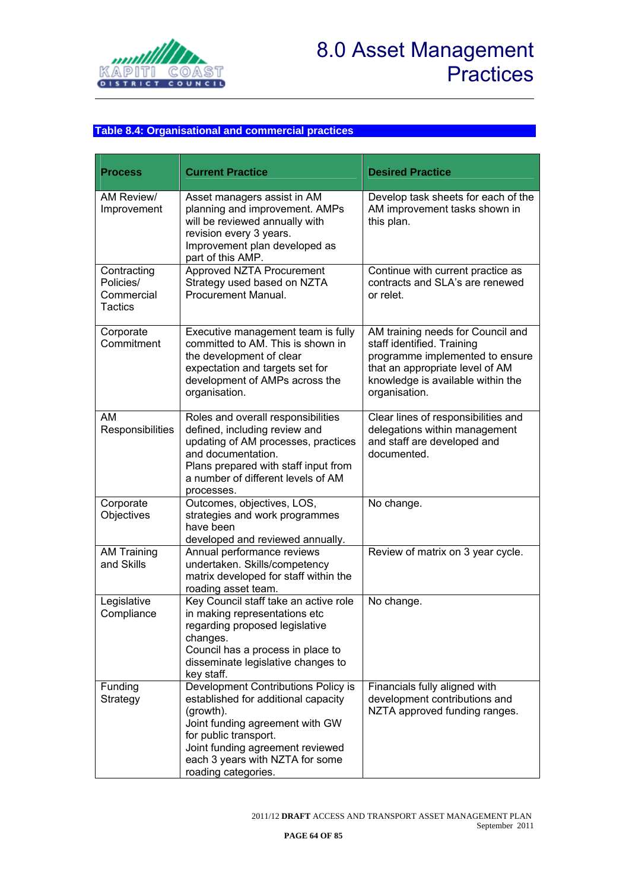# 8.0 Asset Management Practices

**Table 8.4: Organisational and commercial practices**

| Process | Current Practice | Desired Practice |
|---|---|---|
| AM Review/ Improvement | Asset managers assist in AM planning and improvement. AMPs will be reviewed annually with revision every 3 years. Improvement plan developed as part of this AMP. | Develop task sheets for each of the AM improvement tasks shown in this plan. |
| Contracting Policies/ Commercial Tactics | Approved NZTA Procurement Strategy used based on NZTA Procurement Manual. | Continue with current practice as contracts and SLA's are renewed or relet. |
| Corporate Commitment | Executive management team is fully committed to AM. This is shown in the development of clear expectation and targets set for development of AMPs across the organisation. | AM training needs for Council and staff identified. Training programme implemented to ensure that an appropriate level of AM knowledge is available within the organisation. |
| AM Responsibilities | Roles and overall responsibilities defined, including review and updating of AM processes, practices and documentation. Plans prepared with staff input from a number of different levels of AM processes. | Clear lines of responsibilities and delegations within management and staff are developed and documented. |
| Corporate Objectives | Outcomes, objectives, LOS, strategies and work programmes have been developed and reviewed annually. | No change. |
| AM Training and Skills | Annual performance reviews undertaken. Skills/competency matrix developed for staff within the roading asset team. | Review of matrix on 3 year cycle. |
| Legislative Compliance | Key Council staff take an active role in making representations etc regarding proposed legislative changes. Council has a process in place to disseminate legislative changes to key staff. | No change. |
| Funding Strategy | Development Contributions Policy is established for additional capacity (growth). Joint funding agreement with GW for public transport. Joint funding agreement reviewed each 3 years with NZTA for some roading categories. | Financials fully aligned with development contributions and NZTA approved funding ranges. |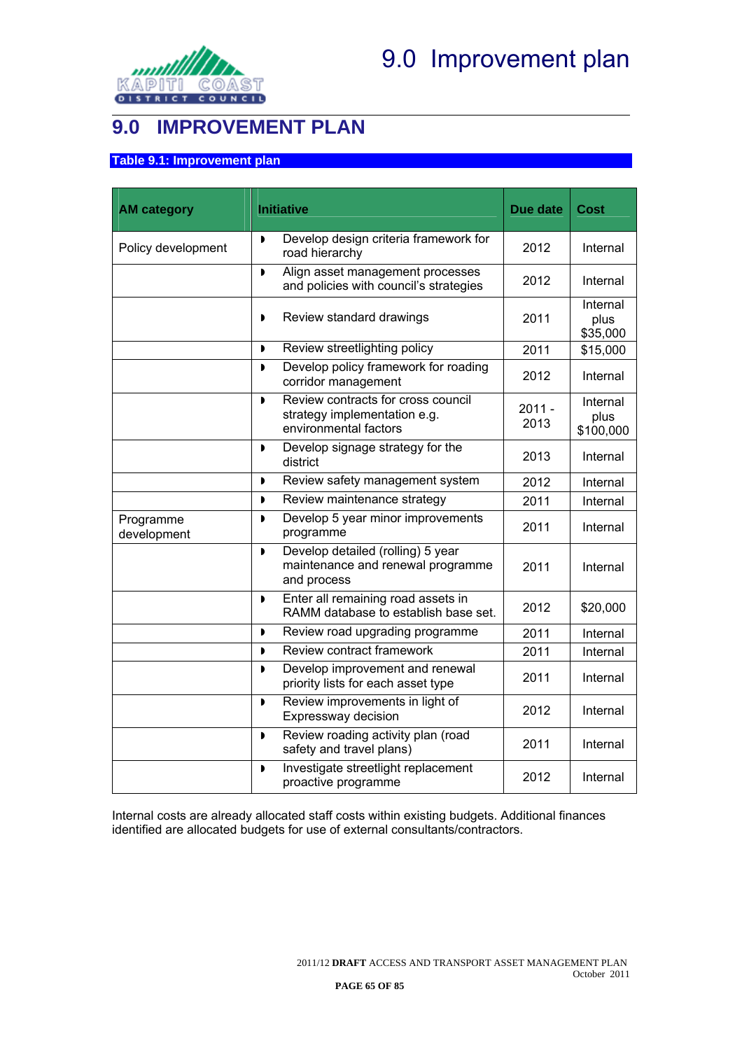# 9.0 IMPROVEMENT PLAN

**Table 9.1: Improvement plan**

| AM category | Initiative | Due date | Cost |
|---|---|---|---|
| Policy development | Develop design criteria framework for road hierarchy | 2012 | Internal |
| | Align asset management processes and policies with council's strategies | 2012 | Internal |
| | Review standard drawings | 2011 | Internal plus $35,000 |
| | Review streetlighting policy | 2011 | $15,000 |
| | Develop policy framework for roading corridor management | 2012 | Internal |
| | Review contracts for cross council strategy implementation e.g. environmental factors | 2011 - 2013 | Internal plus $100,000 |
| | Develop signage strategy for the district | 2013 | Internal |
| | Review safety management system | 2012 | Internal |
| | Review maintenance strategy | 2011 | Internal |
| Programme development | Develop 5 year minor improvements programme | 2011 | Internal |
| | Develop detailed (rolling) 5 year maintenance and renewal programme and process | 2011 | Internal |
| | Enter all remaining road assets in RAMM database to establish base set. | 2012 | $20,000 |
| | Review road upgrading programme | 2011 | Internal |
| | Review contract framework | 2011 | Internal |
| | Develop improvement and renewal priority lists for each asset type | 2011 | Internal |
| | Review improvements in light of Expressway decision | 2012 | Internal |
| | Review roading activity plan (road safety and travel plans) | 2011 | Internal |
| | Investigate streetlight replacement proactive programme | 2012 | Internal |

Internal costs are already allocated staff costs within existing budgets. Additional finances identified are allocated budgets for use of external consultants/contractors.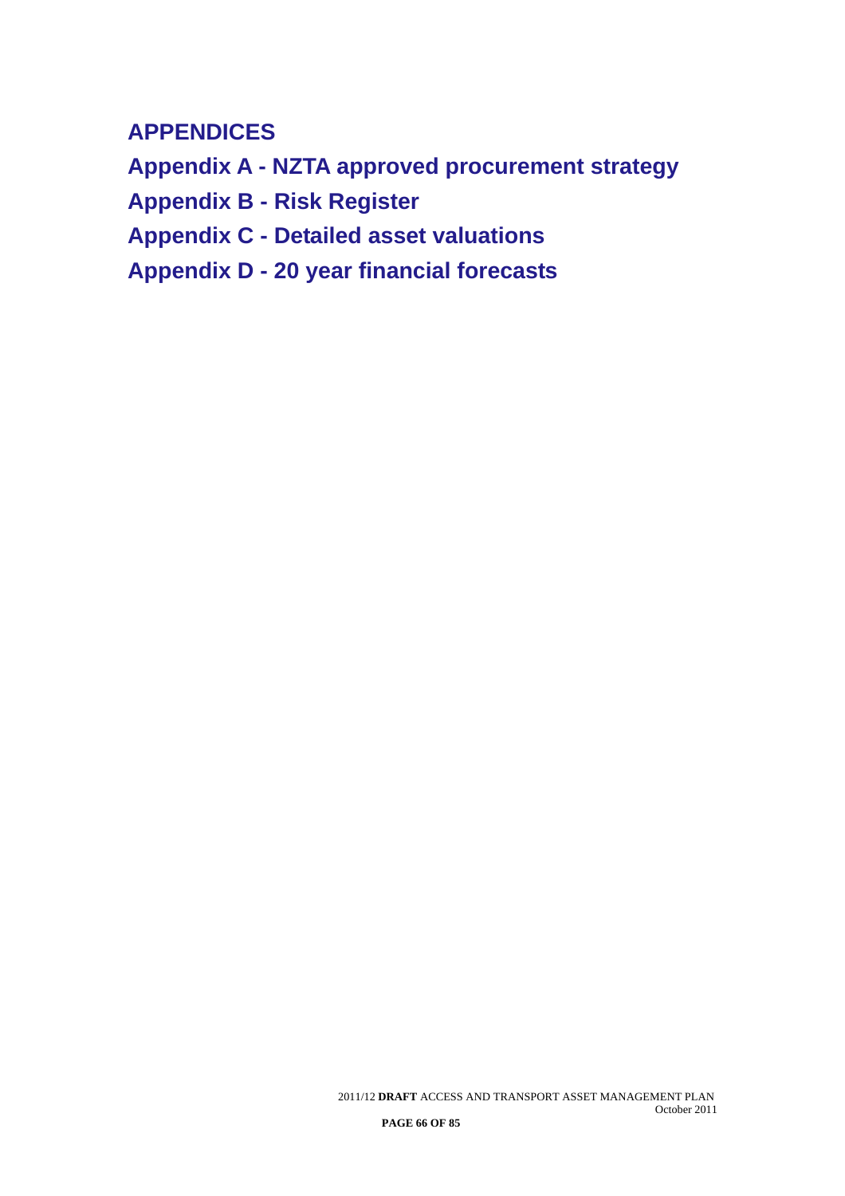# APPENDICES

## Appendix A - NZTA approved procurement strategy

## Appendix B - Risk Register

## Appendix C - Detailed asset valuations

## Appendix D - 20 year financial forecasts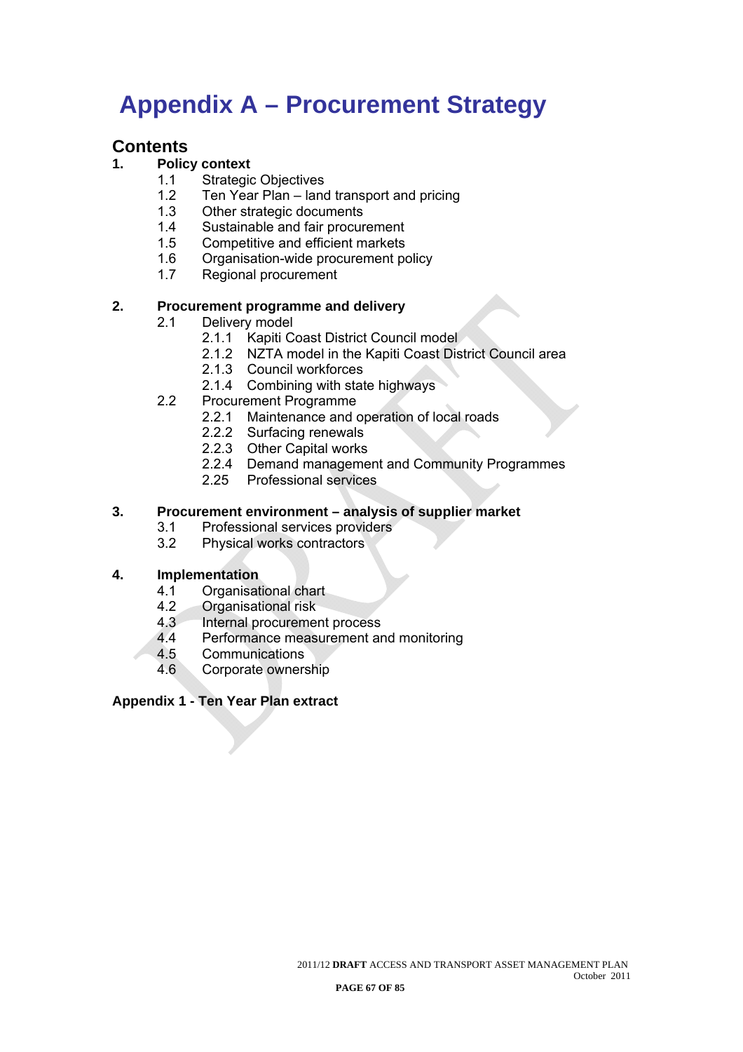# Appendix A – Procurement Strategy

## Contents

1. **Policy context**
    - 1.1 Strategic Objectives
    - 1.2 Ten Year Plan – land transport and pricing
    - 1.3 Other strategic documents
    - 1.4 Sustainable and fair procurement
    - 1.5 Competitive and efficient markets
    - 1.6 Organisation-wide procurement policy
    - 1.7 Regional procurement

2. **Procurement programme and delivery**
    - 2.1 Delivery model
        - 2.1.1 Kapiti Coast District Council model
        - 2.1.2 NZTA model in the Kapiti Coast District Council area
        - 2.1.3 Council workforces
        - 2.1.4 Combining with state highways
    - 2.2 Procurement Programme
        - 2.2.1 Maintenance and operation of local roads
        - 2.2.2 Surfacing renewals
        - 2.2.3 Other Capital works
        - 2.2.4 Demand management and Community Programmes
        - 2.25 Professional services

3. **Procurement environment – analysis of supplier market**
    - 3.1 Professional services providers
    - 3.2 Physical works contractors

4. **Implementation**
    - 4.1 Organisational chart
    - 4.2 Organisational risk
    - 4.3 Internal procurement process
    - 4.4 Performance measurement and monitoring
    - 4.5 Communications
    - 4.6 Corporate ownership

**Appendix 1 - Ten Year Plan extract**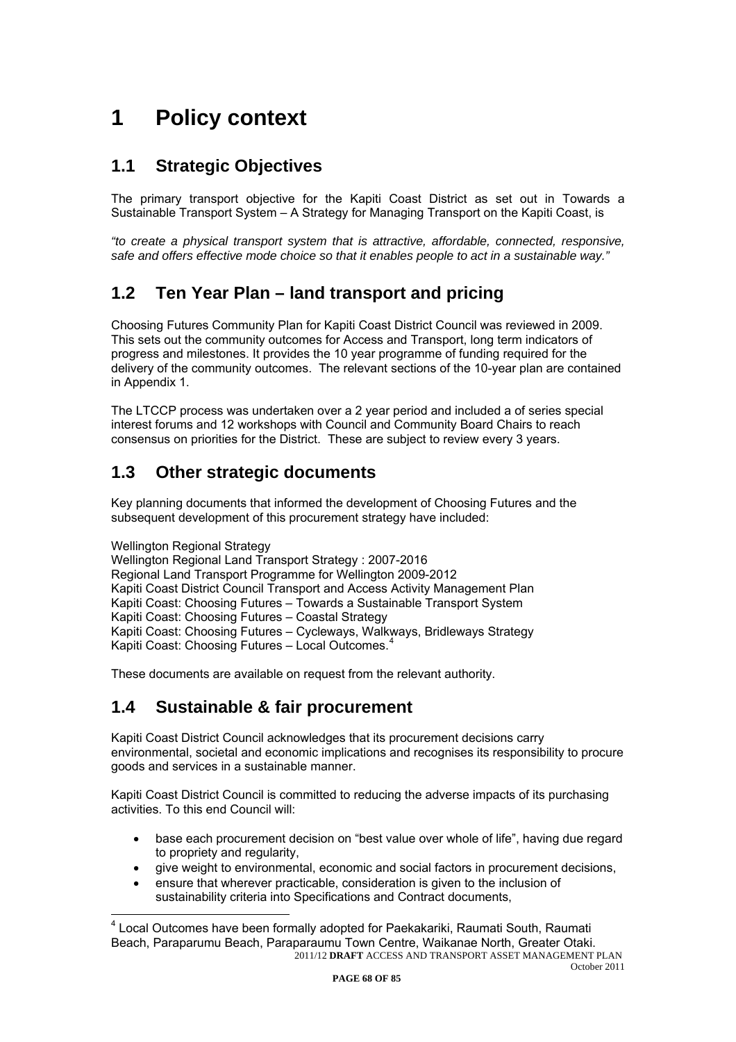# 1 Policy context

## 1.1 Strategic Objectives

The primary transport objective for the Kapiti Coast District as set out in Towards a Sustainable Transport System – A Strategy for Managing Transport on the Kapiti Coast, is

*"to create a physical transport system that is attractive, affordable, connected, responsive, safe and offers effective mode choice so that it enables people to act in a sustainable way."*

## 1.2 Ten Year Plan – land transport and pricing

Choosing Futures Community Plan for Kapiti Coast District Council was reviewed in 2009. This sets out the community outcomes for Access and Transport, long term indicators of progress and milestones. It provides the 10 year programme of funding required for the delivery of the community outcomes. The relevant sections of the 10-year plan are contained in Appendix 1.

The LTCCP process was undertaken over a 2 year period and included a of series special interest forums and 12 workshops with Council and Community Board Chairs to reach consensus on priorities for the District. These are subject to review every 3 years.

## 1.3 Other strategic documents

Key planning documents that informed the development of Choosing Futures and the subsequent development of this procurement strategy have included:

Wellington Regional Strategy
Wellington Regional Land Transport Strategy : 2007-2016
Regional Land Transport Programme for Wellington 2009-2012
Kapiti Coast District Council Transport and Access Activity Management Plan
Kapiti Coast: Choosing Futures – Towards a Sustainable Transport System
Kapiti Coast: Choosing Futures – Coastal Strategy
Kapiti Coast: Choosing Futures – Cycleways, Walkways, Bridleways Strategy
Kapiti Coast: Choosing Futures – Local Outcomes.[4]

These documents are available on request from the relevant authority.

## 1.4 Sustainable & fair procurement

Kapiti Coast District Council acknowledges that its procurement decisions carry environmental, societal and economic implications and recognises its responsibility to procure goods and services in a sustainable manner.

Kapiti Coast District Council is committed to reducing the adverse impacts of its purchasing activities. To this end Council will:

- base each procurement decision on "best value over whole of life", having due regard to propriety and regularity,
- give weight to environmental, economic and social factors in procurement decisions,
- ensure that wherever practicable, consideration is given to the inclusion of sustainability criteria into Specifications and Contract documents,

[4] Local Outcomes have been formally adopted for Paekakariki, Raumati South, Raumati Beach, Paraparumu Beach, Paraparaumu Town Centre, Waikanae North, Greater Otaki.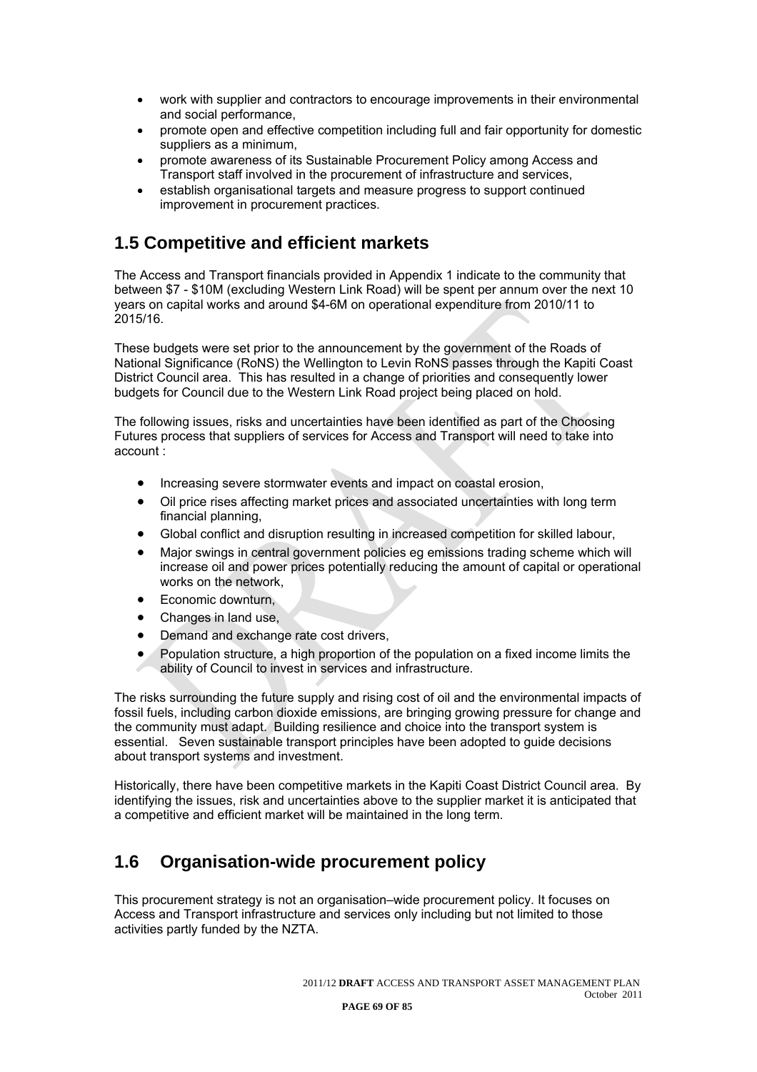- work with supplier and contractors to encourage improvements in their environmental and social performance,
- promote open and effective competition including full and fair opportunity for domestic suppliers as a minimum,
- promote awareness of its Sustainable Procurement Policy among Access and Transport staff involved in the procurement of infrastructure and services,
- establish organisational targets and measure progress to support continued improvement in procurement practices.

## 1.5 Competitive and efficient markets

The Access and Transport financials provided in Appendix 1 indicate to the community that between $7 - $10M (excluding Western Link Road) will be spent per annum over the next 10 years on capital works and around $4-6M on operational expenditure from 2010/11 to 2015/16.

These budgets were set prior to the announcement by the government of the Roads of National Significance (RoNS) the Wellington to Levin RoNS passes through the Kapiti Coast District Council area. This has resulted in a change of priorities and consequently lower budgets for Council due to the Western Link Road project being placed on hold.

The following issues, risks and uncertainties have been identified as part of the Choosing Futures process that suppliers of services for Access and Transport will need to take into account :

- Increasing severe stormwater events and impact on coastal erosion,
- Oil price rises affecting market prices and associated uncertainties with long term financial planning,
- Global conflict and disruption resulting in increased competition for skilled labour,
- Major swings in central government policies eg emissions trading scheme which will increase oil and power prices potentially reducing the amount of capital or operational works on the network,
- Economic downturn,
- Changes in land use,
- Demand and exchange rate cost drivers,
- Population structure, a high proportion of the population on a fixed income limits the ability of Council to invest in services and infrastructure.

The risks surrounding the future supply and rising cost of oil and the environmental impacts of fossil fuels, including carbon dioxide emissions, are bringing growing pressure for change and the community must adapt. Building resilience and choice into the transport system is essential. Seven sustainable transport principles have been adopted to guide decisions about transport systems and investment.

Historically, there have been competitive markets in the Kapiti Coast District Council area. By identifying the issues, risk and uncertainties above to the supplier market it is anticipated that a competitive and efficient market will be maintained in the long term.

## 1.6 Organisation-wide procurement policy

This procurement strategy is not an organisation–wide procurement policy. It focuses on Access and Transport infrastructure and services only including but not limited to those activities partly funded by the NZTA.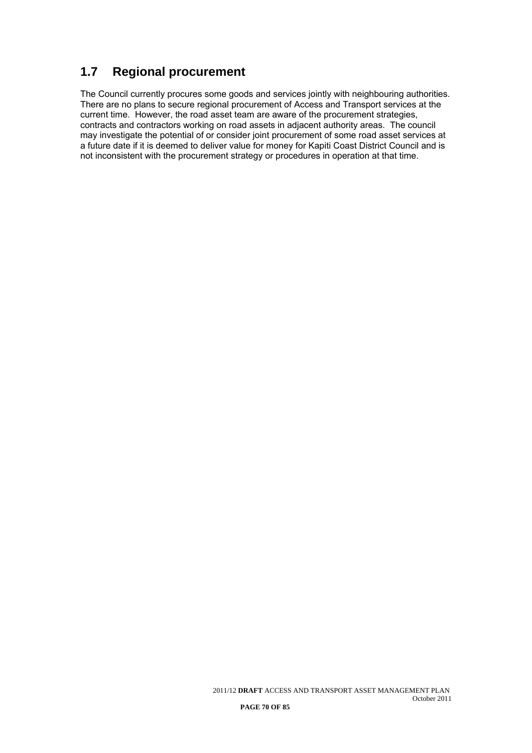## 1.7 Regional procurement

The Council currently procures some goods and services jointly with neighbouring authorities. There are no plans to secure regional procurement of Access and Transport services at the current time. However, the road asset team are aware of the procurement strategies, contracts and contractors working on road assets in adjacent authority areas. The council may investigate the potential of or consider joint procurement of some road asset services at a future date if it is deemed to deliver value for money for Kapiti Coast District Council and is not inconsistent with the procurement strategy or procedures in operation at that time.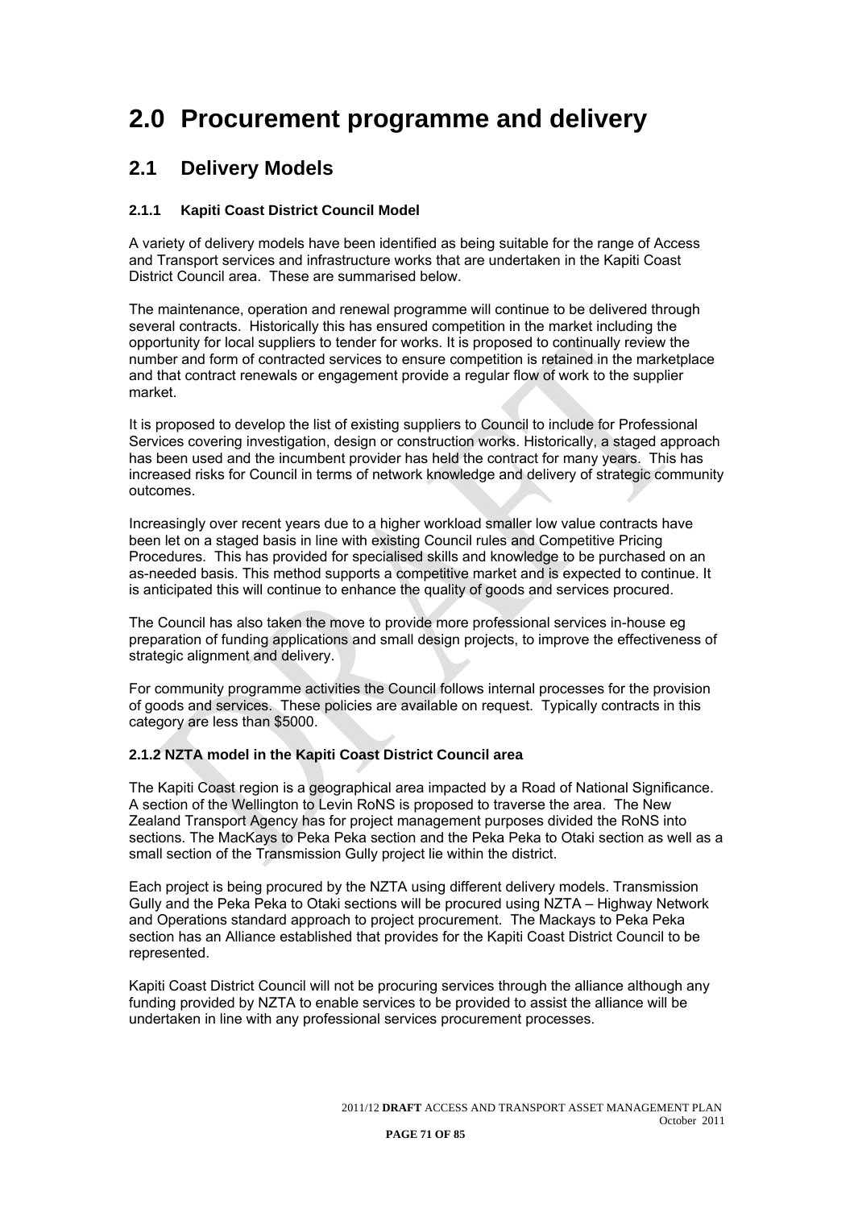# 2.0 Procurement programme and delivery

## 2.1 Delivery Models

### 2.1.1 Kapiti Coast District Council Model

A variety of delivery models have been identified as being suitable for the range of Access and Transport services and infrastructure works that are undertaken in the Kapiti Coast District Council area. These are summarised below.

The maintenance, operation and renewal programme will continue to be delivered through several contracts. Historically this has ensured competition in the market including the opportunity for local suppliers to tender for works. It is proposed to continually review the number and form of contracted services to ensure competition is retained in the marketplace and that contract renewals or engagement provide a regular flow of work to the supplier market.

It is proposed to develop the list of existing suppliers to Council to include for Professional Services covering investigation, design or construction works. Historically, a staged approach has been used and the incumbent provider has held the contract for many years. This has increased risks for Council in terms of network knowledge and delivery of strategic community outcomes.

Increasingly over recent years due to a higher workload smaller low value contracts have been let on a staged basis in line with existing Council rules and Competitive Pricing Procedures. This has provided for specialised skills and knowledge to be purchased on an as-needed basis. This method supports a competitive market and is expected to continue. It is anticipated this will continue to enhance the quality of goods and services procured.

The Council has also taken the move to provide more professional services in-house eg preparation of funding applications and small design projects, to improve the effectiveness of strategic alignment and delivery.

For community programme activities the Council follows internal processes for the provision of goods and services. These policies are available on request. Typically contracts in this category are less than $5000.

### 2.1.2 NZTA model in the Kapiti Coast District Council area

The Kapiti Coast region is a geographical area impacted by a Road of National Significance. A section of the Wellington to Levin RoNS is proposed to traverse the area. The New Zealand Transport Agency has for project management purposes divided the RoNS into sections. The MacKays to Peka Peka section and the Peka Peka to Otaki section as well as a small section of the Transmission Gully project lie within the district.

Each project is being procured by the NZTA using different delivery models. Transmission Gully and the Peka Peka to Otaki sections will be procured using NZTA – Highway Network and Operations standard approach to project procurement. The Mackays to Peka Peka section has an Alliance established that provides for the Kapiti Coast District Council to be represented.

Kapiti Coast District Council will not be procuring services through the alliance although any funding provided by NZTA to enable services to be provided to assist the alliance will be undertaken in line with any professional services procurement processes.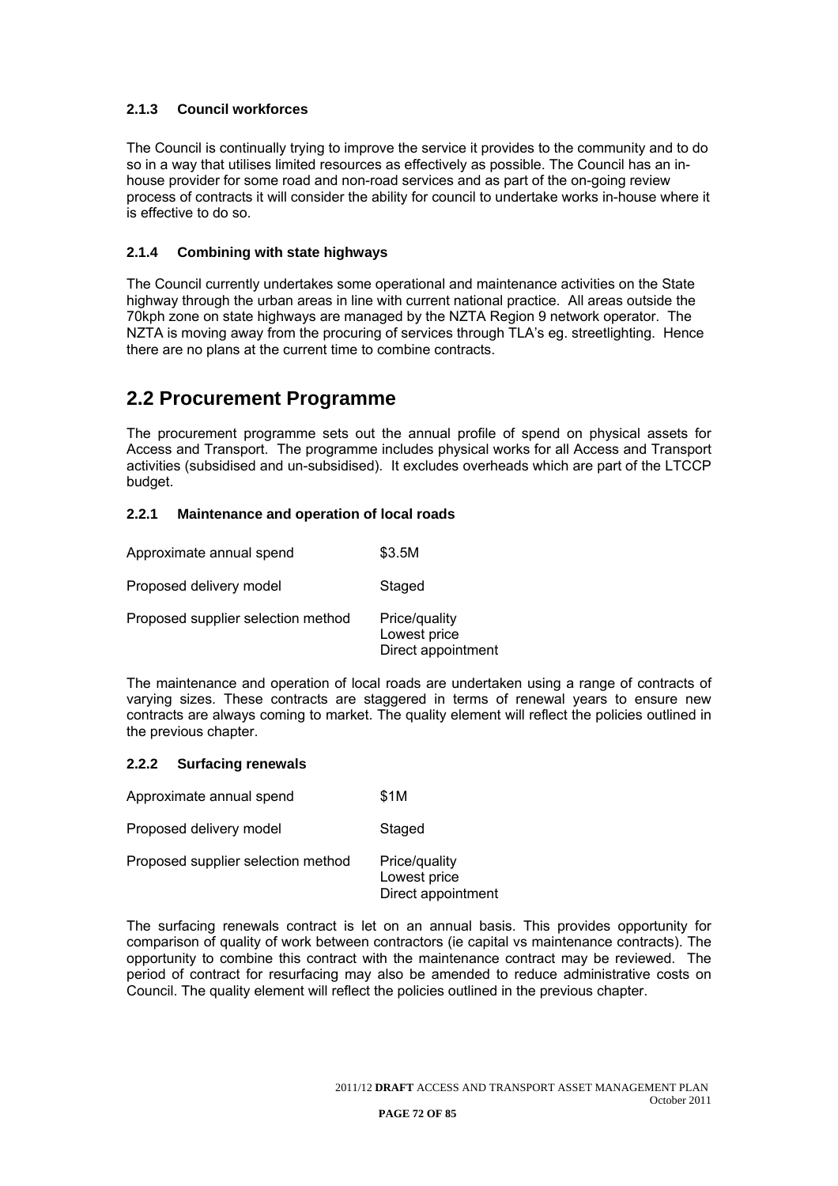#### 2.1.3 Council workforces

The Council is continually trying to improve the service it provides to the community and to do so in a way that utilises limited resources as effectively as possible. The Council has an in-house provider for some road and non-road services and as part of the on-going review process of contracts it will consider the ability for council to undertake works in-house where it is effective to do so.

#### 2.1.4 Combining with state highways

The Council currently undertakes some operational and maintenance activities on the State highway through the urban areas in line with current national practice. All areas outside the 70kph zone on state highways are managed by the NZTA Region 9 network operator. The NZTA is moving away from the procuring of services through TLA's eg. streetlighting. Hence there are no plans at the current time to combine contracts.

## 2.2 Procurement Programme

The procurement programme sets out the annual profile of spend on physical assets for Access and Transport. The programme includes physical works for all Access and Transport activities (subsidised and un-subsidised). It excludes overheads which are part of the LTCCP budget.

#### 2.2.1 Maintenance and operation of local roads

| | |
|---|---|
| Approximate annual spend | \$3.5M |
| Proposed delivery model | Staged |
| Proposed supplier selection method | Price/quality<br>Lowest price<br>Direct appointment |

The maintenance and operation of local roads are undertaken using a range of contracts of varying sizes. These contracts are staggered in terms of renewal years to ensure new contracts are always coming to market. The quality element will reflect the policies outlined in the previous chapter.

#### 2.2.2 Surfacing renewals

| | |
|---|---|
| Approximate annual spend | \$1M |
| Proposed delivery model | Staged |
| Proposed supplier selection method | Price/quality<br>Lowest price<br>Direct appointment |

The surfacing renewals contract is let on an annual basis. This provides opportunity for comparison of quality of work between contractors (ie capital vs maintenance contracts). The opportunity to combine this contract with the maintenance contract may be reviewed. The period of contract for resurfacing may also be amended to reduce administrative costs on Council. The quality element will reflect the policies outlined in the previous chapter.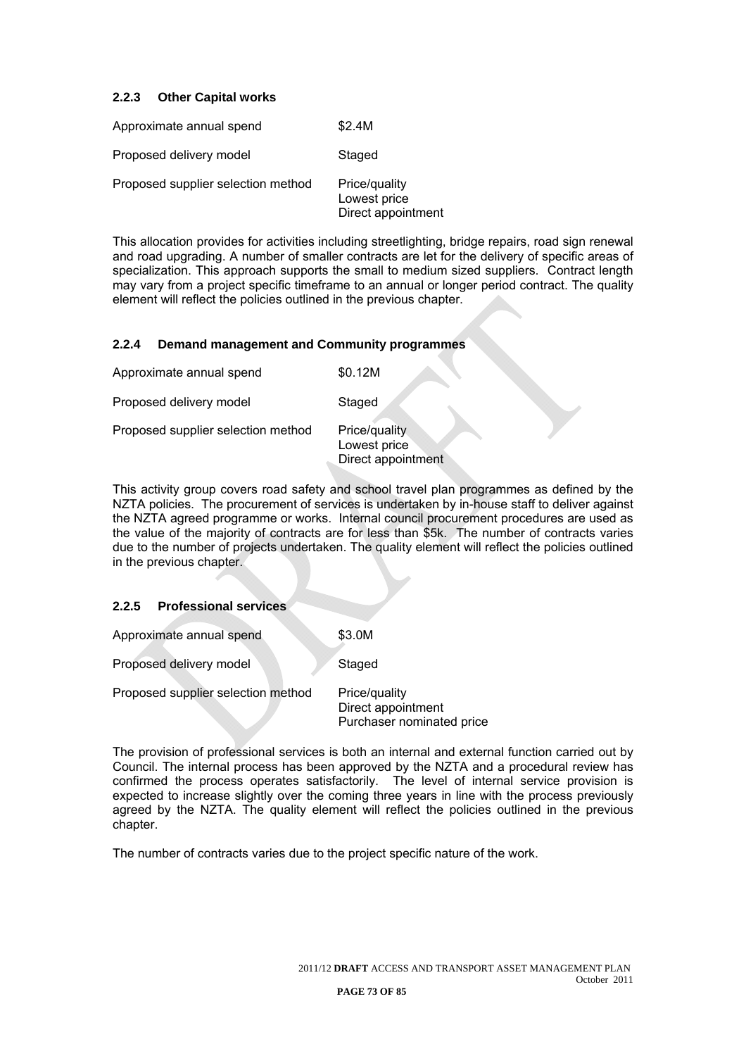### 2.2.3 Other Capital works

| | |
|---|---|
| Approximate annual spend | \$2.4M |
| Proposed delivery model | Staged |
| Proposed supplier selection method | Price/quality<br>Lowest price<br>Direct appointment |

This allocation provides for activities including streetlighting, bridge repairs, road sign renewal and road upgrading. A number of smaller contracts are let for the delivery of specific areas of specialization. This approach supports the small to medium sized suppliers. Contract length may vary from a project specific timeframe to an annual or longer period contract. The quality element will reflect the policies outlined in the previous chapter.

### 2.2.4 Demand management and Community programmes

| | |
|---|---|
| Approximate annual spend | \$0.12M |
| Proposed delivery model | Staged |
| Proposed supplier selection method | Price/quality<br>Lowest price<br>Direct appointment |

This activity group covers road safety and school travel plan programmes as defined by the NZTA policies. The procurement of services is undertaken by in-house staff to deliver against the NZTA agreed programme or works. Internal council procurement procedures are used as the value of the majority of contracts are for less than \$5k. The number of contracts varies due to the number of projects undertaken. The quality element will reflect the policies outlined in the previous chapter.

### 2.2.5 Professional services

| | |
|---|---|
| Approximate annual spend | \$3.0M |
| Proposed delivery model | Staged |
| Proposed supplier selection method | Price/quality<br>Direct appointment<br>Purchaser nominated price |

The provision of professional services is both an internal and external function carried out by Council. The internal process has been approved by the NZTA and a procedural review has confirmed the process operates satisfactorily. The level of internal service provision is expected to increase slightly over the coming three years in line with the process previously agreed by the NZTA. The quality element will reflect the policies outlined in the previous chapter.

The number of contracts varies due to the project specific nature of the work.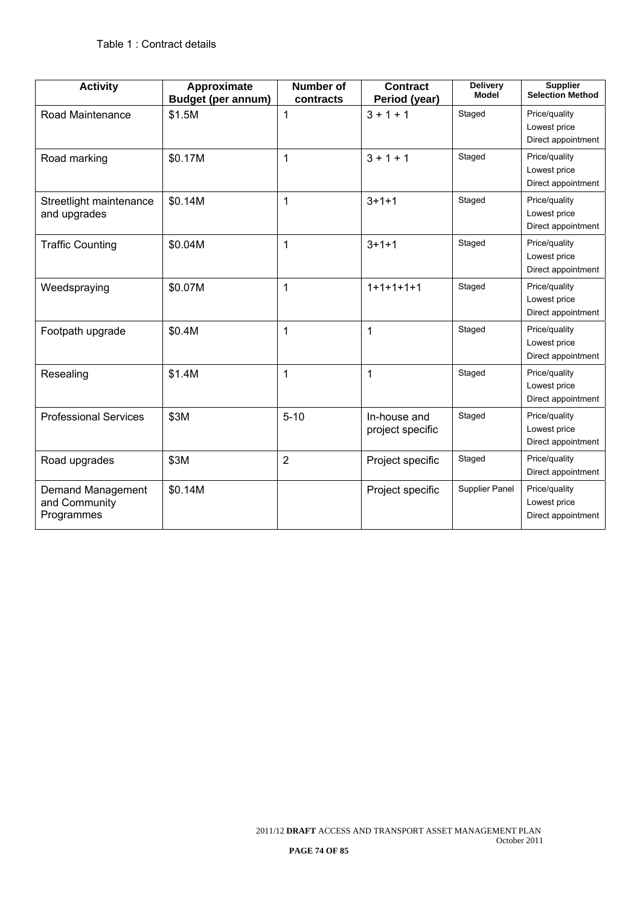Table 1 : Contract details

| Activity | Approximate Budget (per annum) | Number of contracts | Contract Period (year) | Delivery Model | Supplier Selection Method |
|---|---|---|---|---|---|
| Road Maintenance | $1.5M | 1 | 3 + 1 + 1 | Staged | Price/quality<br>Lowest price<br>Direct appointment |
| Road marking | $0.17M | 1 | 3 + 1 + 1 | Staged | Price/quality<br>Lowest price<br>Direct appointment |
| Streetlight maintenance and upgrades | $0.14M | 1 | 3+1+1 | Staged | Price/quality<br>Lowest price<br>Direct appointment |
| Traffic Counting | $0.04M | 1 | 3+1+1 | Staged | Price/quality<br>Lowest price<br>Direct appointment |
| Weedspraying | $0.07M | 1 | 1+1+1+1+1 | Staged | Price/quality<br>Lowest price<br>Direct appointment |
| Footpath upgrade | $0.4M | 1 | 1 | Staged | Price/quality<br>Lowest price<br>Direct appointment |
| Resealing | $1.4M | 1 | 1 | Staged | Price/quality<br>Lowest price<br>Direct appointment |
| Professional Services | $3M | 5-10 | In-house and project specific | Staged | Price/quality<br>Lowest price<br>Direct appointment |
| Road upgrades | $3M | 2 | Project specific | Staged | Price/quality<br>Direct appointment |
| Demand Management and Community Programmes | $0.14M | | Project specific | Supplier Panel | Price/quality<br>Lowest price<br>Direct appointment |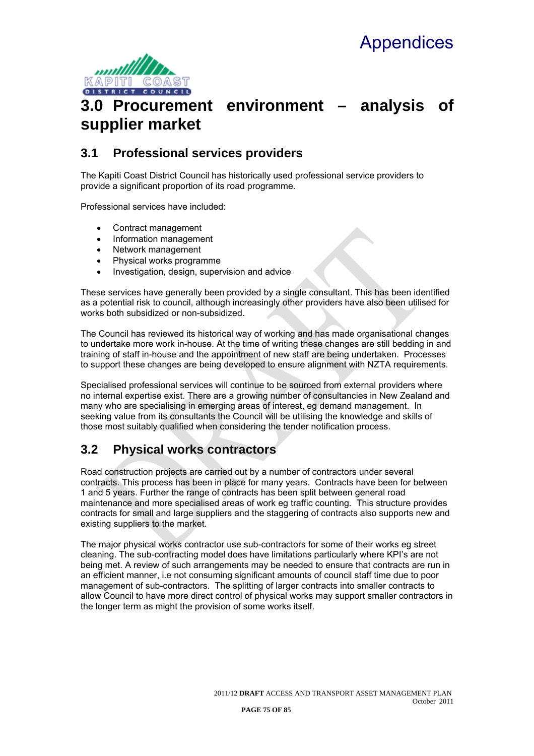# 3.0 Procurement environment – analysis of supplier market

## 3.1 Professional services providers

The Kapiti Coast District Council has historically used professional service providers to provide a significant proportion of its road programme.

Professional services have included:

- Contract management
- Information management
- Network management
- Physical works programme
- Investigation, design, supervision and advice

These services have generally been provided by a single consultant. This has been identified as a potential risk to council, although increasingly other providers have also been utilised for works both subsidized or non-subsidized.

The Council has reviewed its historical way of working and has made organisational changes to undertake more work in-house. At the time of writing these changes are still bedding in and training of staff in-house and the appointment of new staff are being undertaken. Processes to support these changes are being developed to ensure alignment with NZTA requirements.

Specialised professional services will continue to be sourced from external providers where no internal expertise exist. There are a growing number of consultancies in New Zealand and many who are specialising in emerging areas of interest, eg demand management. In seeking value from its consultants the Council will be utilising the knowledge and skills of those most suitably qualified when considering the tender notification process.

## 3.2 Physical works contractors

Road construction projects are carried out by a number of contractors under several contracts. This process has been in place for many years. Contracts have been for between 1 and 5 years. Further the range of contracts has been split between general road maintenance and more specialised areas of work eg traffic counting. This structure provides contracts for small and large suppliers and the staggering of contracts also supports new and existing suppliers to the market.

The major physical works contractor use sub-contractors for some of their works eg street cleaning. The sub-contracting model does have limitations particularly where KPI's are not being met. A review of such arrangements may be needed to ensure that contracts are run in an efficient manner, i.e not consuming significant amounts of council staff time due to poor management of sub-contractors. The splitting of larger contracts into smaller contracts to allow Council to have more direct control of physical works may support smaller contractors in the longer term as might the provision of some works itself.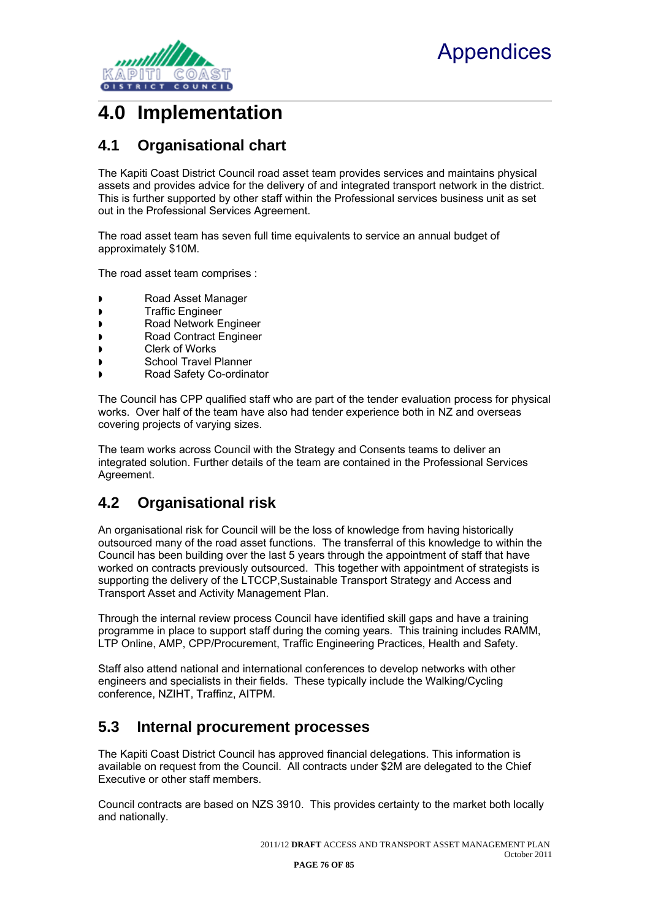# 4.0 Implementation

## 4.1 Organisational chart

The Kapiti Coast District Council road asset team provides services and maintains physical assets and provides advice for the delivery of and integrated transport network in the district. This is further supported by other staff within the Professional services business unit as set out in the Professional Services Agreement.

The road asset team has seven full time equivalents to service an annual budget of approximately $10M.

The road asset team comprises :

- Road Asset Manager
- Traffic Engineer
- Road Network Engineer
- Road Contract Engineer
- Clerk of Works
- School Travel Planner
- Road Safety Co-ordinator

The Council has CPP qualified staff who are part of the tender evaluation process for physical works. Over half of the team have also had tender experience both in NZ and overseas covering projects of varying sizes.

The team works across Council with the Strategy and Consents teams to deliver an integrated solution. Further details of the team are contained in the Professional Services Agreement.

## 4.2 Organisational risk

An organisational risk for Council will be the loss of knowledge from having historically outsourced many of the road asset functions. The transferral of this knowledge to within the Council has been building over the last 5 years through the appointment of staff that have worked on contracts previously outsourced. This together with appointment of strategists is supporting the delivery of the LTCCP,Sustainable Transport Strategy and Access and Transport Asset and Activity Management Plan.

Through the internal review process Council have identified skill gaps and have a training programme in place to support staff during the coming years. This training includes RAMM, LTP Online, AMP, CPP/Procurement, Traffic Engineering Practices, Health and Safety.

Staff also attend national and international conferences to develop networks with other engineers and specialists in their fields. These typically include the Walking/Cycling conference, NZIHT, Traffinz, AITPM.

## 5.3 Internal procurement processes

The Kapiti Coast District Council has approved financial delegations. This information is available on request from the Council. All contracts under $2M are delegated to the Chief Executive or other staff members.

Council contracts are based on NZS 3910. This provides certainty to the market both locally and nationally.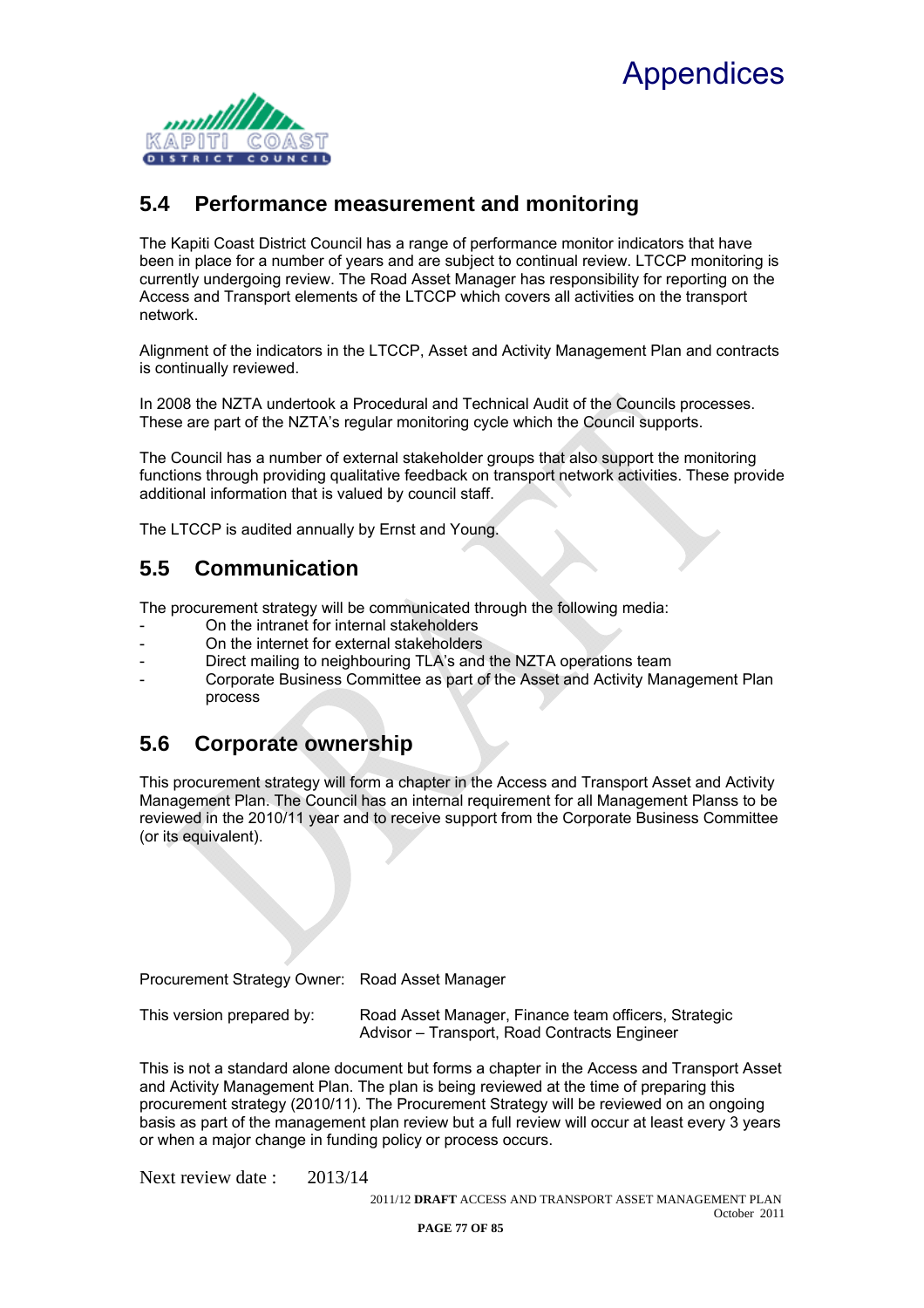## 5.4 Performance measurement and monitoring

The Kapiti Coast District Council has a range of performance monitor indicators that have been in place for a number of years and are subject to continual review. LTCCP monitoring is currently undergoing review. The Road Asset Manager has responsibility for reporting on the Access and Transport elements of the LTCCP which covers all activities on the transport network.

Alignment of the indicators in the LTCCP, Asset and Activity Management Plan and contracts is continually reviewed.

In 2008 the NZTA undertook a Procedural and Technical Audit of the Councils processes. These are part of the NZTA's regular monitoring cycle which the Council supports.

The Council has a number of external stakeholder groups that also support the monitoring functions through providing qualitative feedback on transport network activities. These provide additional information that is valued by council staff.

The LTCCP is audited annually by Ernst and Young.

## 5.5 Communication

The procurement strategy will be communicated through the following media:

- On the intranet for internal stakeholders
- On the internet for external stakeholders
- Direct mailing to neighbouring TLA's and the NZTA operations team
- Corporate Business Committee as part of the Asset and Activity Management Plan process

## 5.6 Corporate ownership

This procurement strategy will form a chapter in the Access and Transport Asset and Activity Management Plan. The Council has an internal requirement for all Management Planss to be reviewed in the 2010/11 year and to receive support from the Corporate Business Committee (or its equivalent).

Procurement Strategy Owner: Road Asset Manager

This version prepared by: Road Asset Manager, Finance team officers, Strategic Advisor – Transport, Road Contracts Engineer

This is not a standard alone document but forms a chapter in the Access and Transport Asset and Activity Management Plan. The plan is being reviewed at the time of preparing this procurement strategy (2010/11). The Procurement Strategy will be reviewed on an ongoing basis as part of the management plan review but a full review will occur at least every 3 years or when a major change in funding policy or process occurs.

Next review date : 2013/14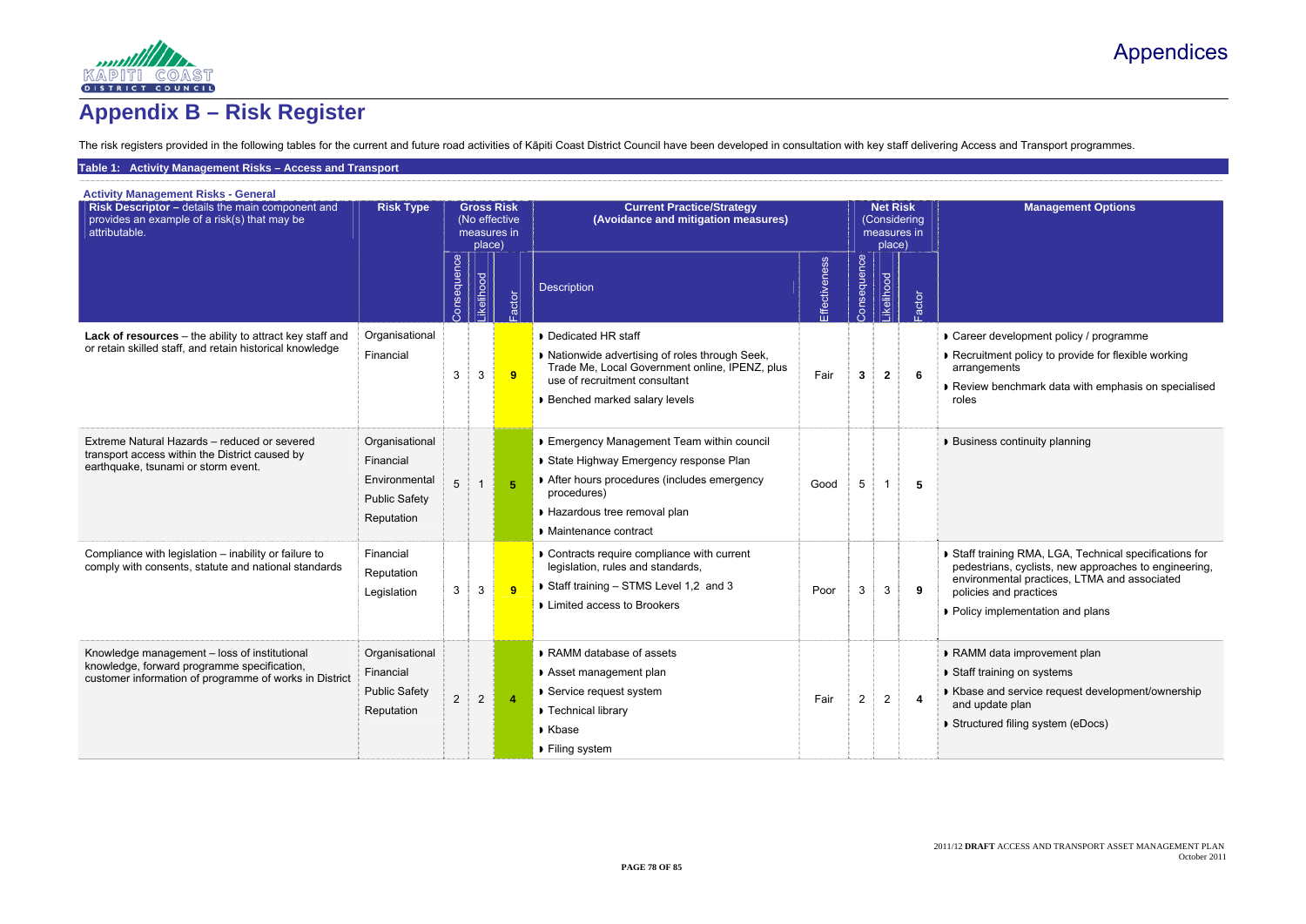# Appendix B – Risk Register

The risk registers provided in the following tables for the current and future road activities of Kāpiti Coast District Council have been developed in consultation with key staff delivering Access and Transport programmes.

**Table 1: Activity Management Risks – Access and Transport**

**Activity Management Risks - General**

| Risk Descriptor – details the main component and provides an example of a risk(s) that may be attributable. | Risk Type | Gross Risk (No effective measures in place) | | | Current Practice/Strategy (Avoidance and mitigation measures) | | Net Risk (Considering measures in place) | | | Management Options |
|---|---|---|---|---|---|---|---|---|---|---|
| | | Consequence | Likelihood | Factor | Description | Effectiveness | Consequence | Likelihood | Factor | |
| **Lack of resources** – the ability to attract key staff and or retain skilled staff, and retain historical knowledge | Organisational<br>Financial | 3 | 3 | **9** | ▸ Dedicated HR staff<br>▸ Nationwide advertising of roles through Seek, Trade Me, Local Government online, IPENZ, plus use of recruitment consultant<br>▸ Benched marked salary levels | Fair | **3** | **2** | **6** | ▸ Career development policy / programme<br>▸ Recruitment policy to provide for flexible working arrangements<br>▸ Review benchmark data with emphasis on specialised roles |
| Extreme Natural Hazards – reduced or severed transport access within the District caused by earthquake, tsunami or storm event. | Organisational<br>Financial<br>Environmental<br>Public Safety<br>Reputation | 5 | 1 | **5** | ▸ Emergency Management Team within council<br>▸ State Highway Emergency response Plan<br>▸ After hours procedures (includes emergency procedures)<br>▸ Hazardous tree removal plan<br>▸ Maintenance contract | Good | 5 | 1 | **5** | ▸ Business continuity planning |
| Compliance with legislation – inability or failure to comply with consents, statute and national standards | Financial<br>Reputation<br>Legislation | 3 | 3 | **9** | ▸ Contracts require compliance with current legislation, rules and standards,<br>▸ Staff training – STMS Level 1,2 and 3<br>▸ Limited access to Brookers | Poor | 3 | 3 | **9** | ▸ Staff training RMA, LGA, Technical specifications for pedestrians, cyclists, new approaches to engineering, environmental practices, LTMA and associated policies and practices<br>▸ Policy implementation and plans |
| Knowledge management – loss of institutional knowledge, forward programme specification, customer information of programme of works in District | Organisational<br>Financial<br>Public Safety<br>Reputation | 2 | 2 | **4** | ▸ RAMM database of assets<br>▸ Asset management plan<br>▸ Service request system<br>▸ Technical library<br>▸ Kbase<br>▸ Filing system | Fair | 2 | 2 | **4** | ▸ RAMM data improvement plan<br>▸ Staff training on systems<br>▸ Kbase and service request development/ownership and update plan<br>▸ Structured filing system (eDocs) |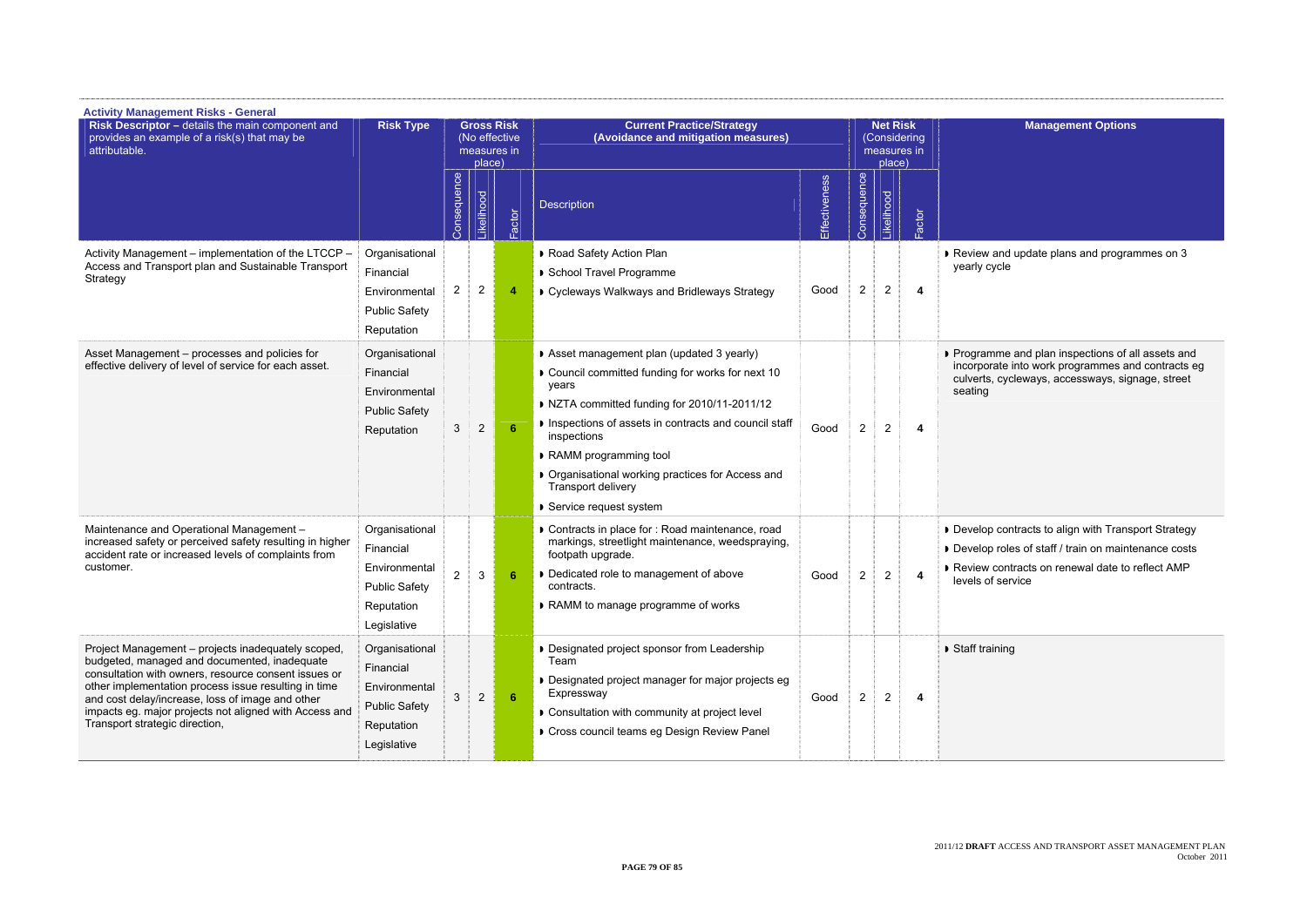### Activity Management Risks - General

| Risk Descriptor – details the main component and provides an example of a risk(s) that may be attributable. | Risk Type | Gross Risk (No effective measures in place) | | | Current Practice/Strategy (Avoidance and mitigation measures) | | Net Risk (Considering measures in place) | | | Management Options |
|---|---|---|---|---|---|---|---|---|---|---|
| | | Consequence | Likelihood | Factor | Description | Effectiveness | Consequence | Likelihood | Factor | |
| Activity Management – implementation of the LTCCP – Access and Transport plan and Sustainable Transport Strategy | Organisational<br>Financial<br>Environmental<br>Public Safety<br>Reputation | 2 | 2 | 4 | ▸ Road Safety Action Plan<br>▸ School Travel Programme<br>▸ Cycleways Walkways and Bridleways Strategy | Good | 2 | 2 | 4 | ▸ Review and update plans and programmes on 3 yearly cycle |
| Asset Management – processes and policies for effective delivery of level of service for each asset. | Organisational<br>Financial<br>Environmental<br>Public Safety<br>Reputation | 3 | 2 | 6 | ▸ Asset management plan (updated 3 yearly)<br>▸ Council committed funding for works for next 10 years<br>▸ NZTA committed funding for 2010/11-2011/12<br>▸ Inspections of assets in contracts and council staff inspections<br>▸ RAMM programming tool<br>▸ Organisational working practices for Access and Transport delivery<br>▸ Service request system | Good | 2 | 2 | 4 | ▸ Programme and plan inspections of all assets and incorporate into work programmes and contracts eg culverts, cycleways, accessways, signage, street seating |
| Maintenance and Operational Management – increased safety or perceived safety resulting in higher accident rate or increased levels of complaints from customer. | Organisational<br>Financial<br>Environmental<br>Public Safety<br>Reputation<br>Legislative | 2 | 3 | 6 | ▸ Contracts in place for : Road maintenance, road markings, streetlight maintenance, weedspraying, footpath upgrade.<br>▸ Dedicated role to management of above contracts.<br>▸ RAMM to manage programme of works | Good | 2 | 2 | 4 | ▸ Develop contracts to align with Transport Strategy<br>▸ Develop roles of staff / train on maintenance costs<br>▸ Review contracts on renewal date to reflect AMP levels of service |
| Project Management – projects inadequately scoped, budgeted, managed and documented, inadequate consultation with owners, resource consent issues or other implementation process issue resulting in time and cost delay/increase, loss of image and other impacts eg. major projects not aligned with Access and Transport strategic direction, | Organisational<br>Financial<br>Environmental<br>Public Safety<br>Reputation<br>Legislative | 3 | 2 | 6 | ▸ Designated project sponsor from Leadership Team<br>▸ Designated project manager for major projects eg Expressway<br>▸ Consultation with community at project level<br>▸ Cross council teams eg Design Review Panel | Good | 2 | 2 | 4 | ▸ Staff training |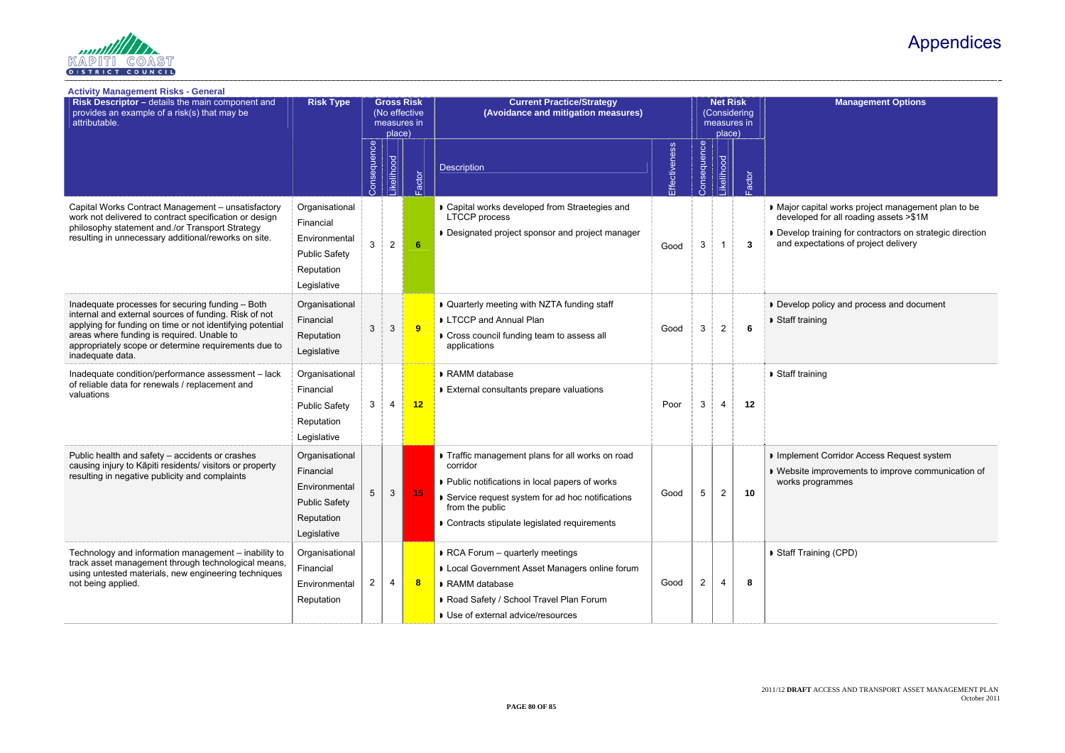# Appendices

### Activity Management Risks - General

| Risk Descriptor – details the main component and provides an example of a risk(s) that may be attributable. | Risk Type | Gross Risk (No effective measures in place) | | | Current Practice/Strategy (Avoidance and mitigation measures) | | Net Risk (Considering measures in place) | | | Management Options |
|---|---|---|---|---|---|---|---|---|---|---|
| | | Consequence | Likelihood | Factor | Description | Effectiveness | Consequence | Likelihood | Factor | |
| Capital Works Contract Management – unsatisfactory work not delivered to contract specification or design philosophy statement and./or Transport Strategy resulting in unnecessary additional/reworks on site. | Organisational<br>Financial<br>Environmental<br>Public Safety<br>Reputation<br>Legislative | 3 | 2 | 6 | ▸ Capital works developed from Straetegies and LTCCP process<br>▸ Designated project sponsor and project manager | Good | 3 | 1 | 3 | ▸ Major capital works project management plan to be developed for all roading assets >$1M<br>▸ Develop training for contractors on strategic direction and expectations of project delivery |
| Inadequate processes for securing funding – Both internal and external sources of funding. Risk of not applying for funding on time or not identifying potential areas where funding is required. Unable to appropriately scope or determine requirements due to inadequate data. | Organisational<br>Financial<br>Reputation<br>Legislative | 3 | 3 | 9 | ▸ Quarterly meeting with NZTA funding staff<br>▸ LTCCP and Annual Plan<br>▸ Cross council funding team to assess all applications | Good | 3 | 2 | 6 | ▸ Develop policy and process and document<br>▸ Staff training |
| Inadequate condition/performance assessment – lack of reliable data for renewals / replacement and valuations | Organisational<br>Financial<br>Public Safety<br>Reputation<br>Legislative | 3 | 4 | 12 | ▸ RAMM database<br>▸ External consultants prepare valuations | Poor | 3 | 4 | 12 | ▸ Staff training |
| Public health and safety – accidents or crashes causing injury to Kāpiti residents/ visitors or property resulting in negative publicity and complaints | Organisational<br>Financial<br>Environmental<br>Public Safety<br>Reputation<br>Legislative | 5 | 3 | 15 | ▸ Traffic management plans for all works on road corridor<br>▸ Public notifications in local papers of works<br>▸ Service request system for ad hoc notifications from the public<br>▸ Contracts stipulate legislated requirements | Good | 5 | 2 | 10 | ▸ Implement Corridor Access Request system<br>▸ Website improvements to improve communication of works programmes |
| Technology and information management – inability to track asset management through technological means, using untested materials, new engineering techniques not being applied. | Organisational<br>Financial<br>Environmental<br>Reputation | 2 | 4 | 8 | ▸ RCA Forum – quarterly meetings<br>▸ Local Government Asset Managers online forum<br>▸ RAMM database<br>▸ Road Safety / School Travel Plan Forum<br>▸ Use of external advice/resources | Good | 2 | 4 | 8 | ▸ Staff Training (CPD) |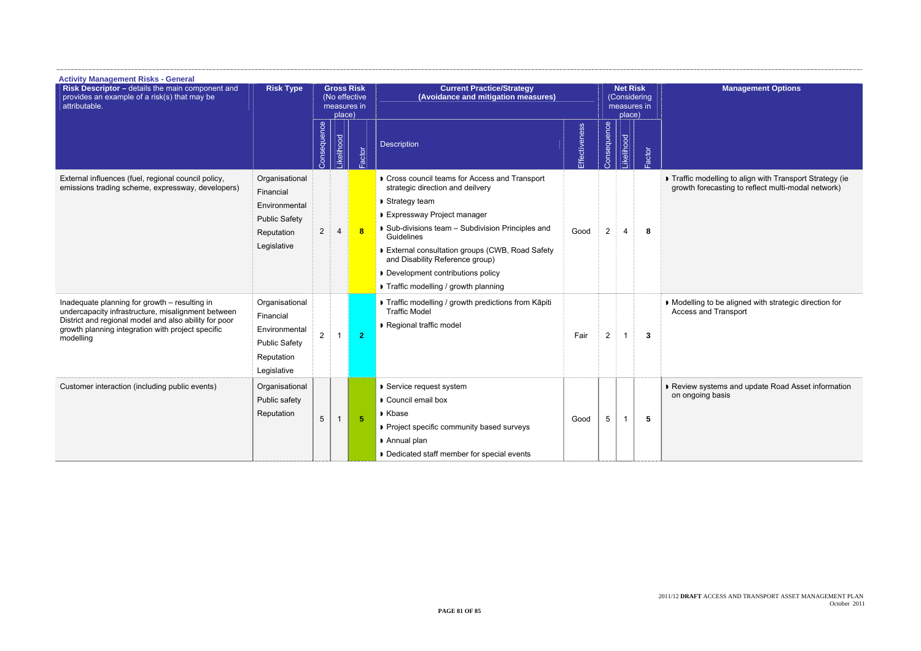**Activity Management Risks - General**

| **Risk Descriptor –** details the main component and provides an example of a risk(s) that may be attributable. | **Risk Type** | **Gross Risk** (No effective measures in place) | | | **Current Practice/Strategy (Avoidance and mitigation measures)** | | **Net Risk** (Considering measures in place) | | | **Management Options** |
|---|---|---|---|---|---|---|---|---|---|---|
| | | Consequence | Likelihood | Factor | Description | Effectiveness | Consequence | Likelihood | Factor | |
| External influences (fuel, regional council policy, emissions trading scheme, expressway, developers) | Organisational<br>Financial<br>Environmental<br>Public Safety<br>Reputation<br>Legislative | 2 | 4 | **8** | ▸ Cross council teams for Access and Transport strategic direction and deilvery<br>▸ Strategy team<br>▸ Expressway Project manager<br>▸ Sub-divisions team – Subdivision Principles and Guidelines<br>▸ External consultation groups (CWB, Road Safety and Disability Reference group)<br>▸ Development contributions policy<br>▸ Traffic modelling / growth planning | Good | 2 | 4 | **8** | ▸ Traffic modelling to align with Transport Strategy (ie growth forecasting to reflect multi-modal network) |
| Inadequate planning for growth – resulting in undercapacity infrastructure, misalignment between District and regional model and also ability for poor growth planning integration with project specific modelling | Organisational<br>Financial<br>Environmental<br>Public Safety<br>Reputation<br>Legislative | 2 | 1 | **2** | ▸ Traffic modelling / growth predictions from Kāpiti Traffic Model<br>▸ Regional traffic model | Fair | 2 | 1 | **3** | ▸ Modelling to be aligned with strategic direction for Access and Transport |
| Customer interaction (including public events) | Organisational<br>Public safety<br>Reputation | 5 | 1 | **5** | ▸ Service request system<br>▸ Council email box<br>▸ Kbase<br>▸ Project specific community based surveys<br>▸ Annual plan<br>▸ Dedicated staff member for special events | Good | 5 | 1 | **5** | ▸ Review systems and update Road Asset information on ongoing basis |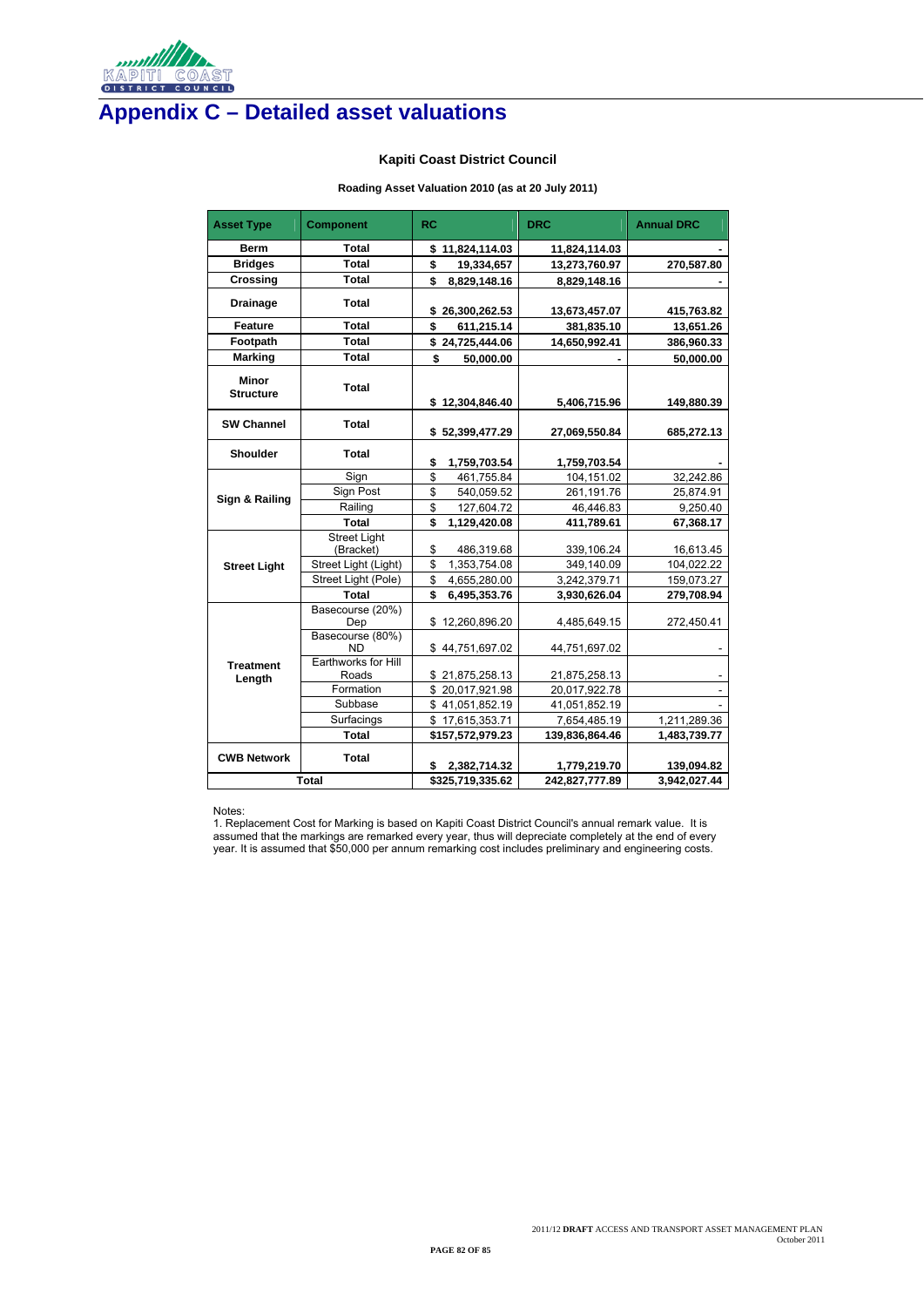# Appendix C – Detailed asset valuations

**Kapiti Coast District Council**

**Roading Asset Valuation 2010 (as at 20 July 2011)**

| Asset Type | Component | RC | DRC | Annual DRC |
|---|---|---|---|---|
| **Berm** | **Total** | **$ 11,824,114.03** | **11,824,114.03** | **-** |
| **Bridges** | **Total** | **$ 19,334,657** | **13,273,760.97** | **270,587.80** |
| **Crossing** | **Total** | **$ 8,829,148.16** | **8,829,148.16** | **-** |
| **Drainage** | **Total** | **$ 26,300,262.53** | **13,673,457.07** | **415,763.82** |
| **Feature** | **Total** | **$ 611,215.14** | **381,835.10** | **13,651.26** |
| **Footpath** | **Total** | **$ 24,725,444.06** | **14,650,992.41** | **386,960.33** |
| **Marking** | **Total** | **$ 50,000.00** | **-** | **50,000.00** |
| **Minor Structure** | **Total** | **$ 12,304,846.40** | **5,406,715.96** | **149,880.39** |
| **SW Channel** | **Total** | **$ 52,399,477.29** | **27,069,550.84** | **685,272.13** |
| **Shoulder** | **Total** | **$ 1,759,703.54** | **1,759,703.54** | **-** |
| **Sign & Railing** | Sign | $ 461,755.84 | 104,151.02 | 32,242.86 |
| | Sign Post | $ 540,059.52 | 261,191.76 | 25,874.91 |
| | Railing | $ 127,604.72 | 46,446.83 | 9,250.40 |
| | **Total** | **$ 1,129,420.08** | **411,789.61** | **67,368.17** |
| **Street Light** | Street Light (Bracket) | $ 486,319.68 | 339,106.24 | 16,613.45 |
| | Street Light (Light) | $ 1,353,754.08 | 349,140.09 | 104,022.22 |
| | Street Light (Pole) | $ 4,655,280.00 | 3,242,379.71 | 159,073.27 |
| | **Total** | **$ 6,495,353.76** | **3,930,626.04** | **279,708.94** |
| **Treatment Length** | Basecourse (20%) Dep | $ 12,260,896.20 | 4,485,649.15 | 272,450.41 |
| | Basecourse (80%) ND | $ 44,751,697.02 | 44,751,697.02 | - |
| | Earthworks for Hill Roads | $ 21,875,258.13 | 21,875,258.13 | - |
| | Formation | $ 20,017,921.98 | 20,017,922.78 | - |
| | Subbase | $ 41,051,852.19 | 41,051,852.19 | - |
| | Surfacings | $ 17,615,353.71 | 7,654,485.19 | 1,211,289.36 |
| | **Total** | **$157,572,979.23** | **139,836,864.46** | **1,483,739.77** |
| **CWB Network** | **Total** | **$ 2,382,714.32** | **1,779,219.70** | **139,094.82** |
| **Total** | | **$325,719,335.62** | **242,827,777.89** | **3,942,027.44** |

Notes:
1. Replacement Cost for Marking is based on Kapiti Coast District Council's annual remark value. It is assumed that the markings are remarked every year, thus will depreciate completely at the end of every year. It is assumed that $50,000 per annum remarking cost includes preliminary and engineering costs.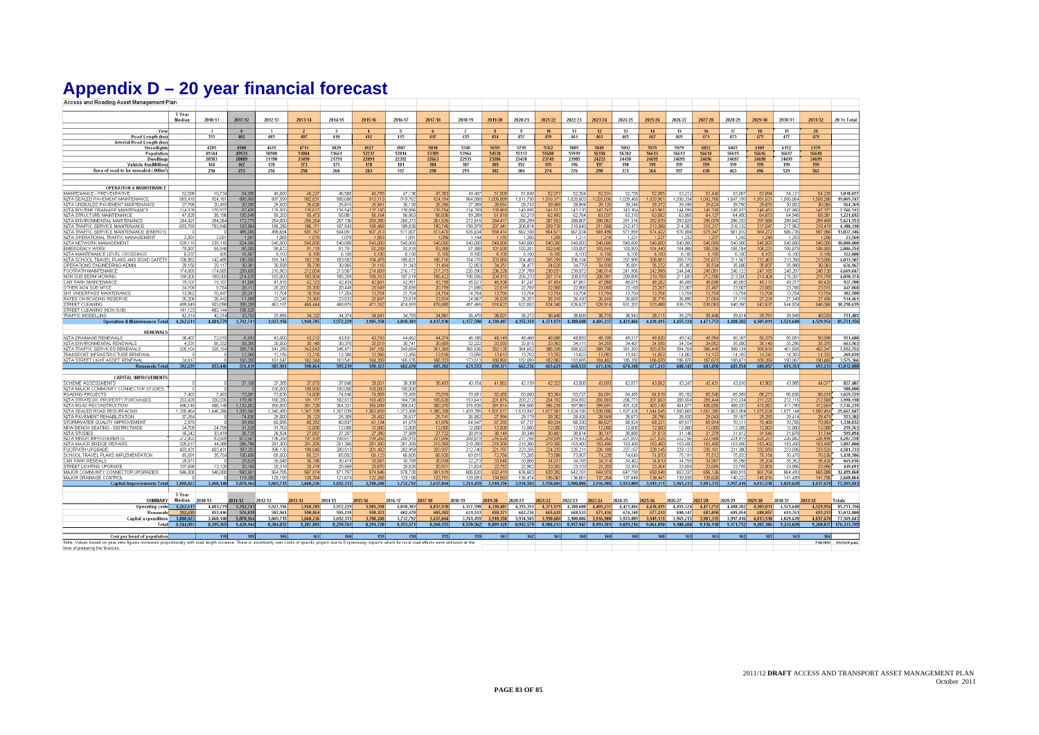# Appendix D – 20 year financial forecast

Access and Roading Asset Management Plan

| | 5 Year Median | 2010/11 | 2011/12 | 2012/13 | 2013/14 | 2014/15 | 2015/16 | 2016/17 | 2017/18 | 2018/19 | 2019/20 | 2020/21 | 2021/22 | 2022/23 | 2023/24 | 2024/25 | 2025/26 | 2026/27 | 2027/28 | 2028/29 | 2029/30 | 2030/31 | 2031/32 | 20 Yr Total |
|---|---|---|---|---|---|---|---|---|---|---|---|---|---|---|---|---|---|---|---|---|---|---|---|---|
| Year | | -1 | 0 | 1 | 2 | 3 | 4 | 5 | 6 | 7 | 8 | 9 | 10 | 11 | 12 | 13 | 14 | 15 | 16 | 17 | 18 | 19 | 20 | |
| Road Length (km) | | 393 | 402 | 405 | 407 | 410 | 412 | 415 | 417 | 435 | 454 | 457 | 459 | 461 | 463 | 465 | 467 | 469 | 471 | 473 | 475 | 477 | 479 | |
| Arterial Road Length (km) | | | | | | | | | | | | | | | | | | | | | | | | |
| Streetlights | | 4285 | 4500 | 4605 | 4714 | 4820 | 4927 | 4987 | 5030 | 5340 | 5659 | 5719 | 5762 | 5805 | 5849 | 5892 | 5935 | 5979 | 6022 | 6065 | 6109 | 6152 | 6179 | |
| Population | | 49344 | 49931 | 50508 | 51084 | 51661 | 52237 | 52814 | 53389 | 53964 | 54538 | 55113 | 55688 | 55919 | 56150 | 56382 | 56613 | 56613 | 56614 | 56615 | 56616 | 56617 | 56618 | |
| Dwellings | | 20583 | 20889 | 21190 | 21490 | 21791 | 22091 | 22392 | 22663 | 22935 | 23206 | 23478 | 23749 | 23985 | 24222 | 24458 | 24695 | 24695 | 24696 | 24697 | 24698 | 24699 | 24699 | |
| Vehicle Km(Million) | | 164 | 167 | 170 | 173 | 173 | 178 | 181 | 184 | 187 | 189 | 192 | 195 | 196 | 197 | 198 | 199 | 199 | 199 | 199 | 199 | 199 | 199 | |
| Area of road to be resealed ('000m2) | | 250 | 253 | 256 | 258 | 260 | 283 | 317 | 298 | 291 | 302 | 304 | 274 | 276 | 298 | 331 | 364 | 397 | 430 | 463 | 496 | 529 | 562 | |
| **OPERATION & MAINTENANCE** | | | | | | | | | | | | | | | | | | | | | | | | |
| MAINTENANCE - PREVENTATIVE | 52,596 | 10,734 | 54,590 | 46,000 | 46,227 | 46,568 | 46,795 | 47,136 | 47,363 | 49,487 | 51,509 | 51,849 | 52,077 | 52,304 | 52,531 | 52,758 | 52,985 | 53,212 | 53,440 | 53,667 | 53,894 | 54,121 | 54,235 | 1,018,077 |
| NZTA SEALED PAVEMENT MAINTENANCE | 883,416 | 924,161 | 890,060 | 897,699 | 902,631 | 908,680 | 913,113 | 919,762 | 924,194 | 964,088 | 1,006,069 | 1,011,730 | 1,016,171 | 1,020,603 | 1,025,036 | 1,029,468 | 1,033,901 | 1,038,334 | 1,042,766 | 1,047,199 | 1,051,631 | 1,056,064 | 1,060,280 | 19,865,747 |
| NZTA UNSEALED PAVEMENT MAINTENANCE | 27,786 | 20,493 | 20,000 | 26,600 | 26,626 | 26,815 | 26,841 | 26,130 | 26,256 | 27,389 | 28,564 | 28,743 | 28,869 | 28,994 | 29,120 | 29,246 | 29,372 | 29,498 | 29,624 | 29,750 | 29,876 | 30,002 | 30,065 | 564,369 |
| NZTA ROUTINE DRAINAGE MAINTENANCE | 114,336 | 125,927 | 87,499 | 125,000 | 125,617 | 126,543 | 127,160 | 128,086 | 128,704 | 134,286 | 139,868 | 140,486 | 141,103 | 141,747 | 142,747 | 143,364 | 143,981 | 144,599 | 145,216 | 145,833 | 146,451 | 147,068 | 147,377 | 2,766,532 |
| NZTA STRUCTURE MAINTENANCE | 47,825 | 35,196 | 100,549 | 55,200 | 55,473 | 55,881 | 56,154 | 56,563 | 56,836 | 59,289 | 61,810 | 62,219 | 62,492 | 62,764 | 63,037 | 63,310 | 63,583 | 63,855 | 64,128 | 64,400 | 64,673 | 64,945 | 65,081 | 1,221,692 |
| NZTA ENVIRONMENTAL MAINTENANCE | 244,421 | 294,264 | 172,776 | 254,000 | 255,254 | 257,136 | 258,390 | 260,272 | 261,526 | 272,815 | 284,417 | 286,299 | 287,553 | 288,807 | 290,062 | 291,316 | 292,570 | 293,825 | 295,079 | 296,333 | 297,588 | 298,842 | 299,469 | 5,621,553 |
| NZTA TRAFFIC SERVICE MAINTENANCE | 693,768 | 783,940 | 183,884 | 186,256 | 186,171 | 187,543 | 188,458 | 189,830 | 190,745 | 198,979 | 207,441 | 208,814 | 209,728 | 210,643 | 211,558 | 212,473 | 213,388 | 214,303 | 215,217 | 216,132 | 217,047 | 217,962 | 218,419 | 4,100,110 |
| NZTA TRAFFIC SERVICE MAINTENANCE (ENERGY) | 0 | 0 | 495,000 | 498,604 | 501,157 | 504,051 | 507,313 | 511,007 | 513,470 | 535,634 | 558,414 | 562,108 | 564,571 | 567,034 | 569,496 | 571,959 | 574,422 | 576,884 | 579,347 | 581,810 | 584,272 | 586,735 | 587,966 | 11,037,346 |
| NZTA OPERATIONAL TRAFFIC MANAGEMENT | 2,001 | 2,001 | 1,057 | 1,065 | 1,070 | 1,078 | 1,083 | 1,091 | 1,096 | 1,144 | 1,192 | 1,200 | 1,206 | 1,211 | 1,216 | 1,221 | 1,227 | 1,232 | 1,237 | 1,242 | 1,248 | 1,253 | 1,256 | 23,568 |
| NZTA NETWORK MANAGEMENT | 539,110 | 539,110 | 524,000 | 540,000 | 540,000 | 540,000 | 540,000 | 540,000 | 540,000 | 540,000 | 540,000 | 540,000 | 540,000 | 540,000 | 540,000 | 540,000 | 540,000 | 540,000 | 540,000 | 540,000 | 540,000 | 540,000 | 540,000 | 10,800,000 |
| EMERGENCY WORK | 79,807 | 55,948 | 90,000 | 90,672 | 91,119 | 91,791 | 92,239 | 92,910 | 93,358 | 97,388 | 101,530 | 102,201 | 102,649 | 103,097 | 103,545 | 103,993 | 104,440 | 104,888 | 105,336 | 105,784 | 106,231 | 106,679 | 106,903 | 2,006,754 |
| NZTA MAINTENANCE LEVEL CROSSINGS | 6,037 | 405 | 16,867 | 6,100 | 6,100 | 6,100 | 6,100 | 6,100 | 6,100 | 6,100 | 6,100 | 6,100 | 6,100 | 6,100 | 6,100 | 6,100 | 6,100 | 6,100 | 6,100 | 6,100 | 6,100 | 6,100 | 6,100 | 122,000 |
| NZTA SCHOOL TRAVEL PLANS AND ROAD SAFETY | 108,982 | 142,485 | 180,000 | 181,343 | 182,239 | 183,582 | 184,478 | 185,821 | 186,716 | 194,776 | 203,060 | 204,403 | 205,299 | 206,194 | 207,090 | 207,985 | 208,881 | 209,776 | 210,672 | 211,567 | 212,463 | 213,358 | 213,806 | 4,013,507 |
| OPERATIONS ENGINEERING ADMIN | 29,150 | 29,117 | 30,361 | 30,588 | 30,739 | 30,966 | 31,116 | 31,343 | 31,494 | 32,853 | 34,251 | 34,477 | 34,628 | 34,779 | 34,930 | 35,081 | 35,232 | 35,383 | 35,534 | 35,685 | 35,837 | 35,988 | 36,063 | 676,967 |
| FOOTPATH MAINTENANCE | 174,665 | 174,665 | 209,400 | 210,963 | 212,004 | 213,567 | 214,609 | 216,172 | 217,213 | 226,590 | 236,226 | 237,789 | 238,831 | 239,873 | 240,914 | 241,956 | 242,998 | 244,040 | 245,081 | 246,123 | 247,165 | 248,207 | 248,728 | 4,669,047 |
| NON SUB BERM MOWING | 189,000 | 189,000 | 214,035 | 183,000 | 183,904 | 185,259 | 186,163 | 187,519 | 188,422 | 196,556 | 204,915 | 206,270 | 207,174 | 208,078 | 208,981 | 209,885 | 210,789 | 211,693 | 212,596 | 213,500 | 214,404 | 215,307 | 215,759 | 4,059,374 |
| CAR PARK MAINTENANCE | 19,107 | 19,107 | 41,600 | 41,910 | 42,123 | 42,434 | 42,641 | 42,951 | 43,158 | 45,021 | 46,936 | 47,247 | 47,454 | 47,661 | 47,868 | 48,075 | 48,282 | 48,489 | 48,696 | 48,903 | 49,110 | 49,317 | 49,420 | 927,700 |
| OTHER NON SUB MTCE | 24,709 | 9,768 | 20,113 | 20,263 | 20,363 | 20,514 | 20,614 | 20,764 | 20,864 | 21,765 | 22,690 | 22,840 | 22,940 | 23,040 | 23,140 | 23,240 | 23,341 | 23,441 | 23,541 | 23,641 | 23,741 | 23,841 | 23,891 | 447,068 |
| SH1 UNDERPASS MAINTENANCE | 13,962 | 18,447 | 20,241 | 13,704 | 13,704 | 13,704 | 13,704 | 13,704 | 13,704 | 13,704 | 13,704 | 13,704 | 13,704 | 13,704 | 13,704 | 13,704 | 13,704 | 13,704 | 13,704 | 13,704 | 13,704 | 13,704 | 13,704 | 302,580 |
| RATES ON ROADING RESERVE | 26,206 | 26,440 | 11,699 | 23,245 | 23,360 | 23,533 | 23,647 | 23,819 | 23,934 | 24,967 | 26,029 | 26,201 | 26,316 | 26,430 | 26,545 | 26,660 | 26,775 | 26,890 | 27,004 | 27,119 | 27,234 | 27,349 | 27,406 | 514,461 |
| STREET CLEANING | 489,849 | 503,098 | 308,206 | 463,157 | 465,444 | 468,875 | 471,162 | 474,593 | 476,880 | 497,465 | 518,622 | 522,052 | 524,340 | 526,627 | 528,914 | 531,201 | 533,488 | 535,776 | 538,063 | 540,350 | 542,637 | 544,924 | 546,068 | 10,250,639 |
| STREET CLEANING (NON SUB) | 141,123 | 482,144 | 106,520 | | | | | | | | | | | | | | | | | | | | | |
| TRAFFIC MODELLING | 42,314 | 42,314 | 33,703 | 33,955 | 34,122 | 34,374 | 34,541 | 34,793 | 34,961 | 36,470 | 38,021 | 38,272 | 38,440 | 38,608 | 38,775 | 38,943 | 39,111 | 39,278 | 39,446 | 39,614 | 39,781 | 39,949 | 40,033 | 751,485 |
| **Operation & Maintenance Total** | **4,262,611** | **4,481,779** | **3,702,741** | **3,927,156** | **3,948,785** | **3,972,229** | **3,985,358** | **4,018,301** | **4,037,930** | **4,177,590** | **4,330,407** | **4,355,351** | **4,371,979** | **4,388,608** | **4,405,237** | **4,421,866** | **4,438,495** | **4,455,124** | **4,471,753** | **4,488,382** | **4,505,011** | **4,521,640** | **4,529,954** | **85,751,156** |
| **RENEWALS** | | | | | | | | | | | | | | | | | | | | | | | | |
| NZTA DRAINAGE RENEWALS | 38,407 | 72,010 | 6,593 | 43,000 | 43,212 | 43,531 | 43,743 | 44,062 | 44,274 | 46,185 | 48,149 | 48,468 | 48,680 | 48,893 | 49,105 | 49,317 | 49,530 | 49,742 | 49,954 | 50,167 | 50,379 | 50,591 | 50,698 | 951,680 |
| NZTA ENVIRONMENTAL RENEWALS | 4,331 | 56,332 | 58,300 | 30,000 | 30,148 | 30,370 | 30,519 | 30,741 | 30,889 | 32,222 | 33,593 | 33,815 | 33,963 | 34,111 | 34,259 | 34,407 | 34,556 | 34,704 | 34,852 | 35,000 | 35,148 | 35,296 | 35,370 | 663,963 |
| NZTA TRAFFIC SERVICES RENEWALS | 325,104 | 325,104 | 338,736 | 341,268 | 342,943 | 345,471 | 347,156 | 349,684 | 351,369 | 366,536 | 382,125 | 384,652 | 386,338 | 388,023 | 389,708 | 391,393 | 393,078 | 394,764 | 396,449 | 398,134 | 399,819 | 401,505 | 402,347 | 7,552,752 |
| TRANSPORT INFRASTRUCTURE RENEWAL | 0 | 0 | 12,088 | 12,158 | 12,218 | 12,308 | 12,368 | 12,458 | 12,518 | 13,058 | 13,613 | 13,702 | 13,763 | 13,822 | 13,882 | 13,942 | 14,002 | 14,062 | 14,122 | 14,182 | 14,242 | 14,302 | 14,332 | 269,039 |
| NZTA STREET LIGHT ASSET RENEWAL | 24,817 | 0 | 160,952 | 161,547 | 162,344 | 163,541 | 164,339 | 165,536 | 166,333 | 173,513 | 180,892 | 182,089 | 182,887 | 183,685 | 184,482 | 185,280 | 186,078 | 186,875 | 187,673 | 188,471 | 189,268 | 190,067 | 190,465 | 3,575,366 |
| **Renewals Total** | **392,659** | **453,446** | **576,839** | **587,961** | **590,864** | **595,219** | **598,123** | **602,478** | **605,382** | **631,513** | **658,371** | **662,726** | **665,629** | **668,533** | **671,436** | **674,340** | **677,243** | **680,147** | **683,050** | **685,954** | **688,857** | **691,761** | **693,213** | **13,012,800** |
| **CAPITAL IMPROVEMENTS** | | | | | | | | | | | | | | | | | | | | | | | | |
| SCHEME ASSESSMENTS | 0 | 0 | 37,108 | 37,385 | 37,570 | 37,846 | 38,031 | 38,308 | 38,493 | 40,154 | 41,862 | 42,139 | 42,323 | 42,508 | 42,693 | 42,877 | 43,062 | 43,247 | 43,431 | 43,616 | 43,800 | 43,985 | 44,077 | 827,407 |
| NZTA MAJOR COMMUNITY CONNECTOR STUDIES | 0 | 0 | | 100,000 | 100,000 | 100,000 | 100,000 | 100,000 | | | | | | | | | | | | | | | | 500,000 |
| ROADING PROJECTS | 7,403 | 7,403 | 73,281 | 73,828 | 74,000 | 74,546 | 74,899 | 75,455 | 75,016 | 79,091 | 82,455 | 83,000 | 83,364 | 83,727 | 84,091 | 84,455 | 84,818 | 85,182 | 85,546 | 85,909 | 86,273 | 86,636 | 86,818 | 1,629,729 |
| NZTA STRATEGIC PROPERTY PURCHASES | 253,428 | 326,035 | 178,961 | 180,266 | 181,177 | 182,512 | 183,403 | 184,738 | 185,628 | 193,641 | 201,876 | 203,212 | 204,102 | 204,992 | 205,883 | 206,773 | 207,663 | 208,554 | 209,444 | 210,334 | 211,225 | 212,115 | 212,560 | 3,990,118 |
| NZTA ROAD RECONSTRUCTION | 486,148 | 486,148 | 1,133,852 | 360,000 | 361,728 | 364,321 | 366,049 | 368,642 | 360,370 | 375,926 | 391,914 | 394,506 | 396,234 | 397,963 | 399,691 | 401,420 | 403,148 | 404,877 | 406,605 | 408,333 | 410,062 | 411,790 | 412,654 | 7,746,235 |
| NZTA SEALED ROAD RESURFACING | 1,330,464 | 1,446,266 | 1,330,560 | 1,340,480 | 1,347,109 | 1,357,039 | 1,363,659 | 1,373,588 | 1,380,208 | 1,439,785 | 1,501,017 | 1,510,947 | 1,517,567 | 1,524,186 | 1,530,806 | 1,537,426 | 1,544,045 | 1,550,665 | 1,557,285 | 1,563,904 | 1,570,524 | 1,577,144 | 1,580,454 | 29,667,847 |
| NZTA PAVEMENT REHABILITATION | 37,354 | 0 | 74,838 | 25,000 | 25,123 | 25,309 | 25,432 | 25,617 | 25,741 | 26,852 | 27,994 | 28,179 | 28,302 | 28,425 | 28,549 | 28,673 | 28,796 | 28,920 | 29,043 | 29,167 | 29,290 | 29,414 | 29,475 | 553,302 |
| STORMWATER QUALITY IMPROVEMENT | 2,975 | 0 | 59,660 | 60,095 | 60,392 | 60,837 | 61,134 | 61,579 | 61,876 | 64,547 | 67,292 | 67,737 | 68,034 | 68,330 | 68,627 | 68,924 | 69,221 | 69,517 | 69,814 | 70,111 | 70,408 | 70,705 | 70,853 | 1,330,032 |
| NEW BENCH SEATING - DISTRICTWIDE | 24,709 | 24,709 | 31,528 | 31,763 | 12,000 | 12,000 | 12,000 | 12,000 | 12,000 | 12,000 | 12,000 | 12,000 | 12,000 | 12,000 | 12,000 | 12,000 | 12,000 | 12,000 | 12,000 | 12,000 | 12,000 | 12,000 | 12,000 | 299,763 |
| NZTA STUDIES | 16,242 | 33,419 | 36,726 | 26,924 | 27,057 | 27,257 | 27,390 | 27,589 | 27,722 | 28,919 | 30,149 | 30,348 | 30,481 | 30,614 | 30,747 | 30,880 | 31,013 | 31,146 | 31,279 | 31,412 | 31,545 | 31,678 | 31,744 | 595,894 |
| NZTA MINOR IMPROVEMENTS | 273,853 | 93,583 | 193,398 | 196,368 | 197,438 | 198,891 | 199,866 | 200,915 | 201,866 | 209,879 | 216,520 | 217,768 | 218,685 | 219,433 | 220,262 | 221,093 | 221,925 | 222,756 | 223,588 | 224,419 | 225,251 | 226,082 | 226,498 | 4,287,208 |
| NZTA MAJOR BRIDGE REPAIRS | 325,617 | 44,388 | 286,766 | 251,300 | 251,300 | 251,300 | 251,300 | 251,300 | 219,300 | 219,300 | 219,300 | 219,300 | 219,300 | 219,300 | 153,400 | 153,400 | 153,400 | 153,400 | 153,400 | 153,400 | 153,400 | 153,400 | 153,400 | 3,807,000 |
| FOOTPATH UPGRADE | 403,431 | 403,431 | 393,202 | 396,136 | 199,046 | 200,513 | 201,492 | 202,959 | 203,937 | 212,740 | 221,787 | 223,255 | 224,233 | 225,211 | 226,189 | 227,167 | 228,145 | 229,123 | 230,101 | 231,080 | 232,058 | 233,036 | 233,525 | 4,581,733 |
| SCHOOL TRAVEL PLANS IMPLEMENTATION | 45,891 | 35,704 | 100,406 | 65,000 | 65,321 | 65,802 | 66,123 | 66,605 | 66,926 | 69,815 | 72,784 | 73,265 | 73,586 | 73,907 | 74,228 | 74,870 | 75,191 | 75,512 | 75,833 | 76,154 | 76,475 | 76,636 | 76,636 | 1,438,586 |
| CAR PARK RESEALS | 29,071 | 0 | 29,825 | 30,045 | 30,196 | 30,419 | 30,567 | 30,789 | 30,938 | 32,273 | 33,646 | 33,868 | 34,017 | 34,165 | 34,314 | 34,462 | 34,610 | 34,759 | 34,907 | 35,056 | 35,204 | 35,352 | 35,426 | 665,016 |
| STREET LIGHTING UPGRADE | 107,688 | 13,128 | 20,168 | 20,319 | 20,419 | 20,569 | 20,670 | 20,820 | 20,921 | 21,824 | 22,752 | 22,902 | 23,003 | 23,103 | 23,203 | 23,304 | 23,404 | 23,505 | 23,605 | 23,706 | 23,806 | 23,906 | 23,957 | 449,691 |
| MAJOR COMMUNITY CONNECTOR UPGRADES | 546,300 | 546,300 | 560,601 | 564,785 | 567,574 | 571,757 | 574,546 | 578,730 | 581,519 | 606,620 | 632,419 | 636,603 | 639,392 | 642,181 | 644,970 | 647,759 | 650,548 | 653,337 | 656,126 | 658,915 | 661,704 | 664,493 | 665,888 | 12,499,868 |
| MAJOR DRAINAGE CONTROL | 0 | 0 | 119,300 | 120,190 | 120,784 | 121,674 | 122,268 | 123,158 | 123,751 | 129,093 | 134,591 | 135,474 | 136,067 | 136,661 | 137,254 | 137,848 | 138,441 | 139,035 | 139,628 | 140,222 | 140,816 | 141,409 | 141,706 | 2,660,064 |
| **Capital Improvements Total** | **3,888,823** | **3,460,140** | **5,070,164** | **3,869,715** | **3,668,236** | **3,692,313** | **3,708,240** | **3,732,792** | **3,617,044** | **3,761,459** | **3,910,350** | **3,934,503** | **3,950,604** | **3,900,806** | **3,916,908** | **3,933,009** | **3,949,111** | **3,965,213** | **3,981,315** | **3,997,416** | **4,013,518** | **4,029,620** | **4,037,670** | **77,569,843** |

| SUMMARY | 5 Year Median | 2010/11 | 2011/12 | 2012/13 | 2013/14 | 2014/15 | 2015/16 | 2016/17 | 2017/18 | 2018/19 | 2019/20 | 2020/21 | 2021/22 | 2022/23 | 2023/24 | 2024/25 | 2025/26 | 2026/27 | 2027/28 | 2028/29 | 2029/30 | 2030/31 | 2031/32 | Totals |
|---|---|---|---|---|---|---|---|---|---|---|---|---|---|---|---|---|---|---|---|---|---|---|---|---|
| Operating costs | 4,262,611 | 4,481,779 | 3,702,741 | 3,927,156 | 3,948,785 | 3,972,229 | 3,985,358 | 4,018,301 | 4,037,930 | 4,177,590 | 4,330,407 | 4,355,351 | 4,371,979 | 4,388,608 | 4,405,237 | 4,421,866 | 4,438,495 | 4,455,124 | 4,471,753 | 4,488,382 | 4,505,011 | 4,521,640 | 4,529,954 | 85,751,156 |
| Renewals | 392,659 | 453,446 | 576,839 | 587,961 | 590,864 | 595,219 | 598,123 | 602,478 | 605,382 | 631,513 | 658,371 | 662,726 | 665,629 | 668,533 | 671,436 | 674,340 | 677,243 | 680,147 | 683,050 | 685,954 | 688,857 | 691,761 | 693,213 | 13,012,800 |
| Capital expenditure | 3,888,823 | 3,460,140 | 5,070,164 | 3,869,715 | 3,668,236 | 3,692,313 | 3,708,240 | 3,732,792 | 3,617,044 | 3,761,459 | 3,910,350 | 3,934,503 | 3,950,604 | 3,900,806 | 3,916,908 | 3,933,009 | 3,949,111 | 3,965,213 | 3,981,315 | 3,997,416 | 4,013,518 | 4,029,620 | 4,037,670 | 77,569,843 |
| **Total** | **8,544,093** | **8,395,365** | **9,429,944** | **8,384,832** | **8,207,885** | **8,259,761** | **8,291,720** | **8,353,571** | **8,260,356** | **8,570,562** | **8,899,128** | **8,952,579** | **8,988,213** | **8,957,947** | **8,993,581** | **9,029,216** | **9,064,850** | **9,100,484** | **9,136,118** | **9,171,752** | **9,207,386** | **9,243,020** | **9,260,837** | **176,333,799** |
| Cost per head of population | 170 | 169 | 189 | 166 | 161 | 160 | 159 | 158 | 155 | 159 | 163 | 162 | 161 | 160 | 160 | 160 | 160 | 161 | 161 | 162 | 163 | 163 | 164 | |

Note: Values based on year zero figures increased proportionally with road length increase. There is uncertainty over costs of specific project due to Expressway impacts which for local road effects were unknown at the time of preparing the finances.